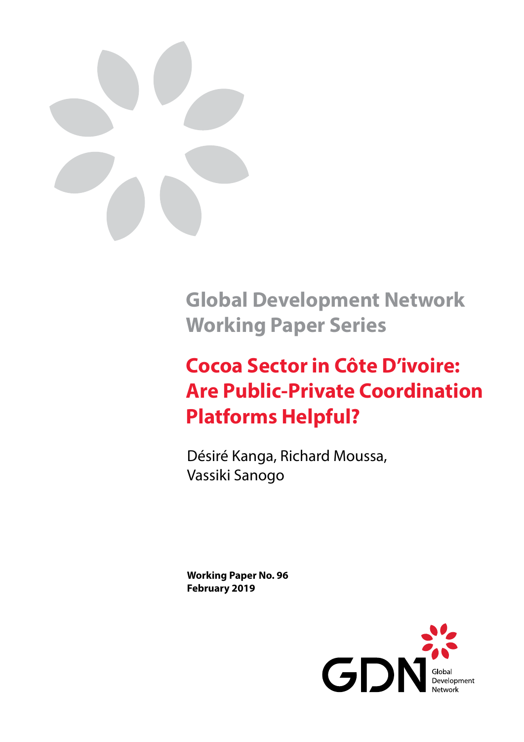Global Development Network
Working Paper Series

# Cocoa Sector in Côte D'ivoire: Are Public-Private Coordination Platforms Helpful?

Désiré Kanga, Richard Moussa,
Vassiki Sanogo

**Working Paper No. 96**
**February 2019**

GDN Global Development Network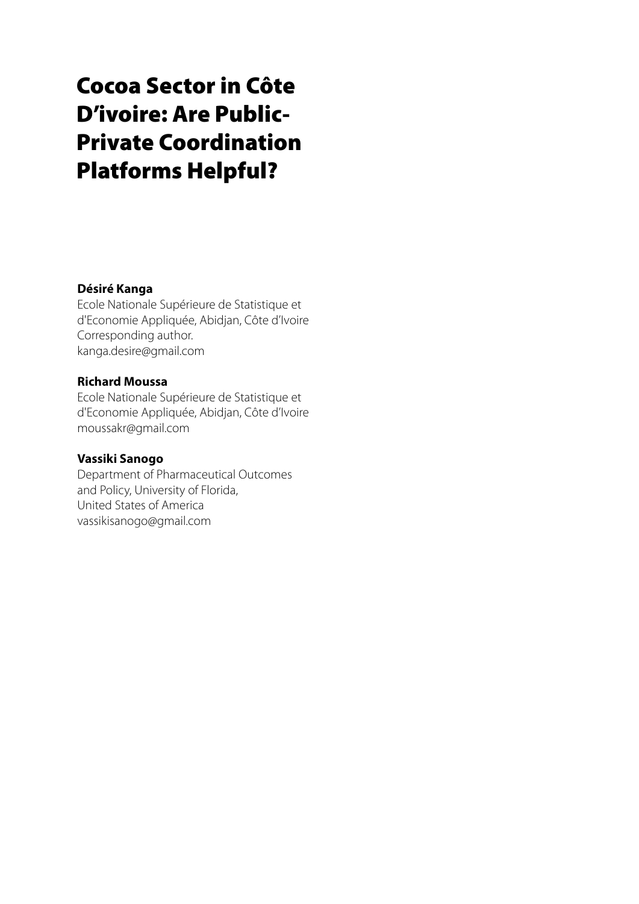# Cocoa Sector in Côte D'ivoire: Are Public-Private Coordination Platforms Helpful?

**Désiré Kanga**  
Ecole Nationale Supérieure de Statistique et d'Economie Appliquée, Abidjan, Côte d'Ivoire  
Corresponding author.  
kanga.desire@gmail.com

**Richard Moussa**  
Ecole Nationale Supérieure de Statistique et d'Economie Appliquée, Abidjan, Côte d'Ivoire  
moussakr@gmail.com

**Vassiki Sanogo**  
Department of Pharmaceutical Outcomes and Policy, University of Florida, United States of America  
vassikisanogo@gmail.com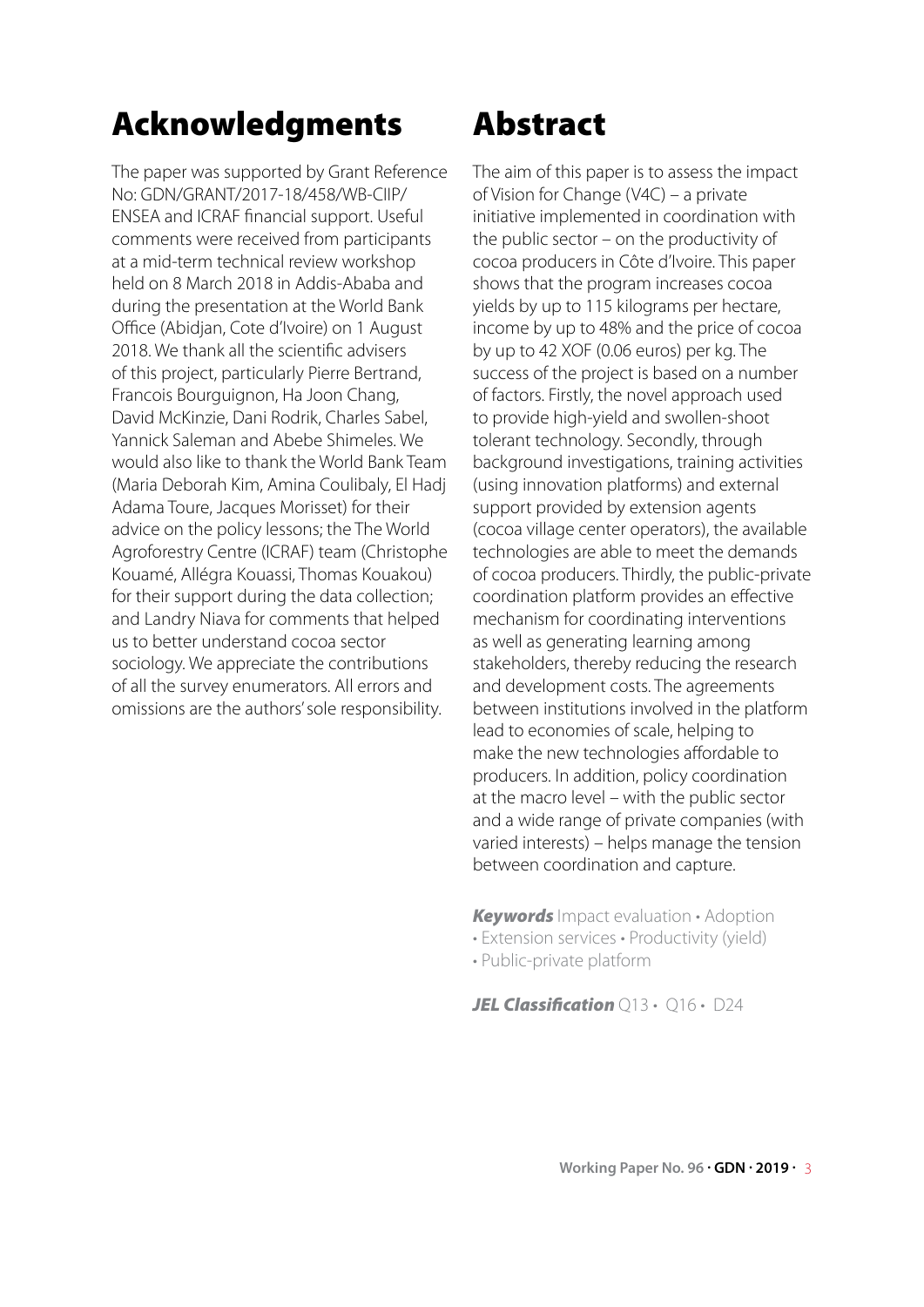## Acknowledgments

The paper was supported by Grant Reference No: GDN/GRANT/2017-18/458/WB-CIIP/ENSEA and ICRAF financial support. Useful comments were received from participants at a mid-term technical review workshop held on 8 March 2018 in Addis-Ababa and during the presentation at the World Bank Office (Abidjan, Cote d'Ivoire) on 1 August 2018. We thank all the scientific advisers of this project, particularly Pierre Bertrand, Francois Bourguignon, Ha Joon Chang, David McKinzie, Dani Rodrik, Charles Sabel, Yannick Saleman and Abebe Shimeles. We would also like to thank the World Bank Team (Maria Deborah Kim, Amina Coulibaly, El Hadj Adama Toure, Jacques Morisset) for their advice on the policy lessons; the The World Agroforestry Centre (ICRAF) team (Christophe Kouamé, Allégra Kouassi, Thomas Kouakou) for their support during the data collection; and Landry Niava for comments that helped us to better understand cocoa sector sociology. We appreciate the contributions of all the survey enumerators. All errors and omissions are the authors' sole responsibility.

## Abstract

The aim of this paper is to assess the impact of Vision for Change (V4C) – a private initiative implemented in coordination with the public sector – on the productivity of cocoa producers in Côte d'Ivoire. This paper shows that the program increases cocoa yields by up to 115 kilograms per hectare, income by up to 48% and the price of cocoa by up to 42 XOF (0.06 euros) per kg. The success of the project is based on a number of factors. Firstly, the novel approach used to provide high-yield and swollen-shoot tolerant technology. Secondly, through background investigations, training activities (using innovation platforms) and external support provided by extension agents (cocoa village center operators), the available technologies are able to meet the demands of cocoa producers. Thirdly, the public-private coordination platform provides an effective mechanism for coordinating interventions as well as generating learning among stakeholders, thereby reducing the research and development costs. The agreements between institutions involved in the platform lead to economies of scale, helping to make the new technologies affordable to producers. In addition, policy coordination at the macro level – with the public sector and a wide range of private companies (with varied interests) – helps manage the tension between coordination and capture.

***Keywords*** Impact evaluation • Adoption • Extension services • Productivity (yield) • Public-private platform

***JEL Classification*** Q13 • Q16 • D24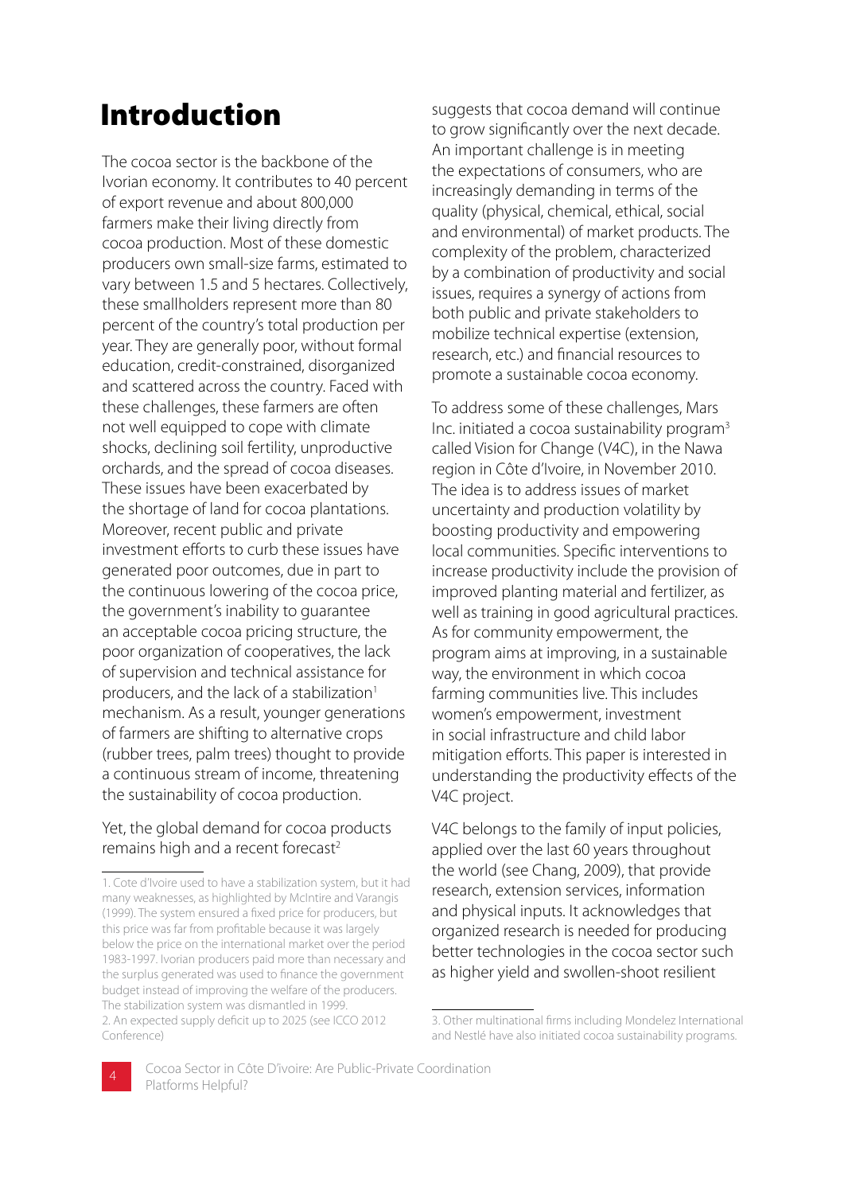# Introduction

The cocoa sector is the backbone of the Ivorian economy. It contributes to 40 percent of export revenue and about 800,000 farmers make their living directly from cocoa production. Most of these domestic producers own small-size farms, estimated to vary between 1.5 and 5 hectares. Collectively, these smallholders represent more than 80 percent of the country's total production per year. They are generally poor, without formal education, credit-constrained, disorganized and scattered across the country. Faced with these challenges, these farmers are often not well equipped to cope with climate shocks, declining soil fertility, unproductive orchards, and the spread of cocoa diseases. These issues have been exacerbated by the shortage of land for cocoa plantations. Moreover, recent public and private investment efforts to curb these issues have generated poor outcomes, due in part to the continuous lowering of the cocoa price, the government's inability to guarantee an acceptable cocoa pricing structure, the poor organization of cooperatives, the lack of supervision and technical assistance for producers, and the lack of a stabilization[1] mechanism. As a result, younger generations of farmers are shifting to alternative crops (rubber trees, palm trees) thought to provide a continuous stream of income, threatening the sustainability of cocoa production.

Yet, the global demand for cocoa products remains high and a recent forecast[2] suggests that cocoa demand will continue to grow significantly over the next decade. An important challenge is in meeting the expectations of consumers, who are increasingly demanding in terms of the quality (physical, chemical, ethical, social and environmental) of market products. The complexity of the problem, characterized by a combination of productivity and social issues, requires a synergy of actions from both public and private stakeholders to mobilize technical expertise (extension, research, etc.) and financial resources to promote a sustainable cocoa economy.

To address some of these challenges, Mars Inc. initiated a cocoa sustainability program[3] called Vision for Change (V4C), in the Nawa region in Côte d'Ivoire, in November 2010. The idea is to address issues of market uncertainty and production volatility by boosting productivity and empowering local communities. Specific interventions to increase productivity include the provision of improved planting material and fertilizer, as well as training in good agricultural practices. As for community empowerment, the program aims at improving, in a sustainable way, the environment in which cocoa farming communities live. This includes women's empowerment, investment in social infrastructure and child labor mitigation efforts. This paper is interested in understanding the productivity effects of the V4C project.

V4C belongs to the family of input policies, applied over the last 60 years throughout the world (see Chang, 2009), that provide research, extension services, information and physical inputs. It acknowledges that organized research is needed for producing better technologies in the cocoa sector such as higher yield and swollen-shoot resilient

---

1. Cote d'Ivoire used to have a stabilization system, but it had many weaknesses, as highlighted by McIntire and Varangis (1999). The system ensured a fixed price for producers, but this price was far from profitable because it was largely below the price on the international market over the period 1983-1997. Ivorian producers paid more than necessary and the surplus generated was used to finance the government budget instead of improving the welfare of the producers. The stabilization system was dismantled in 1999.

2. An expected supply deficit up to 2025 (see ICCO 2012 Conference)

3. Other multinational firms including Mondelez International and Nestlé have also initiated cocoa sustainability programs.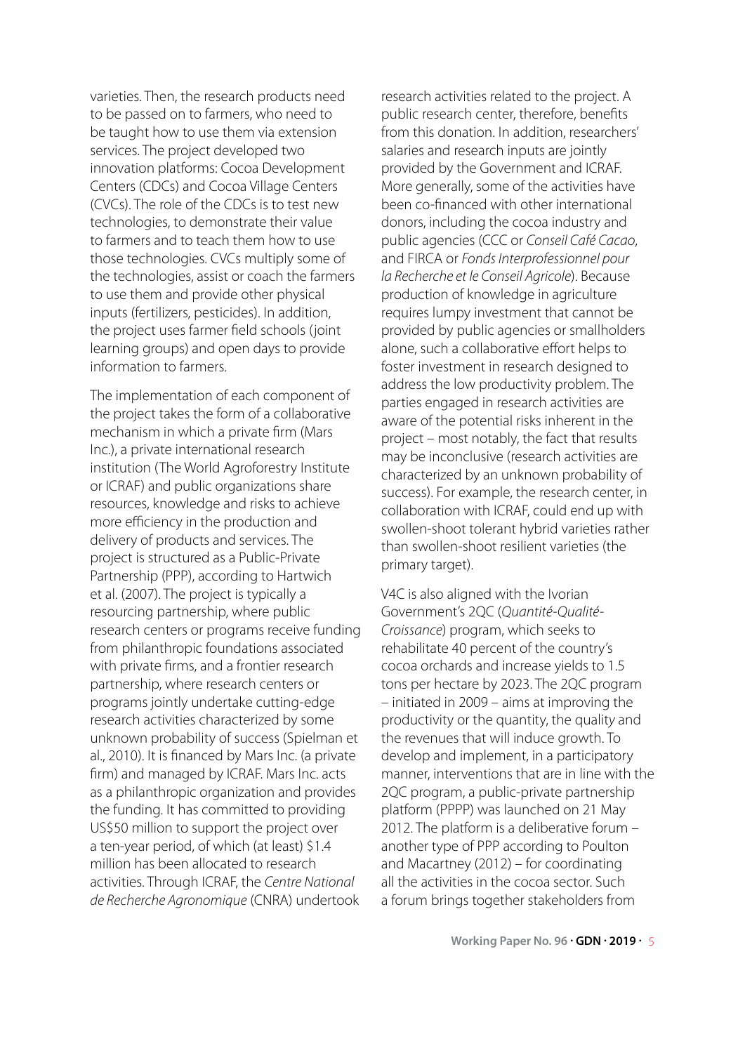varieties. Then, the research products need to be passed on to farmers, who need to be taught how to use them via extension services. The project developed two innovation platforms: Cocoa Development Centers (CDCs) and Cocoa Village Centers (CVCs). The role of the CDCs is to test new technologies, to demonstrate their value to farmers and to teach them how to use those technologies. CVCs multiply some of the technologies, assist or coach the farmers to use them and provide other physical inputs (fertilizers, pesticides). In addition, the project uses farmer field schools (joint learning groups) and open days to provide information to farmers.

The implementation of each component of the project takes the form of a collaborative mechanism in which a private firm (Mars Inc.), a private international research institution (The World Agroforestry Institute or ICRAF) and public organizations share resources, knowledge and risks to achieve more efficiency in the production and delivery of products and services. The project is structured as a Public-Private Partnership (PPP), according to Hartwich et al. (2007). The project is typically a resourcing partnership, where public research centers or programs receive funding from philanthropic foundations associated with private firms, and a frontier research partnership, where research centers or programs jointly undertake cutting-edge research activities characterized by some unknown probability of success (Spielman et al., 2010). It is financed by Mars Inc. (a private firm) and managed by ICRAF. Mars Inc. acts as a philanthropic organization and provides the funding. It has committed to providing US$50 million to support the project over a ten-year period, of which (at least) $1.4 million has been allocated to research activities. Through ICRAF, the *Centre National de Recherche Agronomique* (CNRA) undertook research activities related to the project. A public research center, therefore, benefits from this donation. In addition, researchers' salaries and research inputs are jointly provided by the Government and ICRAF. More generally, some of the activities have been co-financed with other international donors, including the cocoa industry and public agencies (CCC or *Conseil Café Cacao*, and FIRCA or *Fonds Interprofessionnel pour la Recherche et le Conseil Agricole*). Because production of knowledge in agriculture requires lumpy investment that cannot be provided by public agencies or smallholders alone, such a collaborative effort helps to foster investment in research designed to address the low productivity problem. The parties engaged in research activities are aware of the potential risks inherent in the project – most notably, the fact that results may be inconclusive (research activities are characterized by an unknown probability of success). For example, the research center, in collaboration with ICRAF, could end up with swollen-shoot tolerant hybrid varieties rather than swollen-shoot resilient varieties (the primary target).

V4C is also aligned with the Ivorian Government's 2QC (*Quantité-Qualité-Croissance*) program, which seeks to rehabilitate 40 percent of the country's cocoa orchards and increase yields to 1.5 tons per hectare by 2023. The 2QC program – initiated in 2009 – aims at improving the productivity or the quantity, the quality and the revenues that will induce growth. To develop and implement, in a participatory manner, interventions that are in line with the 2QC program, a public-private partnership platform (PPPP) was launched on 21 May 2012. The platform is a deliberative forum – another type of PPP according to Poulton and Macartney (2012) – for coordinating all the activities in the cocoa sector. Such a forum brings together stakeholders from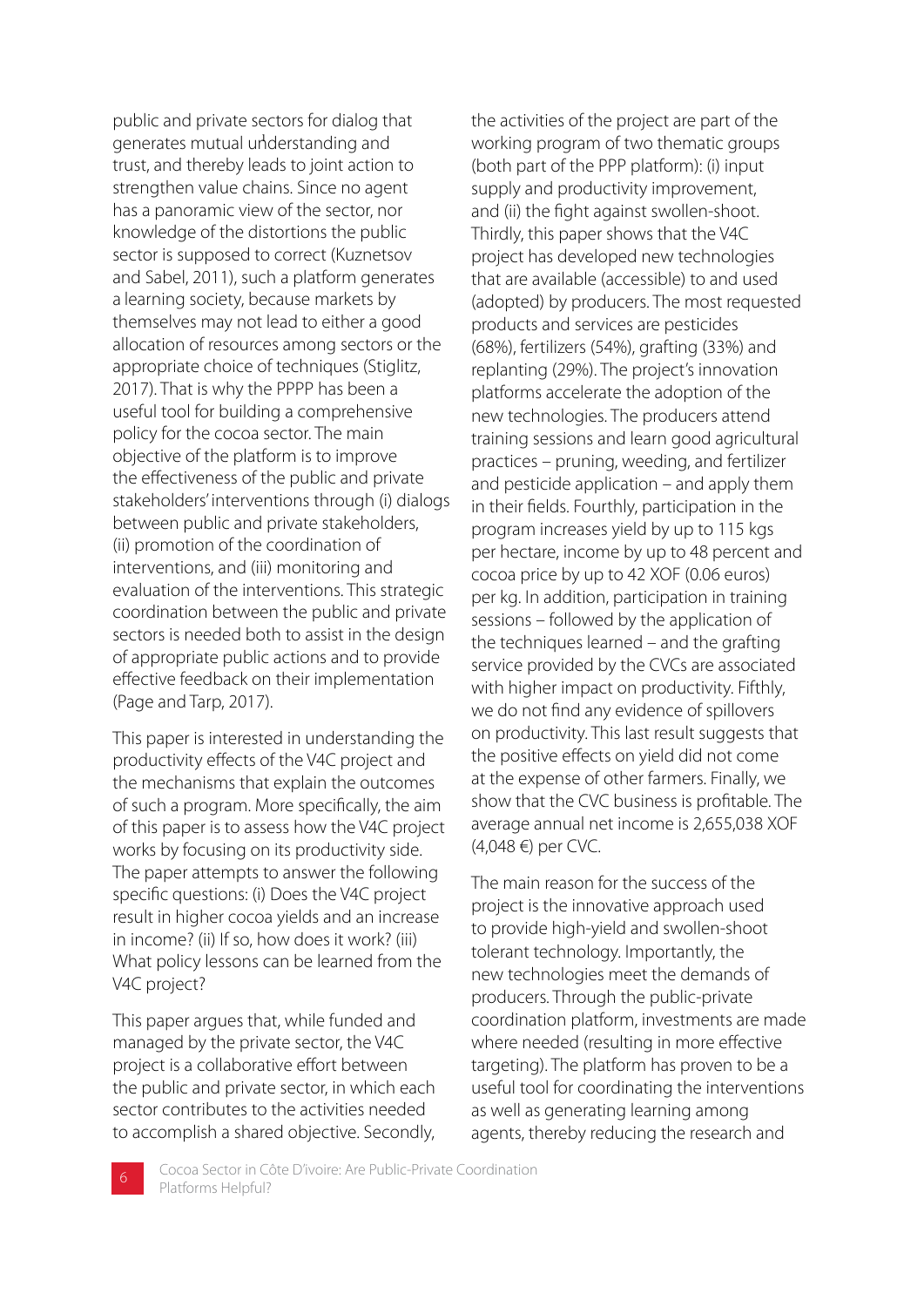public and private sectors for dialog that generates mutual understanding and trust, and thereby leads to joint action to strengthen value chains. Since no agent has a panoramic view of the sector, nor knowledge of the distortions the public sector is supposed to correct (Kuznetsov and Sabel, 2011), such a platform generates a learning society, because markets by themselves may not lead to either a good allocation of resources among sectors or the appropriate choice of techniques (Stiglitz, 2017). That is why the PPPP has been a useful tool for building a comprehensive policy for the cocoa sector. The main objective of the platform is to improve the effectiveness of the public and private stakeholders' interventions through (i) dialogs between public and private stakeholders, (ii) promotion of the coordination of interventions, and (iii) monitoring and evaluation of the interventions. This strategic coordination between the public and private sectors is needed both to assist in the design of appropriate public actions and to provide effective feedback on their implementation (Page and Tarp, 2017).

This paper is interested in understanding the productivity effects of the V4C project and the mechanisms that explain the outcomes of such a program. More specifically, the aim of this paper is to assess how the V4C project works by focusing on its productivity side. The paper attempts to answer the following specific questions: (i) Does the V4C project result in higher cocoa yields and an increase in income? (ii) If so, how does it work? (iii) What policy lessons can be learned from the V4C project?

This paper argues that, while funded and managed by the private sector, the V4C project is a collaborative effort between the public and private sector, in which each sector contributes to the activities needed to accomplish a shared objective. Secondly, the activities of the project are part of the working program of two thematic groups (both part of the PPP platform): (i) input supply and productivity improvement, and (ii) the fight against swollen-shoot. Thirdly, this paper shows that the V4C project has developed new technologies that are available (accessible) to and used (adopted) by producers. The most requested products and services are pesticides (68%), fertilizers (54%), grafting (33%) and replanting (29%). The project's innovation platforms accelerate the adoption of the new technologies. The producers attend training sessions and learn good agricultural practices – pruning, weeding, and fertilizer and pesticide application – and apply them in their fields. Fourthly, participation in the program increases yield by up to 115 kgs per hectare, income by up to 48 percent and cocoa price by up to 42 XOF (0.06 euros) per kg. In addition, participation in training sessions – followed by the application of the techniques learned – and the grafting service provided by the CVCs are associated with higher impact on productivity. Fifthly, we do not find any evidence of spillovers on productivity. This last result suggests that the positive effects on yield did not come at the expense of other farmers. Finally, we show that the CVC business is profitable. The average annual net income is 2,655,038 XOF (4,048 €) per CVC.

The main reason for the success of the project is the innovative approach used to provide high-yield and swollen-shoot tolerant technology. Importantly, the new technologies meet the demands of producers. Through the public-private coordination platform, investments are made where needed (resulting in more effective targeting). The platform has proven to be a useful tool for coordinating the interventions as well as generating learning among agents, thereby reducing the research and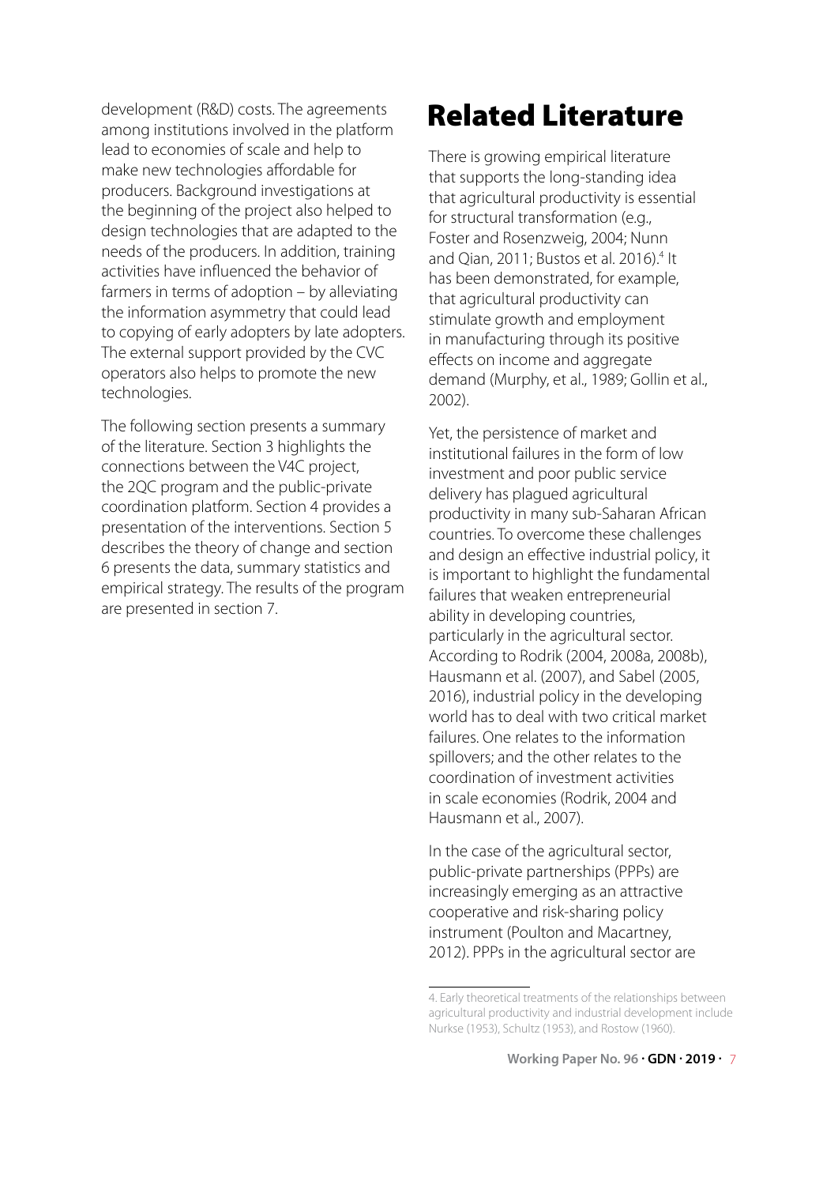development (R&D) costs. The agreements among institutions involved in the platform lead to economies of scale and help to make new technologies affordable for producers. Background investigations at the beginning of the project also helped to design technologies that are adapted to the needs of the producers. In addition, training activities have influenced the behavior of farmers in terms of adoption – by alleviating the information asymmetry that could lead to copying of early adopters by late adopters. The external support provided by the CVC operators also helps to promote the new technologies.

The following section presents a summary of the literature. Section 3 highlights the connections between the V4C project, the 2QC program and the public-private coordination platform. Section 4 provides a presentation of the interventions. Section 5 describes the theory of change and section 6 presents the data, summary statistics and empirical strategy. The results of the program are presented in section 7.

# Related Literature

There is growing empirical literature that supports the long-standing idea that agricultural productivity is essential for structural transformation (e.g., Foster and Rosenzweig, 2004; Nunn and Qian, 2011; Bustos et al. 2016).[4] It has been demonstrated, for example, that agricultural productivity can stimulate growth and employment in manufacturing through its positive effects on income and aggregate demand (Murphy, et al., 1989; Gollin et al., 2002).

Yet, the persistence of market and institutional failures in the form of low investment and poor public service delivery has plagued agricultural productivity in many sub-Saharan African countries. To overcome these challenges and design an effective industrial policy, it is important to highlight the fundamental failures that weaken entrepreneurial ability in developing countries, particularly in the agricultural sector. According to Rodrik (2004, 2008a, 2008b), Hausmann et al. (2007), and Sabel (2005, 2016), industrial policy in the developing world has to deal with two critical market failures. One relates to the information spillovers; and the other relates to the coordination of investment activities in scale economies (Rodrik, 2004 and Hausmann et al., 2007).

In the case of the agricultural sector, public-private partnerships (PPPs) are increasingly emerging as an attractive cooperative and risk-sharing policy instrument (Poulton and Macartney, 2012). PPPs in the agricultural sector are

4. Early theoretical treatments of the relationships between agricultural productivity and industrial development include Nurkse (1953), Schultz (1953), and Rostow (1960).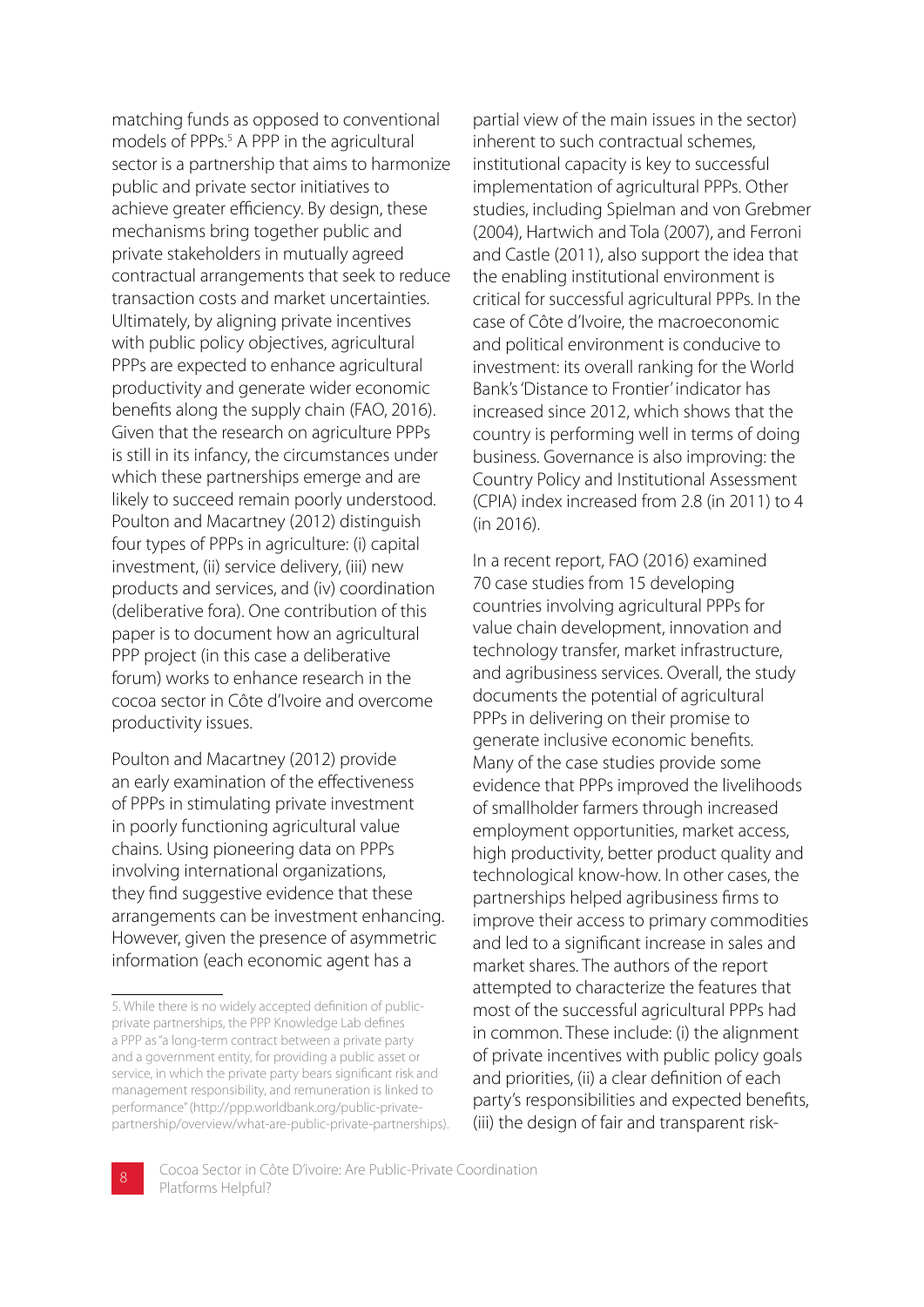matching funds as opposed to conventional models of PPPs.[5] A PPP in the agricultural sector is a partnership that aims to harmonize public and private sector initiatives to achieve greater efficiency. By design, these mechanisms bring together public and private stakeholders in mutually agreed contractual arrangements that seek to reduce transaction costs and market uncertainties. Ultimately, by aligning private incentives with public policy objectives, agricultural PPPs are expected to enhance agricultural productivity and generate wider economic benefits along the supply chain (FAO, 2016). Given that the research on agriculture PPPs is still in its infancy, the circumstances under which these partnerships emerge and are likely to succeed remain poorly understood. Poulton and Macartney (2012) distinguish four types of PPPs in agriculture: (i) capital investment, (ii) service delivery, (iii) new products and services, and (iv) coordination (deliberative fora). One contribution of this paper is to document how an agricultural PPP project (in this case a deliberative forum) works to enhance research in the cocoa sector in Côte d'Ivoire and overcome productivity issues.

Poulton and Macartney (2012) provide an early examination of the effectiveness of PPPs in stimulating private investment in poorly functioning agricultural value chains. Using pioneering data on PPPs involving international organizations, they find suggestive evidence that these arrangements can be investment enhancing. However, given the presence of asymmetric information (each economic agent has a partial view of the main issues in the sector) inherent to such contractual schemes, institutional capacity is key to successful implementation of agricultural PPPs. Other studies, including Spielman and von Grebmer (2004), Hartwich and Tola (2007), and Ferroni and Castle (2011), also support the idea that the enabling institutional environment is critical for successful agricultural PPPs. In the case of Côte d'Ivoire, the macroeconomic and political environment is conducive to investment: its overall ranking for the World Bank's 'Distance to Frontier' indicator has increased since 2012, which shows that the country is performing well in terms of doing business. Governance is also improving: the Country Policy and Institutional Assessment (CPIA) index increased from 2.8 (in 2011) to 4 (in 2016).

In a recent report, FAO (2016) examined 70 case studies from 15 developing countries involving agricultural PPPs for value chain development, innovation and technology transfer, market infrastructure, and agribusiness services. Overall, the study documents the potential of agricultural PPPs in delivering on their promise to generate inclusive economic benefits. Many of the case studies provide some evidence that PPPs improved the livelihoods of smallholder farmers through increased employment opportunities, market access, high productivity, better product quality and technological know-how. In other cases, the partnerships helped agribusiness firms to improve their access to primary commodities and led to a significant increase in sales and market shares. The authors of the report attempted to characterize the features that most of the successful agricultural PPPs had in common. These include: (i) the alignment of private incentives with public policy goals and priorities, (ii) a clear definition of each party's responsibilities and expected benefits, (iii) the design of fair and transparent risk-

---

5. While there is no widely accepted definition of public-private partnerships, the PPP Knowledge Lab defines a PPP as "a long-term contract between a private party and a government entity, for providing a public asset or service, in which the private party bears significant risk and management responsibility, and remuneration is linked to performance" (http://ppp.worldbank.org/public-private-partnership/overview/what-are-public-private-partnerships).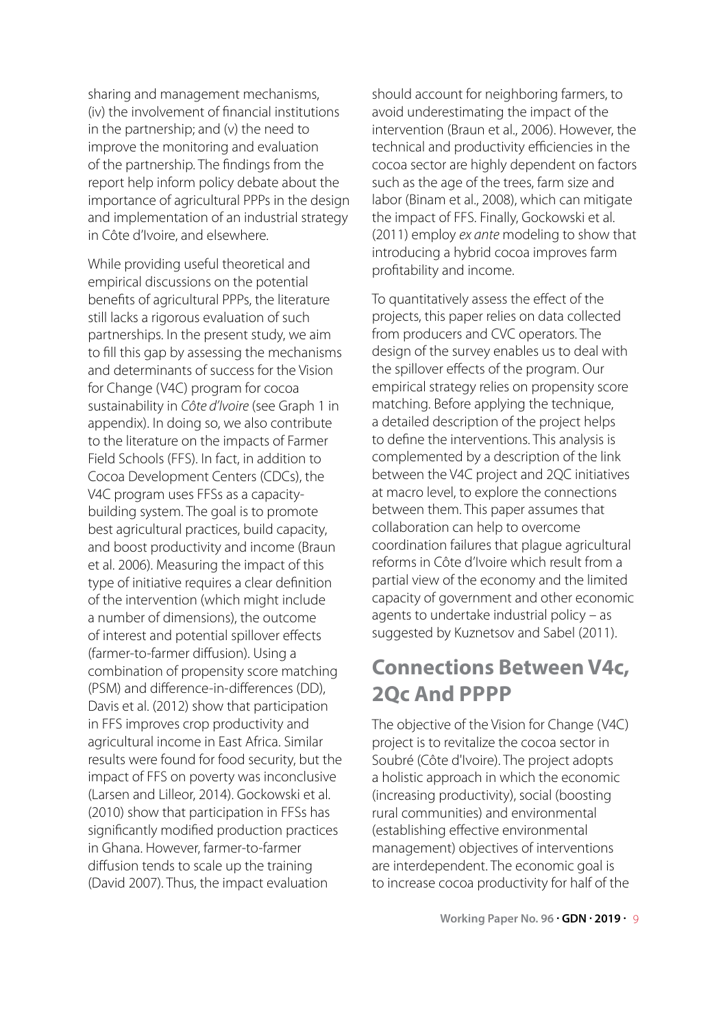sharing and management mechanisms, (iv) the involvement of financial institutions in the partnership; and (v) the need to improve the monitoring and evaluation of the partnership. The findings from the report help inform policy debate about the importance of agricultural PPPs in the design and implementation of an industrial strategy in Côte d'Ivoire, and elsewhere.

While providing useful theoretical and empirical discussions on the potential benefits of agricultural PPPs, the literature still lacks a rigorous evaluation of such partnerships. In the present study, we aim to fill this gap by assessing the mechanisms and determinants of success for the Vision for Change (V4C) program for cocoa sustainability in *Côte d'Ivoire* (see Graph 1 in appendix). In doing so, we also contribute to the literature on the impacts of Farmer Field Schools (FFS). In fact, in addition to Cocoa Development Centers (CDCs), the V4C program uses FFSs as a capacity-building system. The goal is to promote best agricultural practices, build capacity, and boost productivity and income (Braun et al. 2006). Measuring the impact of this type of initiative requires a clear definition of the intervention (which might include a number of dimensions), the outcome of interest and potential spillover effects (farmer-to-farmer diffusion). Using a combination of propensity score matching (PSM) and difference-in-differences (DD), Davis et al. (2012) show that participation in FFS improves crop productivity and agricultural income in East Africa. Similar results were found for food security, but the impact of FFS on poverty was inconclusive (Larsen and Lilleor, 2014). Gockowski et al. (2010) show that participation in FFSs has significantly modified production practices in Ghana. However, farmer-to-farmer diffusion tends to scale up the training (David 2007). Thus, the impact evaluation should account for neighboring farmers, to avoid underestimating the impact of the intervention (Braun et al., 2006). However, the technical and productivity efficiencies in the cocoa sector are highly dependent on factors such as the age of the trees, farm size and labor (Binam et al., 2008), which can mitigate the impact of FFS. Finally, Gockowski et al. (2011) employ *ex ante* modeling to show that introducing a hybrid cocoa improves farm profitability and income.

To quantitatively assess the effect of the projects, this paper relies on data collected from producers and CVC operators. The design of the survey enables us to deal with the spillover effects of the program. Our empirical strategy relies on propensity score matching. Before applying the technique, a detailed description of the project helps to define the interventions. This analysis is complemented by a description of the link between the V4C project and 2QC initiatives at macro level, to explore the connections between them. This paper assumes that collaboration can help to overcome coordination failures that plague agricultural reforms in Côte d'Ivoire which result from a partial view of the economy and the limited capacity of government and other economic agents to undertake industrial policy – as suggested by Kuznetsov and Sabel (2011).

## Connections Between V4c, 2Qc And PPPP

The objective of the Vision for Change (V4C) project is to revitalize the cocoa sector in Soubré (Côte d'Ivoire). The project adopts a holistic approach in which the economic (increasing productivity), social (boosting rural communities) and environmental (establishing effective environmental management) objectives of interventions are interdependent. The economic goal is to increase cocoa productivity for half of the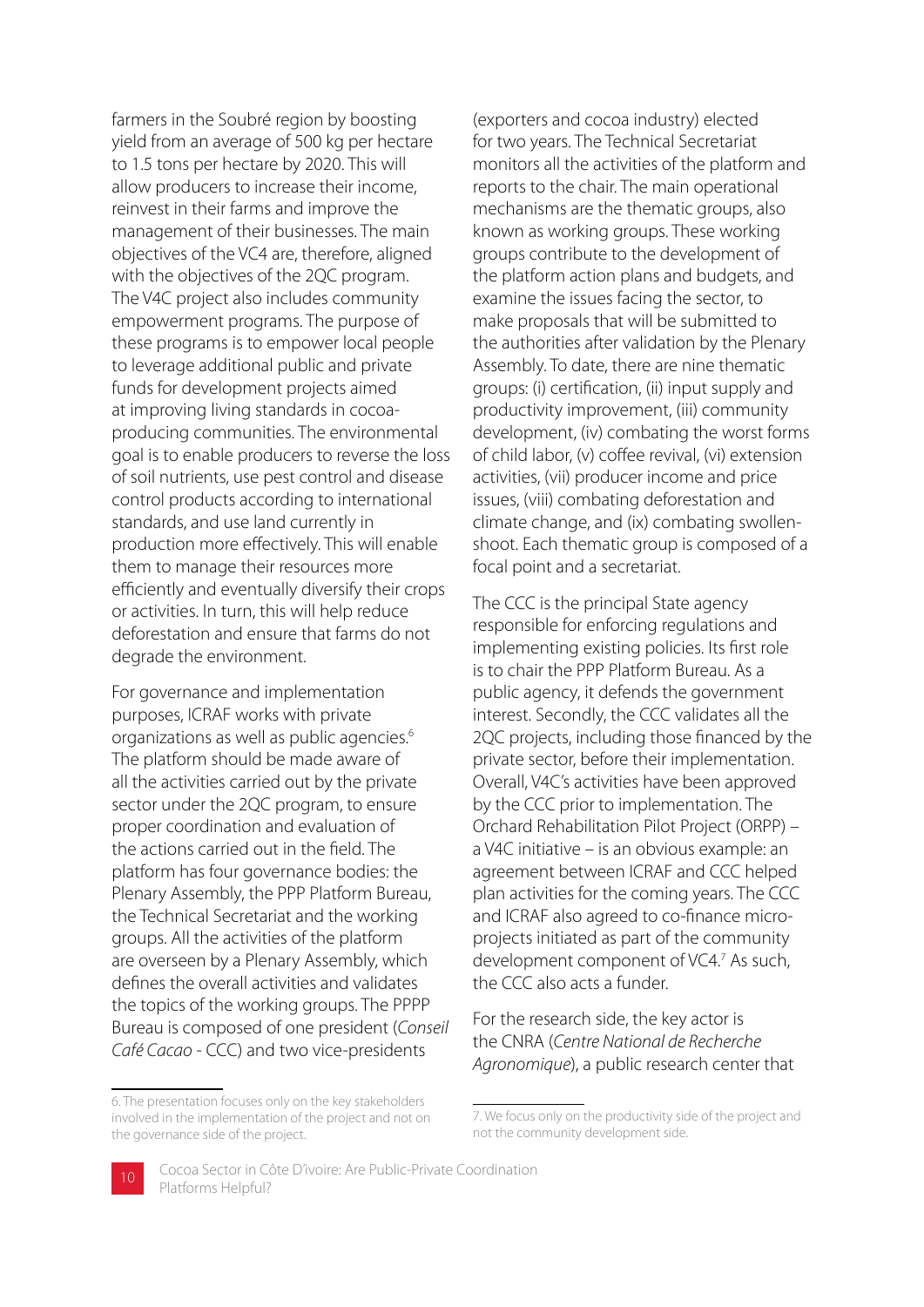farmers in the Soubré region by boosting yield from an average of 500 kg per hectare to 1.5 tons per hectare by 2020. This will allow producers to increase their income, reinvest in their farms and improve the management of their businesses. The main objectives of the VC4 are, therefore, aligned with the objectives of the 2QC program. The V4C project also includes community empowerment programs. The purpose of these programs is to empower local people to leverage additional public and private funds for development projects aimed at improving living standards in cocoa-producing communities. The environmental goal is to enable producers to reverse the loss of soil nutrients, use pest control and disease control products according to international standards, and use land currently in production more effectively. This will enable them to manage their resources more efficiently and eventually diversify their crops or activities. In turn, this will help reduce deforestation and ensure that farms do not degrade the environment.

For governance and implementation purposes, ICRAF works with private organizations as well as public agencies.[6] The platform should be made aware of all the activities carried out by the private sector under the 2QC program, to ensure proper coordination and evaluation of the actions carried out in the field. The platform has four governance bodies: the Plenary Assembly, the PPP Platform Bureau, the Technical Secretariat and the working groups. All the activities of the platform are overseen by a Plenary Assembly, which defines the overall activities and validates the topics of the working groups. The PPPP Bureau is composed of one president (*Conseil Café Cacao* - CCC) and two vice-presidents (exporters and cocoa industry) elected for two years. The Technical Secretariat monitors all the activities of the platform and reports to the chair. The main operational mechanisms are the thematic groups, also known as working groups. These working groups contribute to the development of the platform action plans and budgets, and examine the issues facing the sector, to make proposals that will be submitted to the authorities after validation by the Plenary Assembly. To date, there are nine thematic groups: (i) certification, (ii) input supply and productivity improvement, (iii) community development, (iv) combating the worst forms of child labor, (v) coffee revival, (vi) extension activities, (vii) producer income and price issues, (viii) combating deforestation and climate change, and (ix) combating swollen-shoot. Each thematic group is composed of a focal point and a secretariat.

The CCC is the principal State agency responsible for enforcing regulations and implementing existing policies. Its first role is to chair the PPP Platform Bureau. As a public agency, it defends the government interest. Secondly, the CCC validates all the 2QC projects, including those financed by the private sector, before their implementation. Overall, V4C's activities have been approved by the CCC prior to implementation. The Orchard Rehabilitation Pilot Project (ORPP) – a V4C initiative – is an obvious example: an agreement between ICRAF and CCC helped plan activities for the coming years. The CCC and ICRAF also agreed to co-finance micro-projects initiated as part of the community development component of VC4.[7] As such, the CCC also acts a funder.

For the research side, the key actor is the CNRA (*Centre National de Recherche Agronomique*), a public research center that

---

6. The presentation focuses only on the key stakeholders involved in the implementation of the project and not on the governance side of the project.

7. We focus only on the productivity side of the project and not the community development side.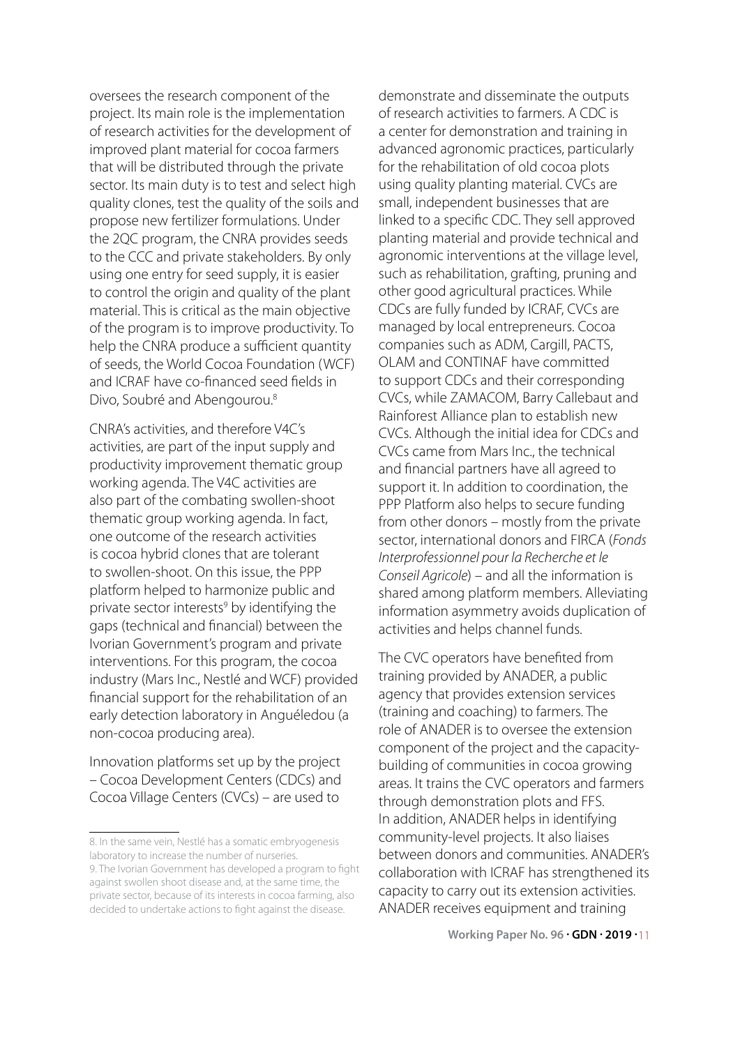oversees the research component of the project. Its main role is the implementation of research activities for the development of improved plant material for cocoa farmers that will be distributed through the private sector. Its main duty is to test and select high quality clones, test the quality of the soils and propose new fertilizer formulations. Under the 2QC program, the CNRA provides seeds to the CCC and private stakeholders. By only using one entry for seed supply, it is easier to control the origin and quality of the plant material. This is critical as the main objective of the program is to improve productivity. To help the CNRA produce a sufficient quantity of seeds, the World Cocoa Foundation (WCF) and ICRAF have co-financed seed fields in Divo, Soubré and Abengourou.[8]

CNRA's activities, and therefore V4C's activities, are part of the input supply and productivity improvement thematic group working agenda. The V4C activities are also part of the combating swollen-shoot thematic group working agenda. In fact, one outcome of the research activities is cocoa hybrid clones that are tolerant to swollen-shoot. On this issue, the PPP platform helped to harmonize public and private sector interests[9] by identifying the gaps (technical and financial) between the Ivorian Government's program and private interventions. For this program, the cocoa industry (Mars Inc., Nestlé and WCF) provided financial support for the rehabilitation of an early detection laboratory in Anguéledou (a non-cocoa producing area).

Innovation platforms set up by the project – Cocoa Development Centers (CDCs) and Cocoa Village Centers (CVCs) – are used to demonstrate and disseminate the outputs of research activities to farmers. A CDC is a center for demonstration and training in advanced agronomic practices, particularly for the rehabilitation of old cocoa plots using quality planting material. CVCs are small, independent businesses that are linked to a specific CDC. They sell approved planting material and provide technical and agronomic interventions at the village level, such as rehabilitation, grafting, pruning and other good agricultural practices. While CDCs are fully funded by ICRAF, CVCs are managed by local entrepreneurs. Cocoa companies such as ADM, Cargill, PACTS, OLAM and CONTINAF have committed to support CDCs and their corresponding CVCs, while ZAMACOM, Barry Callebaut and Rainforest Alliance plan to establish new CVCs. Although the initial idea for CDCs and CVCs came from Mars Inc., the technical and financial partners have all agreed to support it. In addition to coordination, the PPP Platform also helps to secure funding from other donors – mostly from the private sector, international donors and FIRCA (*Fonds Interprofessionnel pour la Recherche et le Conseil Agricole*) – and all the information is shared among platform members. Alleviating information asymmetry avoids duplication of activities and helps channel funds.

The CVC operators have benefited from training provided by ANADER, a public agency that provides extension services (training and coaching) to farmers. The role of ANADER is to oversee the extension component of the project and the capacity-building of communities in cocoa growing areas. It trains the CVC operators and farmers through demonstration plots and FFS. In addition, ANADER helps in identifying community-level projects. It also liaises between donors and communities. ANADER's collaboration with ICRAF has strengthened its capacity to carry out its extension activities. ANADER receives equipment and training

---

8. In the same vein, Nestlé has a somatic embryogenesis laboratory to increase the number of nurseries.

9. The Ivorian Government has developed a program to fight against swollen shoot disease and, at the same time, the private sector, because of its interests in cocoa farming, also decided to undertake actions to fight against the disease.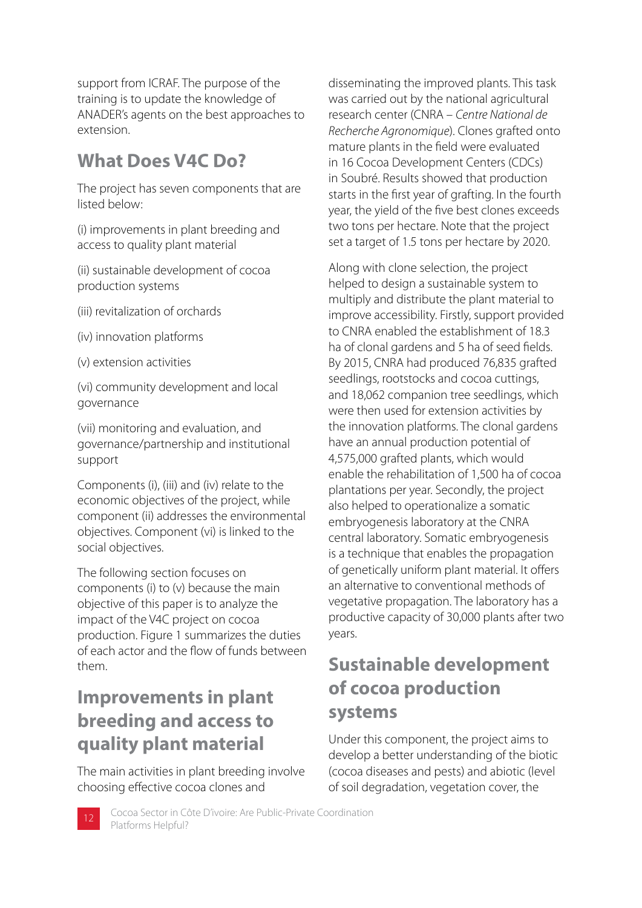support from ICRAF. The purpose of the training is to update the knowledge of ANADER's agents on the best approaches to extension.

## What Does V4C Do?

The project has seven components that are listed below:

(i) improvements in plant breeding and access to quality plant material

(ii) sustainable development of cocoa production systems

(iii) revitalization of orchards

(iv) innovation platforms

(v) extension activities

(vi) community development and local governance

(vii) monitoring and evaluation, and governance/partnership and institutional support

Components (i), (iii) and (iv) relate to the economic objectives of the project, while component (ii) addresses the environmental objectives. Component (vi) is linked to the social objectives.

The following section focuses on components (i) to (v) because the main objective of this paper is to analyze the impact of the V4C project on cocoa production. Figure 1 summarizes the duties of each actor and the flow of funds between them.

## Improvements in plant breeding and access to quality plant material

The main activities in plant breeding involve choosing effective cocoa clones and disseminating the improved plants. This task was carried out by the national agricultural research center (CNRA – *Centre National de Recherche Agronomique*). Clones grafted onto mature plants in the field were evaluated in 16 Cocoa Development Centers (CDCs) in Soubré. Results showed that production starts in the first year of grafting. In the fourth year, the yield of the five best clones exceeds two tons per hectare. Note that the project set a target of 1.5 tons per hectare by 2020.

Along with clone selection, the project helped to design a sustainable system to multiply and distribute the plant material to improve accessibility. Firstly, support provided to CNRA enabled the establishment of 18.3 ha of clonal gardens and 5 ha of seed fields. By 2015, CNRA had produced 76,835 grafted seedlings, rootstocks and cocoa cuttings, and 18,062 companion tree seedlings, which were then used for extension activities by the innovation platforms. The clonal gardens have an annual production potential of 4,575,000 grafted plants, which would enable the rehabilitation of 1,500 ha of cocoa plantations per year. Secondly, the project also helped to operationalize a somatic embryogenesis laboratory at the CNRA central laboratory. Somatic embryogenesis is a technique that enables the propagation of genetically uniform plant material. It offers an alternative to conventional methods of vegetative propagation. The laboratory has a productive capacity of 30,000 plants after two years.

## Sustainable development of cocoa production systems

Under this component, the project aims to develop a better understanding of the biotic (cocoa diseases and pests) and abiotic (level of soil degradation, vegetation cover, the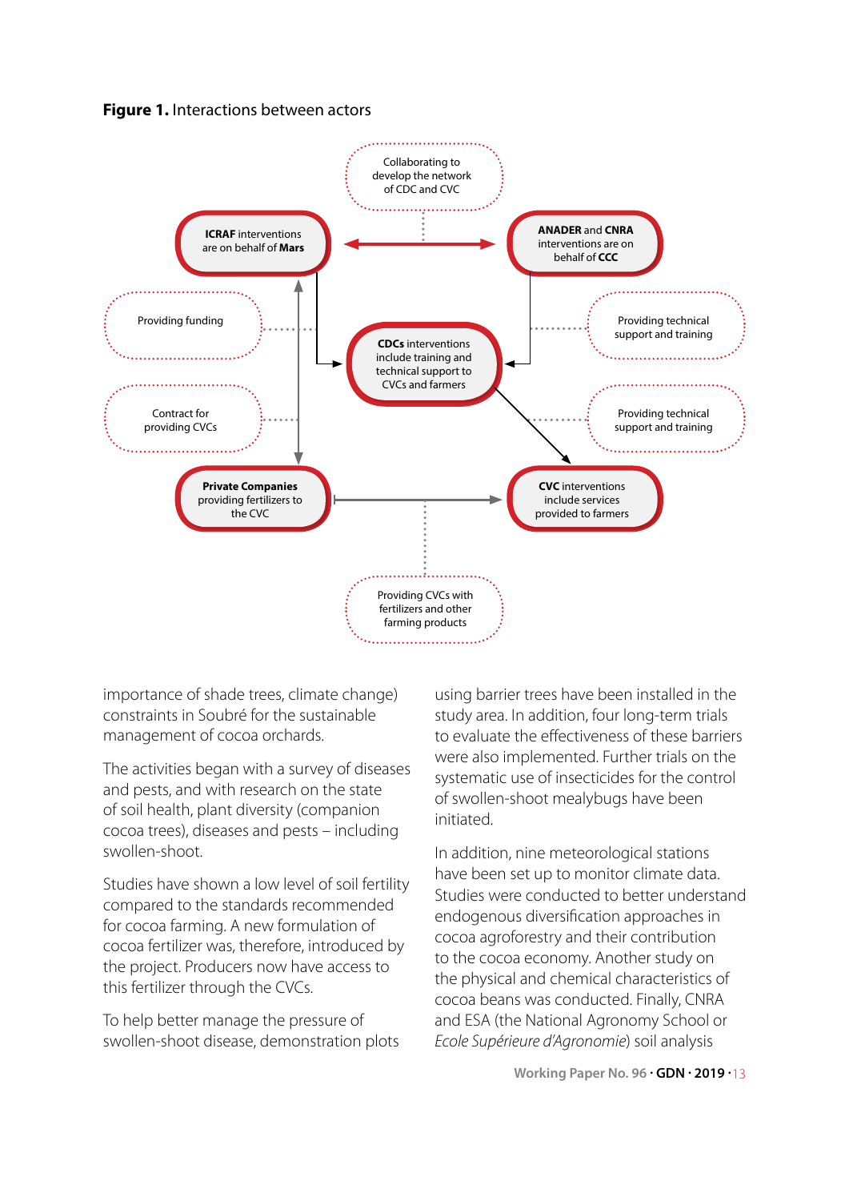**Figure 1.** Interactions between actors

Collaborating to develop the network of CDC and CVC

**ICRAF** interventions are on behalf of **Mars**

**ANADER** and **CNRA** interventions are on behalf of **CCC**

Providing funding

**CDCs** interventions include training and technical support to CVCs and farmers

Providing technical support and training

Contract for providing CVCs

Providing technical support and training

**Private Companies** providing fertilizers to the CVC

**CVC** interventions include services provided to farmers

Providing CVCs with fertilizers and other farming products

importance of shade trees, climate change) constraints in Soubré for the sustainable management of cocoa orchards.

The activities began with a survey of diseases and pests, and with research on the state of soil health, plant diversity (companion cocoa trees), diseases and pests – including swollen-shoot.

Studies have shown a low level of soil fertility compared to the standards recommended for cocoa farming. A new formulation of cocoa fertilizer was, therefore, introduced by the project. Producers now have access to this fertilizer through the CVCs.

To help better manage the pressure of swollen-shoot disease, demonstration plots using barrier trees have been installed in the study area. In addition, four long-term trials to evaluate the effectiveness of these barriers were also implemented. Further trials on the systematic use of insecticides for the control of swollen-shoot mealybugs have been initiated.

In addition, nine meteorological stations have been set up to monitor climate data. Studies were conducted to better understand endogenous diversification approaches in cocoa agroforestry and their contribution to the cocoa economy. Another study on the physical and chemical characteristics of cocoa beans was conducted. Finally, CNRA and ESA (the National Agronomy School or *Ecole Supérieure d'Agronomie*) soil analysis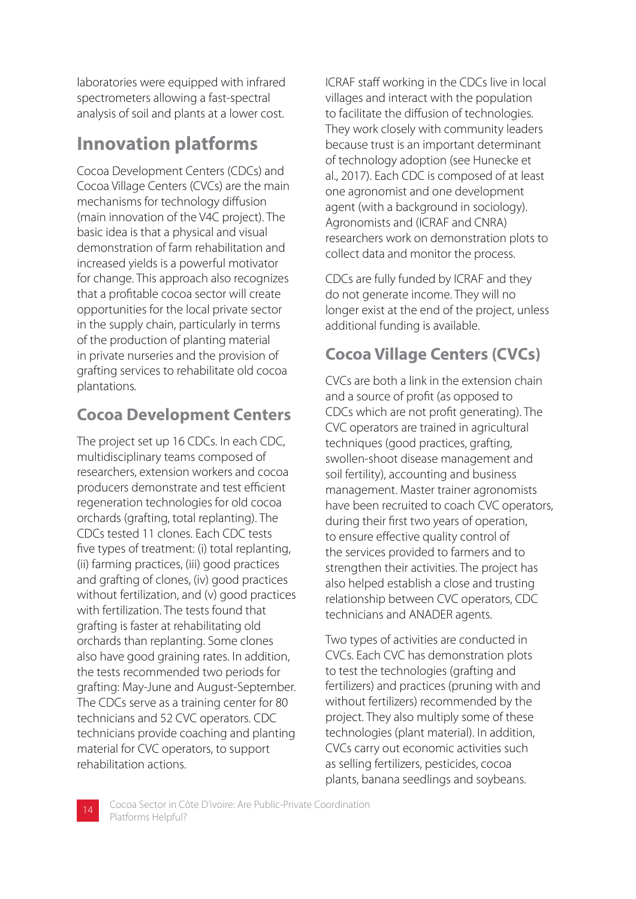laboratories were equipped with infrared spectrometers allowing a fast-spectral analysis of soil and plants at a lower cost.

## Innovation platforms

Cocoa Development Centers (CDCs) and Cocoa Village Centers (CVCs) are the main mechanisms for technology diffusion (main innovation of the V4C project). The basic idea is that a physical and visual demonstration of farm rehabilitation and increased yields is a powerful motivator for change. This approach also recognizes that a profitable cocoa sector will create opportunities for the local private sector in the supply chain, particularly in terms of the production of planting material in private nurseries and the provision of grafting services to rehabilitate old cocoa plantations.

### Cocoa Development Centers

The project set up 16 CDCs. In each CDC, multidisciplinary teams composed of researchers, extension workers and cocoa producers demonstrate and test efficient regeneration technologies for old cocoa orchards (grafting, total replanting). The CDCs tested 11 clones. Each CDC tests five types of treatment: (i) total replanting, (ii) farming practices, (iii) good practices and grafting of clones, (iv) good practices without fertilization, and (v) good practices with fertilization. The tests found that grafting is faster at rehabilitating old orchards than replanting. Some clones also have good graining rates. In addition, the tests recommended two periods for grafting: May-June and August-September. The CDCs serve as a training center for 80 technicians and 52 CVC operators. CDC technicians provide coaching and planting material for CVC operators, to support rehabilitation actions.

ICRAF staff working in the CDCs live in local villages and interact with the population to facilitate the diffusion of technologies. They work closely with community leaders because trust is an important determinant of technology adoption (see Hunecke et al., 2017). Each CDC is composed of at least one agronomist and one development agent (with a background in sociology). Agronomists and (ICRAF and CNRA) researchers work on demonstration plots to collect data and monitor the process.

CDCs are fully funded by ICRAF and they do not generate income. They will no longer exist at the end of the project, unless additional funding is available.

### Cocoa Village Centers (CVCs)

CVCs are both a link in the extension chain and a source of profit (as opposed to CDCs which are not profit generating). The CVC operators are trained in agricultural techniques (good practices, grafting, swollen-shoot disease management and soil fertility), accounting and business management. Master trainer agronomists have been recruited to coach CVC operators, during their first two years of operation, to ensure effective quality control of the services provided to farmers and to strengthen their activities. The project has also helped establish a close and trusting relationship between CVC operators, CDC technicians and ANADER agents.

Two types of activities are conducted in CVCs. Each CVC has demonstration plots to test the technologies (grafting and fertilizers) and practices (pruning with and without fertilizers) recommended by the project. They also multiply some of these technologies (plant material). In addition, CVCs carry out economic activities such as selling fertilizers, pesticides, cocoa plants, banana seedlings and soybeans.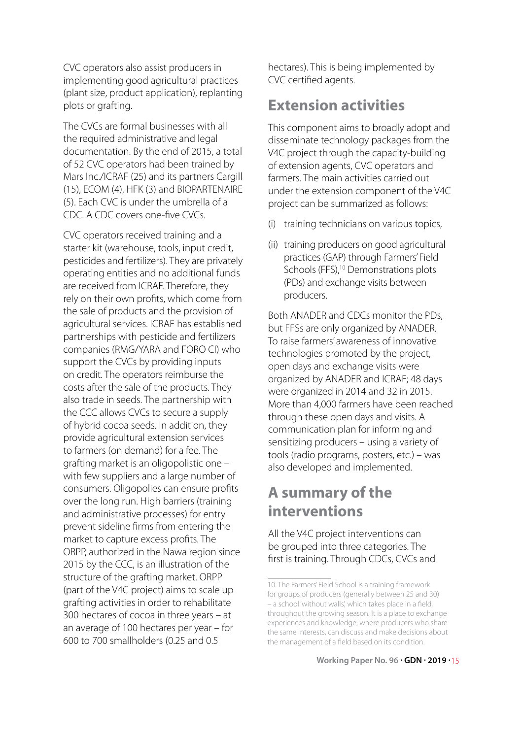CVC operators also assist producers in implementing good agricultural practices (plant size, product application), replanting plots or grafting.

The CVCs are formal businesses with all the required administrative and legal documentation. By the end of 2015, a total of 52 CVC operators had been trained by Mars Inc./ICRAF (25) and its partners Cargill (15), ECOM (4), HFK (3) and BIOPARTENAIRE (5). Each CVC is under the umbrella of a CDC. A CDC covers one-five CVCs.

CVC operators received training and a starter kit (warehouse, tools, input credit, pesticides and fertilizers). They are privately operating entities and no additional funds are received from ICRAF. Therefore, they rely on their own profits, which come from the sale of products and the provision of agricultural services. ICRAF has established partnerships with pesticide and fertilizers companies (RMG/YARA and FORO CI) who support the CVCs by providing inputs on credit. The operators reimburse the costs after the sale of the products. They also trade in seeds. The partnership with the CCC allows CVCs to secure a supply of hybrid cocoa seeds. In addition, they provide agricultural extension services to farmers (on demand) for a fee. The grafting market is an oligopolistic one – with few suppliers and a large number of consumers. Oligopolies can ensure profits over the long run. High barriers (training and administrative processes) for entry prevent sideline firms from entering the market to capture excess profits. The ORPP, authorized in the Nawa region since 2015 by the CCC, is an illustration of the structure of the grafting market. ORPP (part of the V4C project) aims to scale up grafting activities in order to rehabilitate 300 hectares of cocoa in three years – at an average of 100 hectares per year – for 600 to 700 smallholders (0.25 and 0.5 hectares). This is being implemented by CVC certified agents.

## Extension activities

This component aims to broadly adopt and disseminate technology packages from the V4C project through the capacity-building of extension agents, CVC operators and farmers. The main activities carried out under the extension component of the V4C project can be summarized as follows:

(i) training technicians on various topics,

(ii) training producers on good agricultural practices (GAP) through Farmers' Field Schools (FFS),[10] Demonstrations plots (PDs) and exchange visits between producers.

Both ANADER and CDCs monitor the PDs, but FFSs are only organized by ANADER. To raise farmers' awareness of innovative technologies promoted by the project, open days and exchange visits were organized by ANADER and ICRAF; 48 days were organized in 2014 and 32 in 2015. More than 4,000 farmers have been reached through these open days and visits. A communication plan for informing and sensitizing producers – using a variety of tools (radio programs, posters, etc.) – was also developed and implemented.

## A summary of the interventions

All the V4C project interventions can be grouped into three categories. The first is training. Through CDCs, CVCs and

10. The Farmers' Field School is a training framework for groups of producers (generally between 25 and 30) – a school 'without walls', which takes place in a field, throughout the growing season. It is a place to exchange experiences and knowledge, where producers who share the same interests, can discuss and make decisions about the management of a field based on its condition.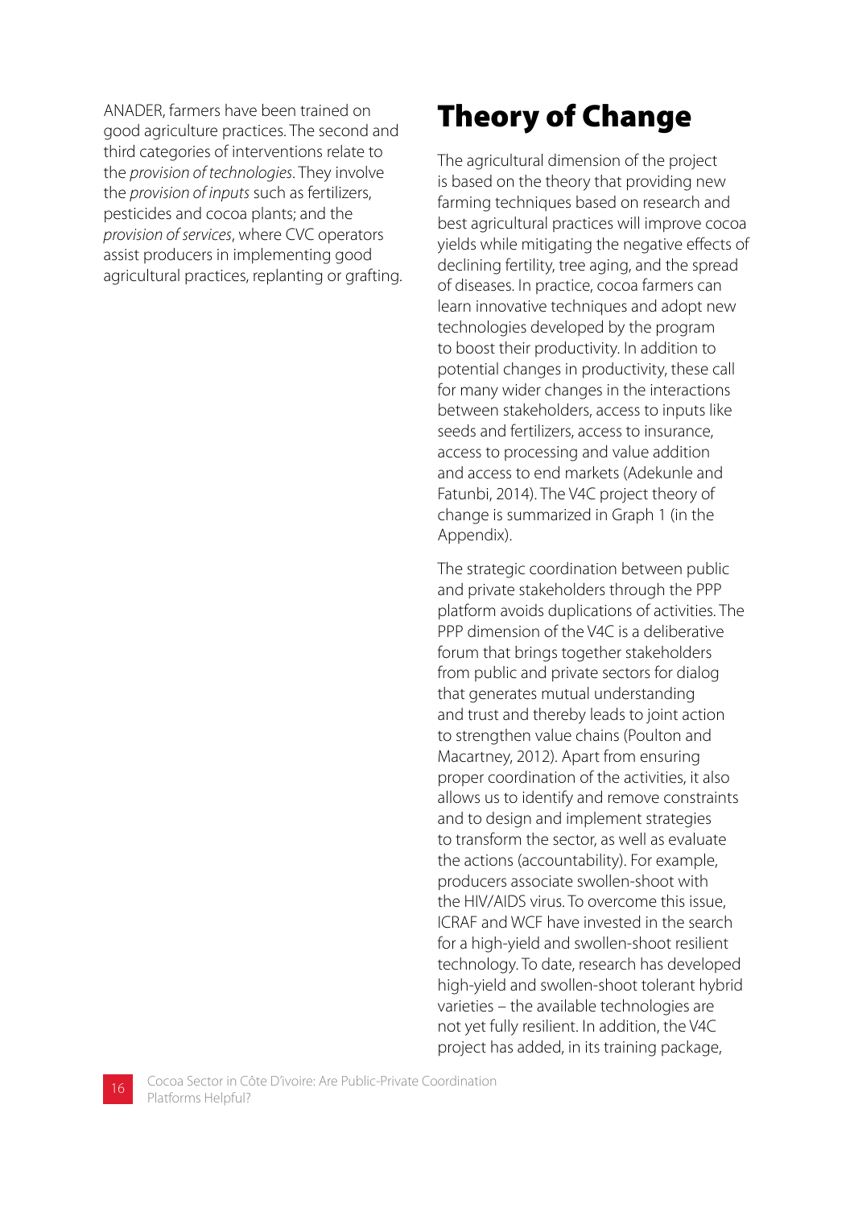ANADER, farmers have been trained on good agriculture practices. The second and third categories of interventions relate to the *provision of technologies*. They involve the *provision of inputs* such as fertilizers, pesticides and cocoa plants; and the *provision of services*, where CVC operators assist producers in implementing good agricultural practices, replanting or grafting.

# Theory of Change

The agricultural dimension of the project is based on the theory that providing new farming techniques based on research and best agricultural practices will improve cocoa yields while mitigating the negative effects of declining fertility, tree aging, and the spread of diseases. In practice, cocoa farmers can learn innovative techniques and adopt new technologies developed by the program to boost their productivity. In addition to potential changes in productivity, these call for many wider changes in the interactions between stakeholders, access to inputs like seeds and fertilizers, access to insurance, access to processing and value addition and access to end markets (Adekunle and Fatunbi, 2014). The V4C project theory of change is summarized in Graph 1 (in the Appendix).

The strategic coordination between public and private stakeholders through the PPP platform avoids duplications of activities. The PPP dimension of the V4C is a deliberative forum that brings together stakeholders from public and private sectors for dialog that generates mutual understanding and trust and thereby leads to joint action to strengthen value chains (Poulton and Macartney, 2012). Apart from ensuring proper coordination of the activities, it also allows us to identify and remove constraints and to design and implement strategies to transform the sector, as well as evaluate the actions (accountability). For example, producers associate swollen-shoot with the HIV/AIDS virus. To overcome this issue, ICRAF and WCF have invested in the search for a high-yield and swollen-shoot resilient technology. To date, research has developed high-yield and swollen-shoot tolerant hybrid varieties – the available technologies are not yet fully resilient. In addition, the V4C project has added, in its training package,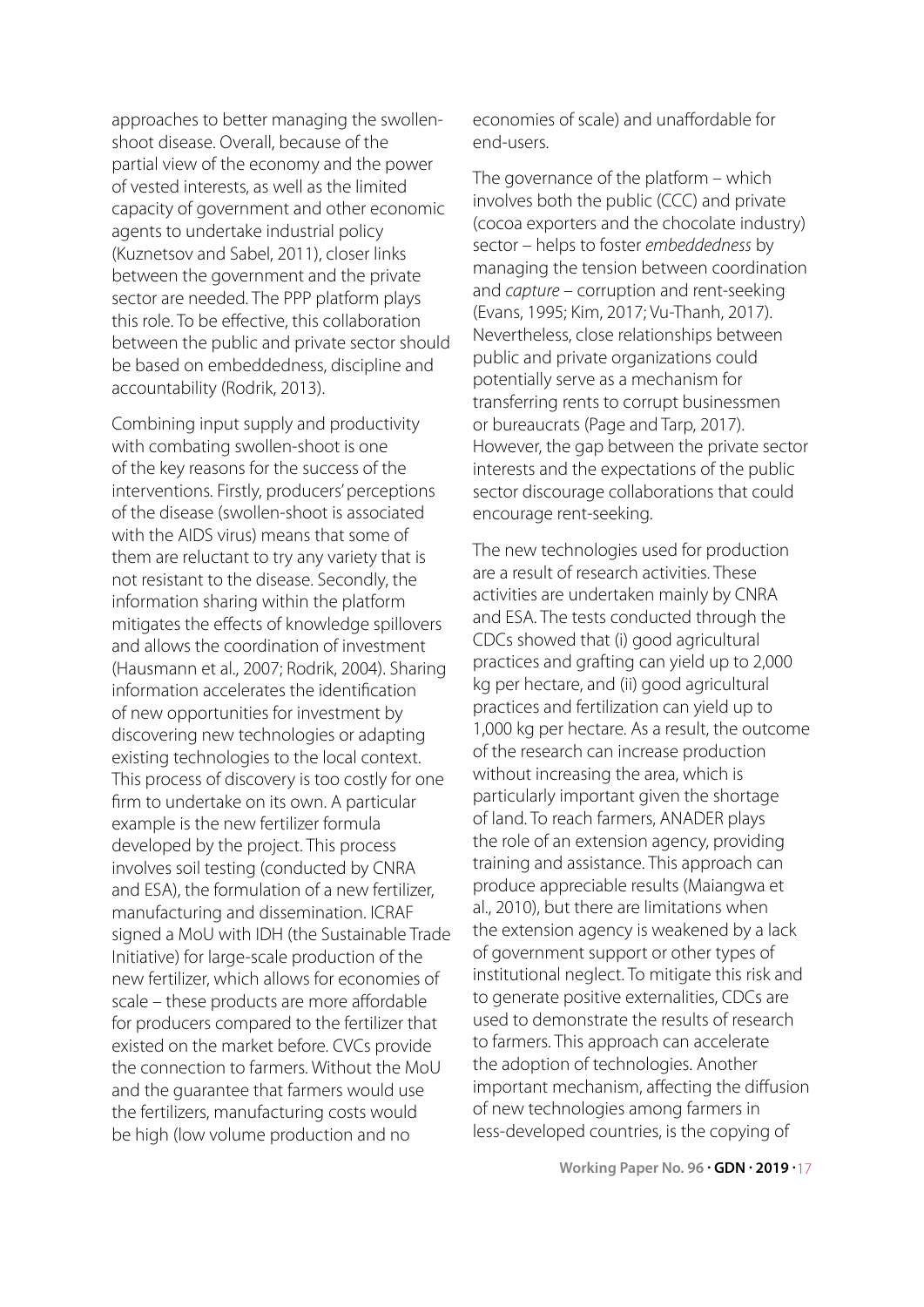approaches to better managing the swollen-shoot disease. Overall, because of the partial view of the economy and the power of vested interests, as well as the limited capacity of government and other economic agents to undertake industrial policy (Kuznetsov and Sabel, 2011), closer links between the government and the private sector are needed. The PPP platform plays this role. To be effective, this collaboration between the public and private sector should be based on embeddedness, discipline and accountability (Rodrik, 2013).

Combining input supply and productivity with combating swollen-shoot is one of the key reasons for the success of the interventions. Firstly, producers' perceptions of the disease (swollen-shoot is associated with the AIDS virus) means that some of them are reluctant to try any variety that is not resistant to the disease. Secondly, the information sharing within the platform mitigates the effects of knowledge spillovers and allows the coordination of investment (Hausmann et al., 2007; Rodrik, 2004). Sharing information accelerates the identification of new opportunities for investment by discovering new technologies or adapting existing technologies to the local context. This process of discovery is too costly for one firm to undertake on its own. A particular example is the new fertilizer formula developed by the project. This process involves soil testing (conducted by CNRA and ESA), the formulation of a new fertilizer, manufacturing and dissemination. ICRAF signed a MoU with IDH (the Sustainable Trade Initiative) for large-scale production of the new fertilizer, which allows for economies of scale – these products are more affordable for producers compared to the fertilizer that existed on the market before. CVCs provide the connection to farmers. Without the MoU and the guarantee that farmers would use the fertilizers, manufacturing costs would be high (low volume production and no economies of scale) and unaffordable for end-users.

The governance of the platform – which involves both the public (CCC) and private (cocoa exporters and the chocolate industry) sector – helps to foster *embeddedness* by managing the tension between coordination and *capture* – corruption and rent-seeking (Evans, 1995; Kim, 2017; Vu-Thanh, 2017). Nevertheless, close relationships between public and private organizations could potentially serve as a mechanism for transferring rents to corrupt businessmen or bureaucrats (Page and Tarp, 2017). However, the gap between the private sector interests and the expectations of the public sector discourage collaborations that could encourage rent-seeking.

The new technologies used for production are a result of research activities. These activities are undertaken mainly by CNRA and ESA. The tests conducted through the CDCs showed that (i) good agricultural practices and grafting can yield up to 2,000 kg per hectare, and (ii) good agricultural practices and fertilization can yield up to 1,000 kg per hectare. As a result, the outcome of the research can increase production without increasing the area, which is particularly important given the shortage of land. To reach farmers, ANADER plays the role of an extension agency, providing training and assistance. This approach can produce appreciable results (Maiangwa et al., 2010), but there are limitations when the extension agency is weakened by a lack of government support or other types of institutional neglect. To mitigate this risk and to generate positive externalities, CDCs are used to demonstrate the results of research to farmers. This approach can accelerate the adoption of technologies. Another important mechanism, affecting the diffusion of new technologies among farmers in less-developed countries, is the copying of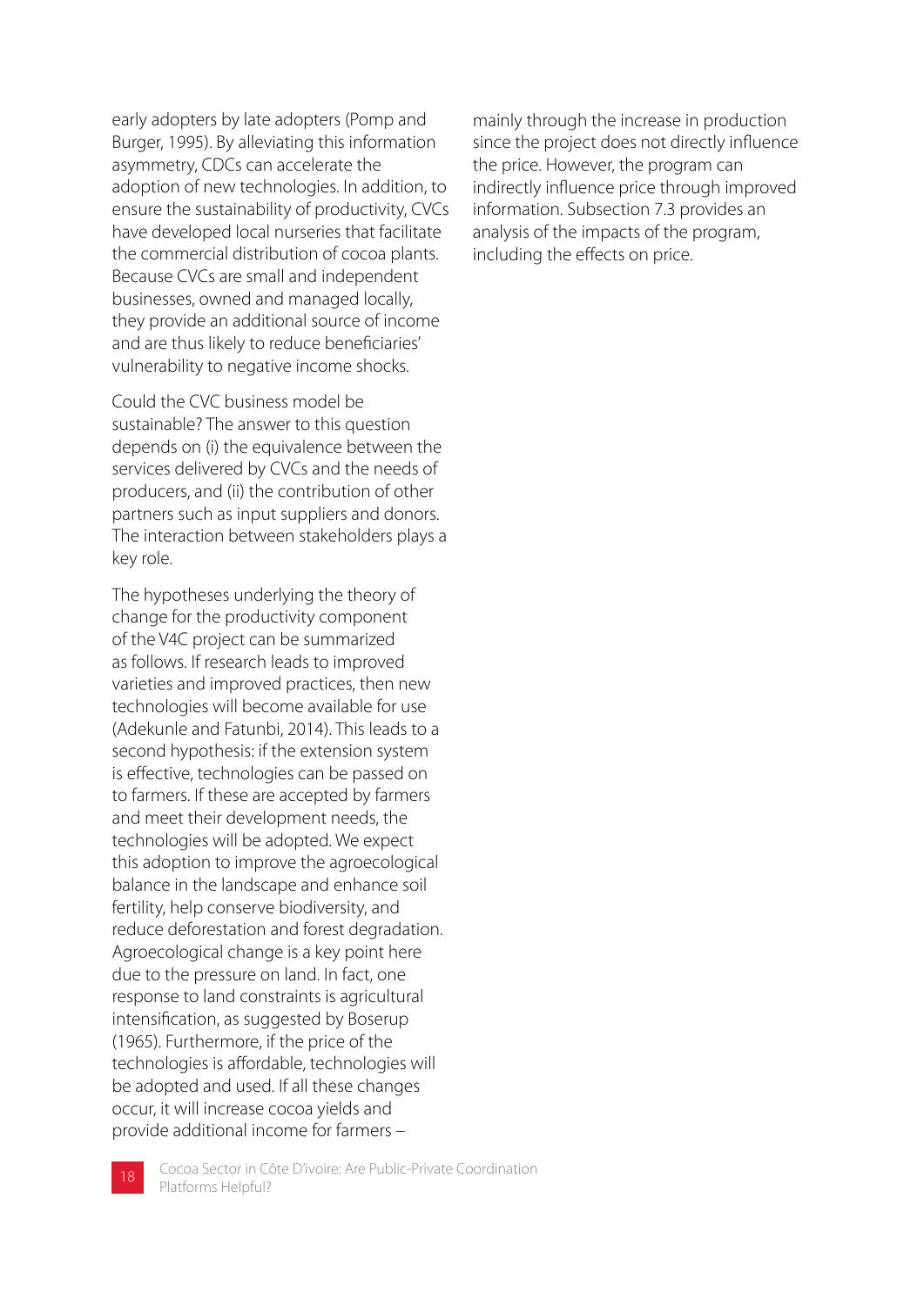early adopters by late adopters (Pomp and Burger, 1995). By alleviating this information asymmetry, CDCs can accelerate the adoption of new technologies. In addition, to ensure the sustainability of productivity, CVCs have developed local nurseries that facilitate the commercial distribution of cocoa plants. Because CVCs are small and independent businesses, owned and managed locally, they provide an additional source of income and are thus likely to reduce beneficiaries' vulnerability to negative income shocks.

Could the CVC business model be sustainable? The answer to this question depends on (i) the equivalence between the services delivered by CVCs and the needs of producers, and (ii) the contribution of other partners such as input suppliers and donors. The interaction between stakeholders plays a key role.

The hypotheses underlying the theory of change for the productivity component of the V4C project can be summarized as follows. If research leads to improved varieties and improved practices, then new technologies will become available for use (Adekunle and Fatunbi, 2014). This leads to a second hypothesis: if the extension system is effective, technologies can be passed on to farmers. If these are accepted by farmers and meet their development needs, the technologies will be adopted. We expect this adoption to improve the agroecological balance in the landscape and enhance soil fertility, help conserve biodiversity, and reduce deforestation and forest degradation. Agroecological change is a key point here due to the pressure on land. In fact, one response to land constraints is agricultural intensification, as suggested by Boserup (1965). Furthermore, if the price of the technologies is affordable, technologies will be adopted and used. If all these changes occur, it will increase cocoa yields and provide additional income for farmers – mainly through the increase in production since the project does not directly influence the price. However, the program can indirectly influence price through improved information. Subsection 7.3 provides an analysis of the impacts of the program, including the effects on price.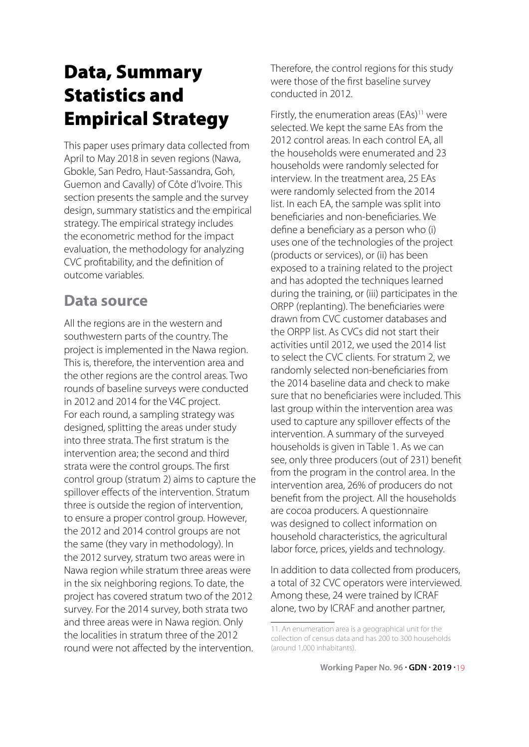# Data, Summary Statistics and Empirical Strategy

This paper uses primary data collected from April to May 2018 in seven regions (Nawa, Gbokle, San Pedro, Haut-Sassandra, Goh, Guemon and Cavally) of Côte d'Ivoire. This section presents the sample and the survey design, summary statistics and the empirical strategy. The empirical strategy includes the econometric method for the impact evaluation, the methodology for analyzing CVC profitability, and the definition of outcome variables.

## Data source

All the regions are in the western and southwestern parts of the country. The project is implemented in the Nawa region. This is, therefore, the intervention area and the other regions are the control areas. Two rounds of baseline surveys were conducted in 2012 and 2014 for the V4C project. For each round, a sampling strategy was designed, splitting the areas under study into three strata. The first stratum is the intervention area; the second and third strata were the control groups. The first control group (stratum 2) aims to capture the spillover effects of the intervention. Stratum three is outside the region of intervention, to ensure a proper control group. However, the 2012 and 2014 control groups are not the same (they vary in methodology). In the 2012 survey, stratum two areas were in Nawa region while stratum three areas were in the six neighboring regions. To date, the project has covered stratum two of the 2012 survey. For the 2014 survey, both strata two and three areas were in Nawa region. Only the localities in stratum three of the 2012 round were not affected by the intervention. Therefore, the control regions for this study were those of the first baseline survey conducted in 2012.

Firstly, the enumeration areas (EAs)[11] were selected. We kept the same EAs from the 2012 control areas. In each control EA, all the households were enumerated and 23 households were randomly selected for interview. In the treatment area, 25 EAs were randomly selected from the 2014 list. In each EA, the sample was split into beneficiaries and non-beneficiaries. We define a beneficiary as a person who (i) uses one of the technologies of the project (products or services), or (ii) has been exposed to a training related to the project and has adopted the techniques learned during the training, or (iii) participates in the ORPP (replanting). The beneficiaries were drawn from CVC customer databases and the ORPP list. As CVCs did not start their activities until 2012, we used the 2014 list to select the CVC clients. For stratum 2, we randomly selected non-beneficiaries from the 2014 baseline data and check to make sure that no beneficiaries were included. This last group within the intervention area was used to capture any spillover effects of the intervention. A summary of the surveyed households is given in Table 1. As we can see, only three producers (out of 231) benefit from the program in the control area. In the intervention area, 26% of producers do not benefit from the project. All the households are cocoa producers. A questionnaire was designed to collect information on household characteristics, the agricultural labor force, prices, yields and technology.

In addition to data collected from producers, a total of 32 CVC operators were interviewed. Among these, 24 were trained by ICRAF alone, two by ICRAF and another partner,

11. An enumeration area is a geographical unit for the collection of census data and has 200 to 300 households (around 1,000 inhabitants).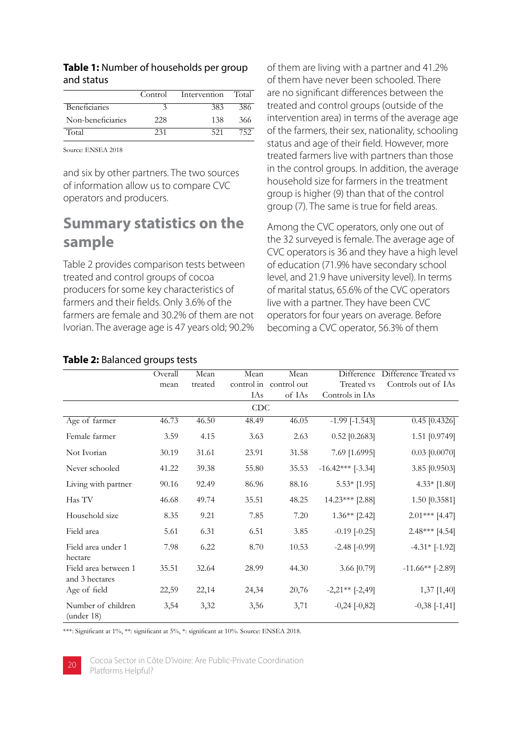**Table 1:** Number of households per group and status

| | Control | Intervention | Total |
|---|---|---|---|
| Beneficiaries | 3 | 383 | 386 |
| Non-beneficiaries | 228 | 138 | 366 |
| Total | 231 | 521 | 752 |

Source: ENSEA 2018

and six by other partners. The two sources of information allow us to compare CVC operators and producers.

## Summary statistics on the sample

Table 2 provides comparison tests between treated and control groups of cocoa producers for some key characteristics of farmers and their fields. Only 3.6% of the farmers are female and 30.2% of them are not Ivorian. The average age is 47 years old; 90.2% of them are living with a partner and 41.2% of them have never been schooled. There are no significant differences between the treated and control groups (outside of the intervention area) in terms of the average age of the farmers, their sex, nationality, schooling status and age of their field. However, more treated farmers live with partners than those in the control groups. In addition, the average household size for farmers in the treatment group is higher (9) than that of the control group (7). The same is true for field areas.

Among the CVC operators, only one out of the 32 surveyed is female. The average age of CVC operators is 36 and they have a high level of education (71.9% have secondary school level, and 21.9 have university level). In terms of marital status, 65.6% of the CVC operators live with a partner. They have been CVC operators for four years on average. Before becoming a CVC operator, 56.3% of them

**Table 2:** Balanced groups tests

| | Overall mean | Mean treated | Mean control in IAs | Mean control out of IAs | Difference Treated vs Controls in IAs | Difference Treated vs Controls out of IAs |
|---|---|---|---|---|---|---|
| | | | CDC | | | |
| Age of farmer | 46.73 | 46.50 | 48.49 | 46.05 | -1.99 [-1.543] | 0.45 [0.4326] |
| Female farmer | 3.59 | 4.15 | 3.63 | 2.63 | 0.52 [0.2683] | 1.51 [0.9749] |
| Not Ivorian | 30.19 | 31.61 | 23.91 | 31.58 | 7.69 [1.6995] | 0.03 [0.0070] |
| Never schooled | 41.22 | 39.38 | 55.80 | 35.53 | -16.42*** [-3.34] | 3.85 [0.9503] |
| Living with partner | 90.16 | 92.49 | 86.96 | 88.16 | 5.53* [1.95] | 4.33* [1.80] |
| Has TV | 46.68 | 49.74 | 35.51 | 48.25 | 14.23*** [2.88] | 1.50 [0.3581] |
| Household size | 8.35 | 9.21 | 7.85 | 7.20 | 1.36** [2.42] | 2.01*** [4.47] |
| Field area | 5.61 | 6.31 | 6.51 | 3.85 | -0.19 [-0.25] | 2.48*** [4.54] |
| Field area under 1 hectare | 7.98 | 6.22 | 8.70 | 10.53 | -2.48 [-0.99] | -4.31* [-1.92] |
| Field area between 1 and 3 hectares | 35.51 | 32.64 | 28.99 | 44.30 | 3.66 [0.79] | -11.66** [-2.89] |
| Age of field | 22,59 | 22,14 | 24,34 | 20,76 | -2,21** [-2,49] | 1,37 [1,40] |
| Number of children (under 18) | 3,54 | 3,32 | 3,56 | 3,71 | -0,24 [-0,82] | -0,38 [-1,41] |

***: Significant at 1%, **: significant at 5%, *: significant at 10%. Source: ENSEA 2018.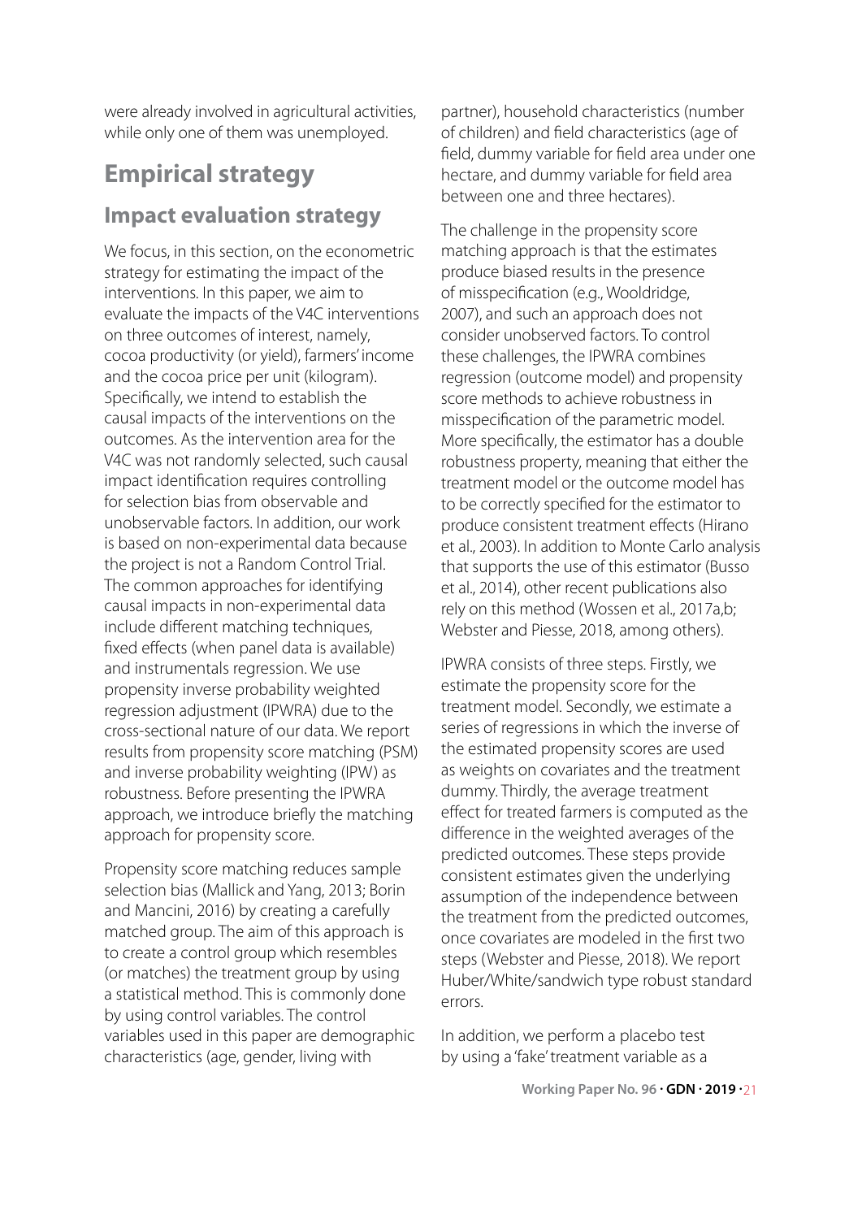were already involved in agricultural activities, while only one of them was unemployed.

## Empirical strategy

### Impact evaluation strategy

We focus, in this section, on the econometric strategy for estimating the impact of the interventions. In this paper, we aim to evaluate the impacts of the V4C interventions on three outcomes of interest, namely, cocoa productivity (or yield), farmers' income and the cocoa price per unit (kilogram). Specifically, we intend to establish the causal impacts of the interventions on the outcomes. As the intervention area for the V4C was not randomly selected, such causal impact identification requires controlling for selection bias from observable and unobservable factors. In addition, our work is based on non-experimental data because the project is not a Random Control Trial. The common approaches for identifying causal impacts in non-experimental data include different matching techniques, fixed effects (when panel data is available) and instrumentals regression. We use propensity inverse probability weighted regression adjustment (IPWRA) due to the cross-sectional nature of our data. We report results from propensity score matching (PSM) and inverse probability weighting (IPW) as robustness. Before presenting the IPWRA approach, we introduce briefly the matching approach for propensity score.

Propensity score matching reduces sample selection bias (Mallick and Yang, 2013; Borin and Mancini, 2016) by creating a carefully matched group. The aim of this approach is to create a control group which resembles (or matches) the treatment group by using a statistical method. This is commonly done by using control variables. The control variables used in this paper are demographic characteristics (age, gender, living with partner), household characteristics (number of children) and field characteristics (age of field, dummy variable for field area under one hectare, and dummy variable for field area between one and three hectares).

The challenge in the propensity score matching approach is that the estimates produce biased results in the presence of misspecification (e.g., Wooldridge, 2007), and such an approach does not consider unobserved factors. To control these challenges, the IPWRA combines regression (outcome model) and propensity score methods to achieve robustness in misspecification of the parametric model. More specifically, the estimator has a double robustness property, meaning that either the treatment model or the outcome model has to be correctly specified for the estimator to produce consistent treatment effects (Hirano et al., 2003). In addition to Monte Carlo analysis that supports the use of this estimator (Busso et al., 2014), other recent publications also rely on this method (Wossen et al., 2017a,b; Webster and Piesse, 2018, among others).

IPWRA consists of three steps. Firstly, we estimate the propensity score for the treatment model. Secondly, we estimate a series of regressions in which the inverse of the estimated propensity scores are used as weights on covariates and the treatment dummy. Thirdly, the average treatment effect for treated farmers is computed as the difference in the weighted averages of the predicted outcomes. These steps provide consistent estimates given the underlying assumption of the independence between the treatment from the predicted outcomes, once covariates are modeled in the first two steps (Webster and Piesse, 2018). We report Huber/White/sandwich type robust standard errors.

In addition, we perform a placebo test by using a 'fake' treatment variable as a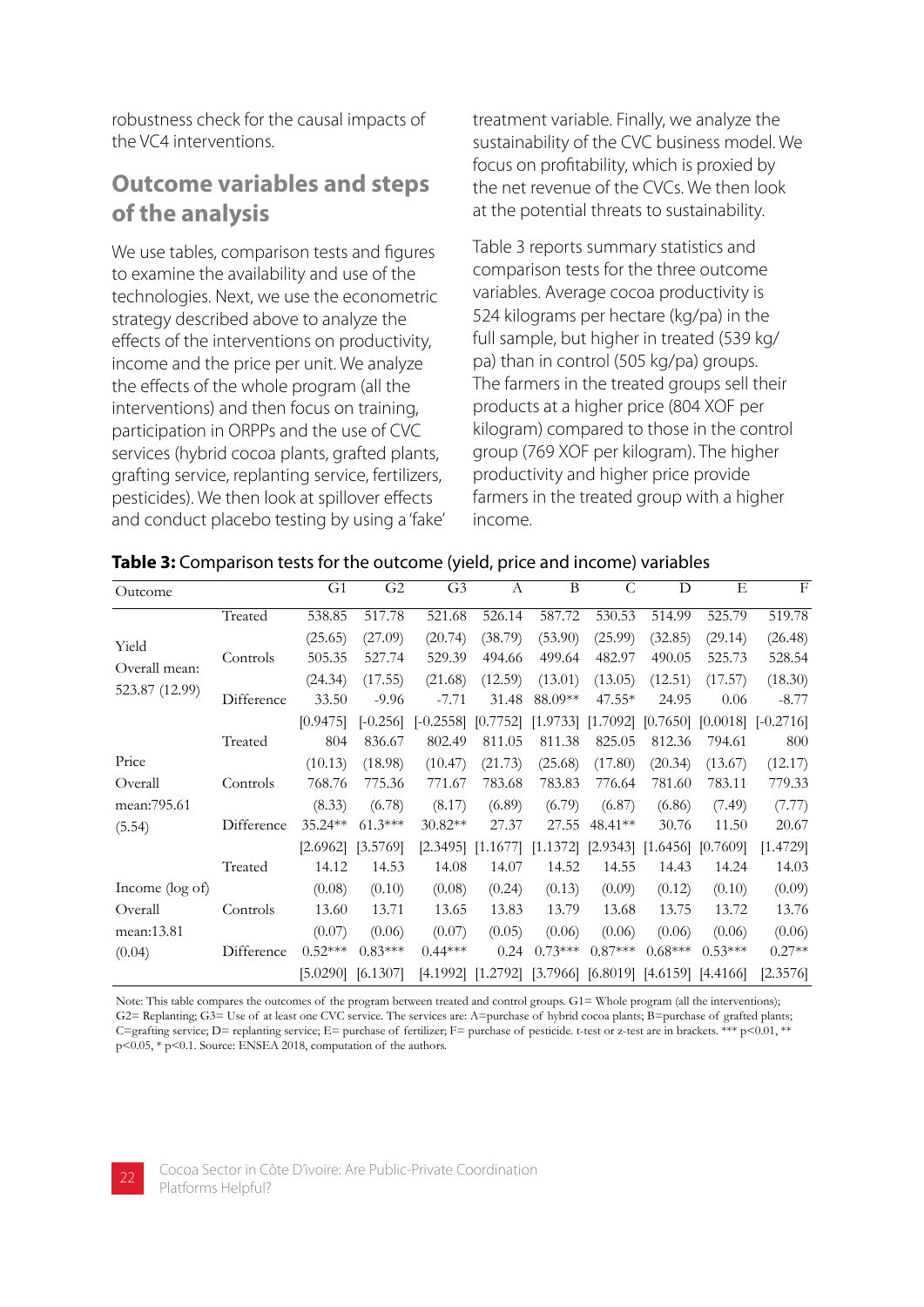robustness check for the causal impacts of the VC4 interventions.

## Outcome variables and steps of the analysis

We use tables, comparison tests and figures to examine the availability and use of the technologies. Next, we use the econometric strategy described above to analyze the effects of the interventions on productivity, income and the price per unit. We analyze the effects of the whole program (all the interventions) and then focus on training, participation in ORPPs and the use of CVC services (hybrid cocoa plants, grafted plants, grafting service, replanting service, fertilizers, pesticides). We then look at spillover effects and conduct placebo testing by using a 'fake' treatment variable. Finally, we analyze the sustainability of the CVC business model. We focus on profitability, which is proxied by the net revenue of the CVCs. We then look at the potential threats to sustainability.

Table 3 reports summary statistics and comparison tests for the three outcome variables. Average cocoa productivity is 524 kilograms per hectare (kg/pa) in the full sample, but higher in treated (539 kg/pa) than in control (505 kg/pa) groups. The farmers in the treated groups sell their products at a higher price (804 XOF per kilogram) compared to those in the control group (769 XOF per kilogram). The higher productivity and higher price provide farmers in the treated group with a higher income.

**Table 3:** Comparison tests for the outcome (yield, price and income) variables

| Outcome | | G1 | G2 | G3 | A | B | C | D | E | F |
|---|---|---|---|---|---|---|---|---|---|---|
| Yield<br>Overall mean:<br>523.87 (12.99) | Treated | 538.85 | 517.78 | 521.68 | 526.14 | 587.72 | 530.53 | 514.99 | 525.79 | 519.78 |
| | | (25.65) | (27.09) | (20.74) | (38.79) | (53.90) | (25.99) | (32.85) | (29.14) | (26.48) |
| | Controls | 505.35 | 527.74 | 529.39 | 494.66 | 499.64 | 482.97 | 490.05 | 525.73 | 528.54 |
| | | (24.34) | (17.55) | (21.68) | (12.59) | (13.01) | (13.05) | (12.51) | (17.57) | (18.30) |
| | Difference | 33.50 | -9.96 | -7.71 | 31.48 | 88.09** | 47.55* | 24.95 | 0.06 | -8.77 |
| | | [0.9475] | [-0.256] | [-0.2558] | [0.7752] | [1.9733] | [1.7092] | [0.7650] | [0.0018] | [-0.2716] |
| Price<br>Overall<br>mean:795.61<br>(5.54) | Treated | 804 | 836.67 | 802.49 | 811.05 | 811.38 | 825.05 | 812.36 | 794.61 | 800 |
| | | (10.13) | (18.98) | (10.47) | (21.73) | (25.68) | (17.80) | (20.34) | (13.67) | (12.17) |
| | Controls | 768.76 | 775.36 | 771.67 | 783.68 | 783.83 | 776.64 | 781.60 | 783.11 | 779.33 |
| | | (8.33) | (6.78) | (8.17) | (6.89) | (6.79) | (6.87) | (6.86) | (7.49) | (7.77) |
| | Difference | 35.24** | 61.3*** | 30.82** | 27.37 | 27.55 | 48.41** | 30.76 | 11.50 | 20.67 |
| | | [2.6962] | [3.5769] | [2.3495] | [1.1677] | [1.1372] | [2.9343] | [1.6456] | [0.7609] | [1.4729] |
| Income (log of)<br>Overall<br>mean:13.81<br>(0.04) | Treated | 14.12 | 14.53 | 14.08 | 14.07 | 14.52 | 14.55 | 14.43 | 14.24 | 14.03 |
| | | (0.08) | (0.10) | (0.08) | (0.24) | (0.13) | (0.09) | (0.12) | (0.10) | (0.09) |
| | Controls | 13.60 | 13.71 | 13.65 | 13.83 | 13.79 | 13.68 | 13.75 | 13.72 | 13.76 |
| | | (0.07) | (0.06) | (0.07) | (0.05) | (0.06) | (0.06) | (0.06) | (0.06) | (0.06) |
| | Difference | 0.52*** | 0.83*** | 0.44*** | 0.24 | 0.73*** | 0.87*** | 0.68*** | 0.53*** | 0.27** |
| | | [5.0290] | [6.1307] | [4.1992] | [1.2792] | [3.7966] | [6.8019] | [4.6159] | [4.4166] | [2.3576] |

Note: This table compares the outcomes of the program between treated and control groups. G1= Whole program (all the interventions); G2= Replanting; G3= Use of at least one CVC service. The services are: A=purchase of hybrid cocoa plants; B=purchase of grafted plants; C=grafting service; D= replanting service; E= purchase of fertilizer; F= purchase of pesticide. t-test or z-test are in brackets. *** p<0.01, ** p<0.05, * p<0.1. Source: ENSEA 2018, computation of the authors.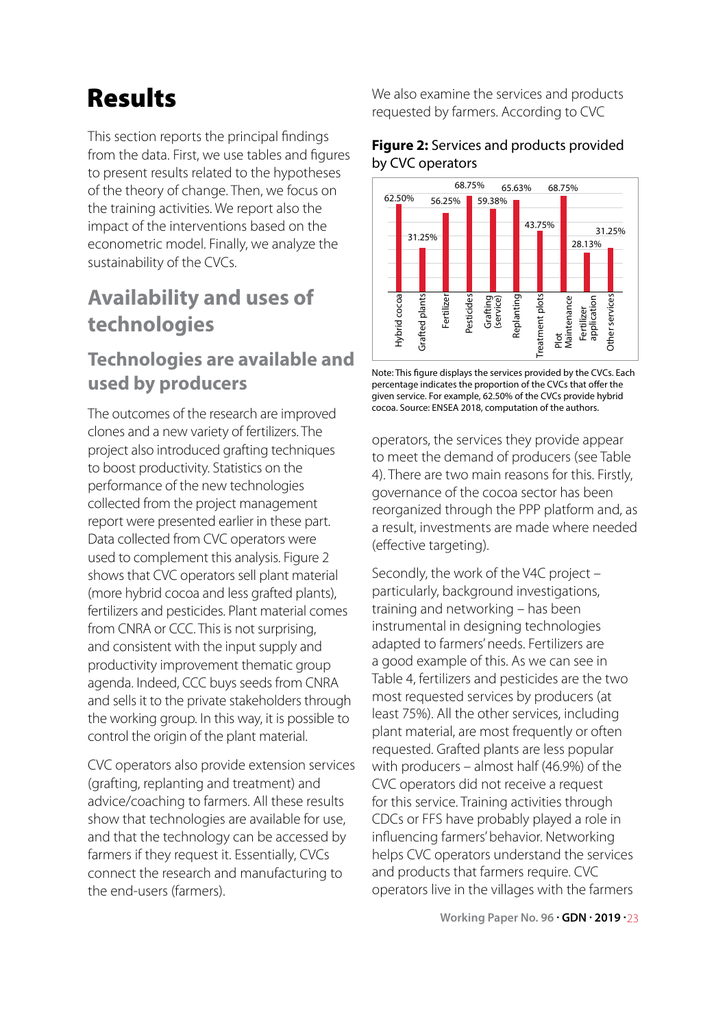# Results

This section reports the principal findings from the data. First, we use tables and figures to present results related to the hypotheses of the theory of change. Then, we focus on the training activities. We report also the impact of the interventions based on the econometric model. Finally, we analyze the sustainability of the CVCs.

## Availability and uses of technologies

### Technologies are available and used by producers

The outcomes of the research are improved clones and a new variety of fertilizers. The project also introduced grafting techniques to boost productivity. Statistics on the performance of the new technologies collected from the project management report were presented earlier in these part. Data collected from CVC operators were used to complement this analysis. Figure 2 shows that CVC operators sell plant material (more hybrid cocoa and less grafted plants), fertilizers and pesticides. Plant material comes from CNRA or CCC. This is not surprising, and consistent with the input supply and productivity improvement thematic group agenda. Indeed, CCC buys seeds from CNRA and sells it to the private stakeholders through the working group. In this way, it is possible to control the origin of the plant material.

CVC operators also provide extension services (grafting, replanting and treatment) and advice/coaching to farmers. All these results show that technologies are available for use, and that the technology can be accessed by farmers if they request it. Essentially, CVCs connect the research and manufacturing to the end-users (farmers).

We also examine the services and products requested by farmers. According to CVC operators, the services they provide appear to meet the demand of producers (see Table 4). There are two main reasons for this. Firstly, governance of the cocoa sector has been reorganized through the PPP platform and, as a result, investments are made where needed (effective targeting).

**Figure 2:** Services and products provided by CVC operators

| Service/product | Share of CVCs |
|---|---|
| Hybrid cocoa | 62.50% |
| Grafted plants | 31.25% |
| Fertilizer | 56.25% |
| Pesticides | 68.75% |
| Grafting (service) | 59.38% |
| Replanting | 65.63% |
| Treatment plots | 43.75% |
| Plot Maintenance | 68.75% |
| Fertilizer application | 28.13% |
| Other services | 31.25% |

Note: This figure displays the services provided by the CVCs. Each percentage indicates the proportion of the CVCs that offer the given service. For example, 62.50% of the CVCs provide hybrid cocoa. Source: ENSEA 2018, computation of the authors.

Secondly, the work of the V4C project – particularly, background investigations, training and networking – has been instrumental in designing technologies adapted to farmers' needs. Fertilizers are a good example of this. As we can see in Table 4, fertilizers and pesticides are the two most requested services by producers (at least 75%). All the other services, including plant material, are most frequently or often requested. Grafted plants are less popular with producers – almost half (46.9%) of the CVC operators did not receive a request for this service. Training activities through CDCs or FFS have probably played a role in influencing farmers' behavior. Networking helps CVC operators understand the services and products that farmers require. CVC operators live in the villages with the farmers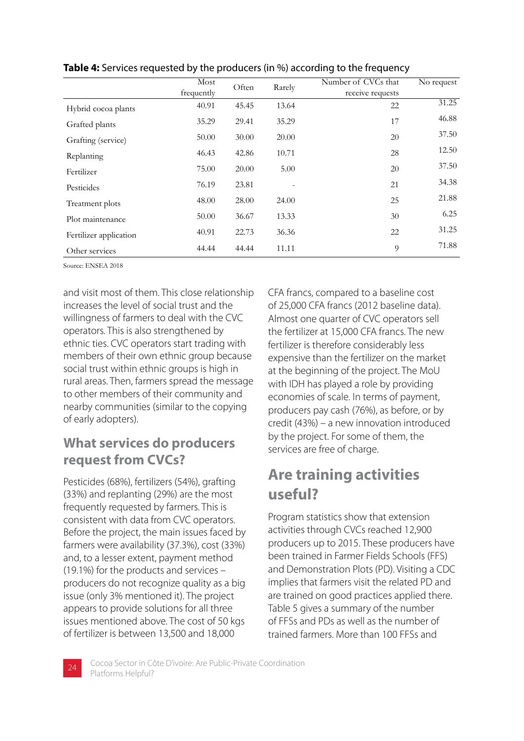**Table 4:** Services requested by the producers (in %) according to the frequency

| | Most frequently | Often | Rarely | Number of CVCs that receive requests | No request |
|---|---|---|---|---|---|
| Hybrid cocoa plants | 40.91 | 45.45 | 13.64 | 22 | 31.25 |
| Grafted plants | 35.29 | 29.41 | 35.29 | 17 | 46.88 |
| Grafting (service) | 50.00 | 30.00 | 20.00 | 20 | 37.50 |
| Replanting | 46.43 | 42.86 | 10.71 | 28 | 12.50 |
| Fertilizer | 75.00 | 20.00 | 5.00 | 20 | 37.50 |
| Pesticides | 76.19 | 23.81 | - | 21 | 34.38 |
| Treatment plots | 48.00 | 28.00 | 24.00 | 25 | 21.88 |
| Plot maintenance | 50.00 | 36.67 | 13.33 | 30 | 6.25 |
| Fertilizer application | 40.91 | 22.73 | 36.36 | 22 | 31.25 |
| Other services | 44.44 | 44.44 | 11.11 | 9 | 71.88 |

Source: ENSEA 2018

and visit most of them. This close relationship increases the level of social trust and the willingness of farmers to deal with the CVC operators. This is also strengthened by ethnic ties. CVC operators start trading with members of their own ethnic group because social trust within ethnic groups is high in rural areas. Then, farmers spread the message to other members of their community and nearby communities (similar to the copying of early adopters).

## What services do producers request from CVCs?

Pesticides (68%), fertilizers (54%), grafting (33%) and replanting (29%) are the most frequently requested by farmers. This is consistent with data from CVC operators. Before the project, the main issues faced by farmers were availability (37.3%), cost (33%) and, to a lesser extent, payment method (19.1%) for the products and services – producers do not recognize quality as a big issue (only 3% mentioned it). The project appears to provide solutions for all three issues mentioned above. The cost of 50 kgs of fertilizer is between 13,500 and 18,000 CFA francs, compared to a baseline cost of 25,000 CFA francs (2012 baseline data). Almost one quarter of CVC operators sell the fertilizer at 15,000 CFA francs. The new fertilizer is therefore considerably less expensive than the fertilizer on the market at the beginning of the project. The MoU with IDH has played a role by providing economies of scale. In terms of payment, producers pay cash (76%), as before, or by credit (43%) – a new innovation introduced by the project. For some of them, the services are free of charge.

## Are training activities useful?

Program statistics show that extension activities through CVCs reached 12,900 producers up to 2015. These producers have been trained in Farmer Fields Schools (FFS) and Demonstration Plots (PD). Visiting a CDC implies that farmers visit the related PD and are trained on good practices applied there. Table 5 gives a summary of the number of FFSs and PDs as well as the number of trained farmers. More than 100 FFSs and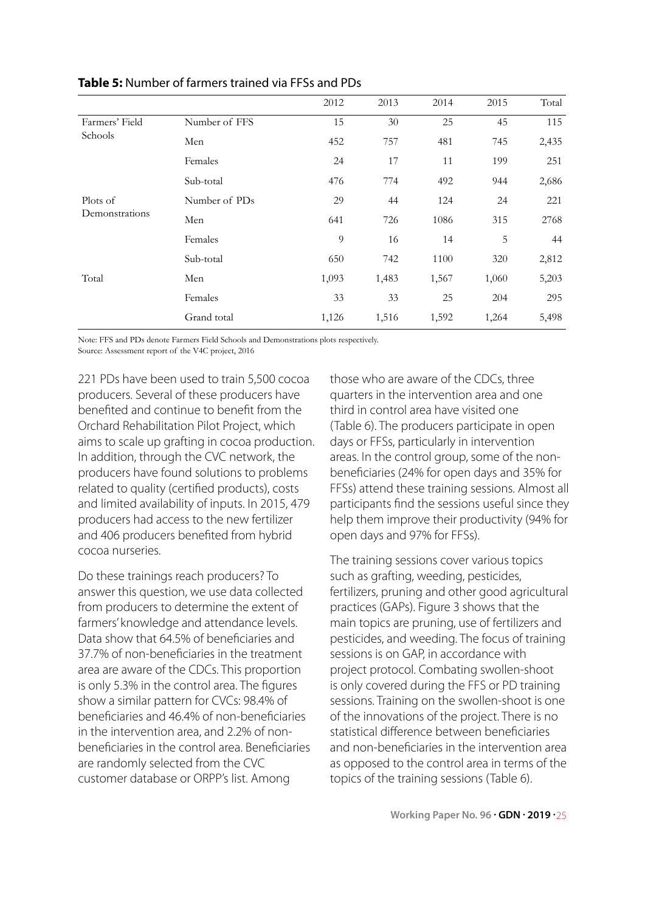**Table 5:** Number of farmers trained via FFSs and PDs

| | | 2012 | 2013 | 2014 | 2015 | Total |
|---|---|---|---|---|---|---|
| Farmers' Field Schools | Number of FFS | 15 | 30 | 25 | 45 | 115 |
| | Men | 452 | 757 | 481 | 745 | 2,435 |
| | Females | 24 | 17 | 11 | 199 | 251 |
| | Sub-total | 476 | 774 | 492 | 944 | 2,686 |
| Plots of Demonstrations | Number of PDs | 29 | 44 | 124 | 24 | 221 |
| | Men | 641 | 726 | 1086 | 315 | 2768 |
| | Females | 9 | 16 | 14 | 5 | 44 |
| | Sub-total | 650 | 742 | 1100 | 320 | 2,812 |
| Total | Men | 1,093 | 1,483 | 1,567 | 1,060 | 5,203 |
| | Females | 33 | 33 | 25 | 204 | 295 |
| | Grand total | 1,126 | 1,516 | 1,592 | 1,264 | 5,498 |

Note: FFS and PDs denote Farmers Field Schools and Demonstrations plots respectively.
Source: Assessment report of the V4C project, 2016

221 PDs have been used to train 5,500 cocoa producers. Several of these producers have benefited and continue to benefit from the Orchard Rehabilitation Pilot Project, which aims to scale up grafting in cocoa production. In addition, through the CVC network, the producers have found solutions to problems related to quality (certified products), costs and limited availability of inputs. In 2015, 479 producers had access to the new fertilizer and 406 producers benefited from hybrid cocoa nurseries.

Do these trainings reach producers? To answer this question, we use data collected from producers to determine the extent of farmers' knowledge and attendance levels. Data show that 64.5% of beneficiaries and 37.7% of non-beneficiaries in the treatment area are aware of the CDCs. This proportion is only 5.3% in the control area. The figures show a similar pattern for CVCs: 98.4% of beneficiaries and 46.4% of non-beneficiaries in the intervention area, and 2.2% of non-beneficiaries in the control area. Beneficiaries are randomly selected from the CVC customer database or ORPP's list. Among those who are aware of the CDCs, three quarters in the intervention area and one third in control area have visited one (Table 6). The producers participate in open days or FFSs, particularly in intervention areas. In the control group, some of the non-beneficiaries (24% for open days and 35% for FFSs) attend these training sessions. Almost all participants find the sessions useful since they help them improve their productivity (94% for open days and 97% for FFSs).

The training sessions cover various topics such as grafting, weeding, pesticides, fertilizers, pruning and other good agricultural practices (GAPs). Figure 3 shows that the main topics are pruning, use of fertilizers and pesticides, and weeding. The focus of training sessions is on GAP, in accordance with project protocol. Combating swollen-shoot is only covered during the FFS or PD training sessions. Training on the swollen-shoot is one of the innovations of the project. There is no statistical difference between beneficiaries and non-beneficiaries in the intervention area as opposed to the control area in terms of the topics of the training sessions (Table 6).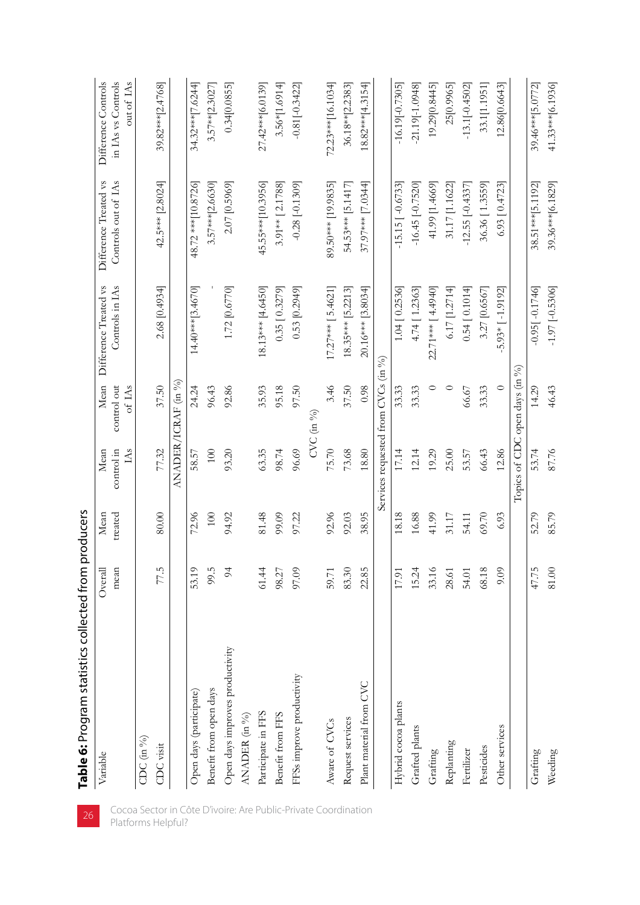**Table 6:** Program statistics collected from producers

| Variable | Overall mean | Mean treated | Mean control in IAs | Mean control out of IAs | Difference Treated vs Controls in IAs | Difference Treated vs Controls out of IAs | Difference Controls in IAs vs Controls out of IAs |
|---|---|---|---|---|---|---|---|
| CDC (in %) | | | | | | | |
| CDC visit | 77.5 | 80.00 | 77.32 | 37.50 | 2.68 [0.4934] | 42.5*** [2.8024] | 39.82***[2.4768] |
| | | | ANADER/ICRAF (in %) | | | | |
| Open days (participate) | 53.19 | 72.96 | 58.57 | 24.24 | 14.40***[3.4670] | 48.72 ***[10.8726] | 34.32***[7.6244] |
| Benefit from open days | 99.5 | 100 | 100 | 96.43 | - | 3.57***[2.6630] | 3.57**[2.3027] |
| Open days improves productivity | 94 | 94.92 | 93.20 | 92.86 | 1.72 [0.6770] | 2.07 [0.5969] | 0.34[0.0855] |
| ANADER (in %) | | | | | | | |
| Participate in FFS | 61.44 | 81.48 | 63.35 | 35.93 | 18.13*** [4.6450] | 45.55***[10.3956] | 27.42***[6.0139] |
| Benefit from FFS | 98.27 | 99.09 | 98.74 | 95.18 | 0.35 [0.3279] | 3.91** [2.1788] | 3.56*[1.6914] |
| FFSs improve productivity | 97.09 | 97.22 | 96.69 | 97.50 | 0.53 [0.2949] | -0.28 [-0.1309] | -0.81[-0.3422] |
| | | | CVC (in %) | | | | |
| Aware of CVCs | 59.71 | 92.96 | 75.70 | 3.46 | 17.27*** [5.4621] | 89.50*** [19.9835] | 72.23***[16.1034] |
| Request services | 83.30 | 92.03 | 73.68 | 37.50 | 18.35*** [5.2213] | 54.53*** [5.1417] | 36.18**[2.2383] |
| Plant material from CVC | 22.85 | 38.95 | 18.80 | 0.98 | 20.16*** [3.8034] | 37.97*** [7.0344] | 18.82***[4.3154] |
| | | | Services requested from CVCs (in %) | | | | |
| Hybrid cocoa plants | 17.91 | 18.18 | 17.14 | 33.33 | 1.04 [ 0.2536] | -15.15 [ -0.6733] | -16.19[-0.7305] |
| Grafted plants | 15.24 | 16.88 | 12.14 | 33.33 | 4.74 [ 1.2363] | -16.45 [-0.7520] | -21.19[-1.0948] |
| Grafting | 33.16 | 41.99 | 19.29 | 0 | 22.71*** [ 4.4940] | 41.99 [1.4669] | 19.29[0.8445] |
| Replanting | 28.61 | 31.17 | 25.00 | 0 | 6.17 [1.2714] | 31.17 [1.1622] | 25[0.9965] |
| Fertilizer | 54.01 | 54.11 | 53.57 | 66.67 | 0.54 [ 0.1014] | -12.55 [-0.4337] | -13.1[-0.4502] |
| Pesticides | 68.18 | 69.70 | 66.43 | 33.33 | 3.27 [0.6567] | 36.36 [ 1.3559] | 33.1[1.1951] |
| Other services | 9.09 | 6.93 | 12.86 | 0 | -5.93* [ -1.9192] | 6.93 [ 0.4723] | 12.86[0.6643] |
| | | | Topics of CDC open days (in %) | | | | |
| Grafting | 47.75 | 52.79 | 53.74 | 14.29 | -0.95[ -0.1746] | 38.51***[5.1192] | 39.46***[5.0772] |
| Weeding | 81.00 | 85.79 | 87.76 | 46.43 | -1.97 [-0.5306] | 39.36***[6.1829] | 41.33***[6.1936] |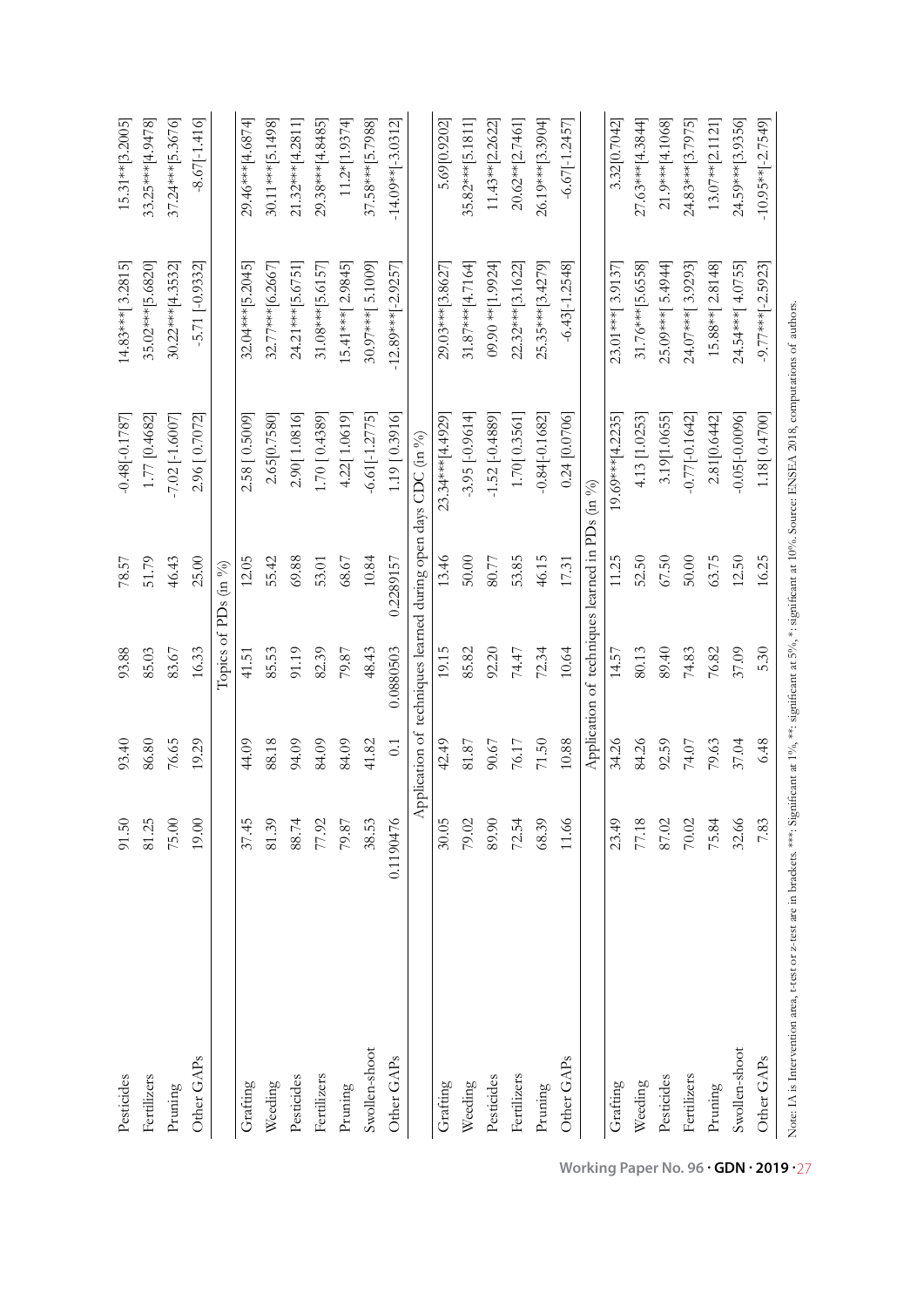| | | | | | | | |
|---|---|---|---|---|---|---|---|
| Pesticides | 91.50 | 93.40 | 93.88 | 78.57 | -0.48[-0.1787] | 14.83***[3.2815] | 15.31**[3.2005] |
| Fertilizers | 81.25 | 86.80 | 85.03 | 51.79 | 1.77 [0.4682] | 35.02***[5.6820] | 33.25***[4.9478] |
| Pruning | 75.00 | 76.65 | 83.67 | 46.43 | -7.02 [-1.6007] | 30.22***[4.3532] | 37.24***[5.3676] |
| Other GAPs | 19.00 | 19.29 | 16.33 | 25.00 | 2.96 [ 0.7072] | -5.71 [-0.9332] | -8.67[-1.416] |
| | | | Topics of PDs (in %) | | | | |
| Grafting | 37.45 | 44.09 | 41.51 | 12.05 | 2.58 [ 0.5009] | 32.04***[5.2045] | 29.46***[4.6874] |
| Weeding | 81.39 | 88.18 | 85.53 | 55.42 | 2.65[0.7580] | 32.77***[6.2667] | 30.11***[5.1498] |
| Pesticides | 88.74 | 94.09 | 91.19 | 69.88 | 2.90[ 1.0816] | 24.21***[5.6751] | 21.32***[4.2811] |
| Fertilizers | 77.92 | 84.09 | 82.39 | 53.01 | 1.70 [ 0.4389] | 31.08***[5.6157] | 29.38***[4.8485] |
| Pruning | 79.87 | 84.09 | 79.87 | 68.67 | 4.22[ 1.0619] | 15.41**[ 2.9845] | 11.2*[1.9374] |
| Swollen-shoot | 38.53 | 41.82 | 48.43 | 10.84 | -6.61[-1.2775] | 30.97***[ 5.1009] | 37.58***[5.7988] |
| Other GAPs | 0.1190476 | 0.1 | 0.0880503 | 0.2289157 | 1.19 [ 0.3916] | -12.89**[-2.9257] | -14.09**[-3.0312] |
| | | Application of techniques learned during open days CDC (in %) | | | | | |
| Grafting | 30.05 | 42.49 | 19.15 | 13.46 | 23.34***[4.4929] | 29.03***[3.8627] | 5.69[0.9202] |
| Weeding | 79.02 | 81.87 | 85.82 | 50.00 | -3.95 [-0.9614] | 31.87***[4.7164] | 35.82***[5.1811] |
| Pesticides | 89.90 | 90.67 | 92.20 | 80.77 | -1.52 [-0.4889] | 09.90 **[1.9924] | 11.43**[2.2622] |
| Fertilizers | 72.54 | 76.17 | 74.47 | 53.85 | 1.70[ 0.3561] | 22.32***[3.1622] | 20.62**[2.7461] |
| Pruning | 68.39 | 71.50 | 72.34 | 46.15 | -0.84[-0.1682] | 25.35***[3.4279] | 26.19***[3.3904] |
| Other GAPs | 11.66 | 10.88 | 10.64 | 17.31 | 0.24 [0.0706] | -6.43[-1.2548] | -6.67[-1.2457] |
| | | Application of techniques learned in PDs (in %) | | | | | |
| Grafting | 23.49 | 34.26 | 14.57 | 11.25 | 19.69***[4.2235] | 23.01***[ 3.9137] | 3.32[0.7042] |
| Weeding | 77.18 | 84.26 | 80.13 | 52.50 | 4.13 [1.0253] | 31.76***[5.6558] | 27.63***[4.3844] |
| Pesticides | 87.02 | 92.59 | 89.40 | 67.50 | 3.19[1.0655] | 25.09***[ 5.4944] | 21.9***[4.1068] |
| Fertilizers | 70.02 | 74.07 | 74.83 | 50.00 | -0.77[-0.1642] | 24.07***[ 3.9293] | 24.83***[3.7975] |
| Pruning | 75.84 | 79.63 | 76.82 | 63.75 | 2.81[0.6442] | 15.88**[ 2.8148] | 13.07**[2.1121] |
| Swollen-shoot | 32.66 | 37.04 | 37.09 | 12.50 | -0.05[-0.0096] | 24.54***[ 4.0755] | 24.59***[3.9356] |
| Other GAPs | 7.83 | 6.48 | 5.30 | 16.25 | 1.18[ 0.4700] | -9.77**[-2.5923] | -10.95**[-2.7549] |

Note: IA is Intervention area, t-test or z-test are in brackets. ***: Significant at 1%, **: significant at 5%, *: significant at 10%. Source: ENSEA 2018, computations of authors.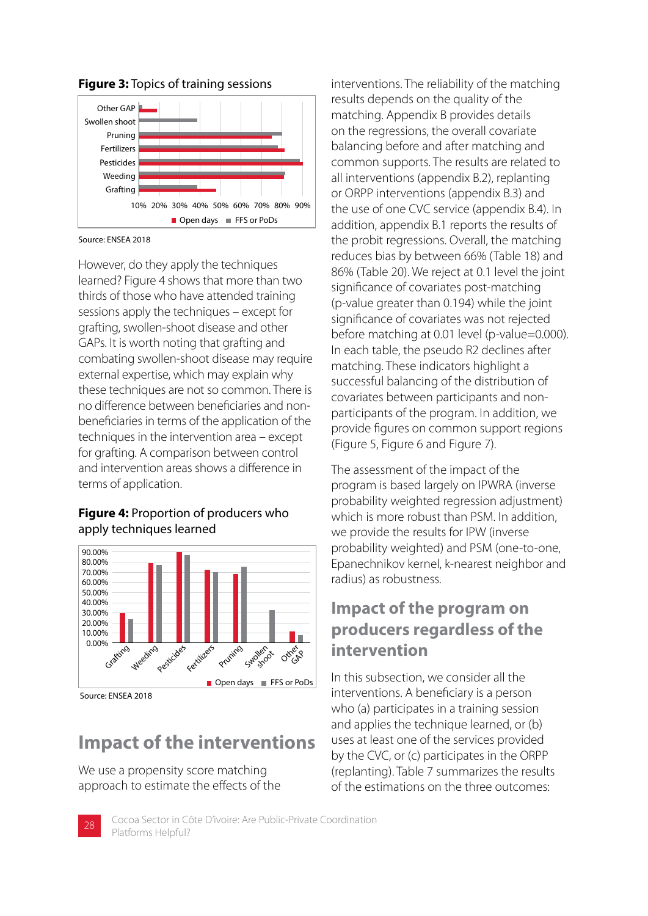**Figure 3:** Topics of training sessions

Source: ENSEA 2018

However, do they apply the techniques learned? Figure 4 shows that more than two thirds of those who have attended training sessions apply the techniques – except for grafting, swollen-shoot disease and other GAPs. It is worth noting that grafting and combating swollen-shoot disease may require external expertise, which may explain why these techniques are not so common. There is no difference between beneficiaries and non-beneficiaries in terms of the application of the techniques in the intervention area – except for grafting. A comparison between control and intervention areas shows a difference in terms of application.

**Figure 4:** Proportion of producers who apply techniques learned

Source: ENSEA 2018

## Impact of the interventions

We use a propensity score matching approach to estimate the effects of the interventions. The reliability of the matching results depends on the quality of the matching. Appendix B provides details on the regressions, the overall covariate balancing before and after matching and common supports. The results are related to all interventions (appendix B.2), replanting or ORPP interventions (appendix B.3) and the use of one CVC service (appendix B.4). In addition, appendix B.1 reports the results of the probit regressions. Overall, the matching reduces bias by between 66% (Table 18) and 86% (Table 20). We reject at 0.1 level the joint significance of covariates post-matching (p-value greater than 0.194) while the joint significance of covariates was not rejected before matching at 0.01 level (p-value=0.000). In each table, the pseudo R2 declines after matching. These indicators highlight a successful balancing of the distribution of covariates between participants and non-participants of the program. In addition, we provide figures on common support regions (Figure 5, Figure 6 and Figure 7).

The assessment of the impact of the program is based largely on IPWRA (inverse probability weighted regression adjustment) which is more robust than PSM. In addition, we provide the results for IPW (inverse probability weighted) and PSM (one-to-one, Epanechnikov kernel, k-nearest neighbor and radius) as robustness.

## Impact of the program on producers regardless of the intervention

In this subsection, we consider all the interventions. A beneficiary is a person who (a) participates in a training session and applies the technique learned, or (b) uses at least one of the services provided by the CVC, or (c) participates in the ORPP (replanting). Table 7 summarizes the results of the estimations on the three outcomes: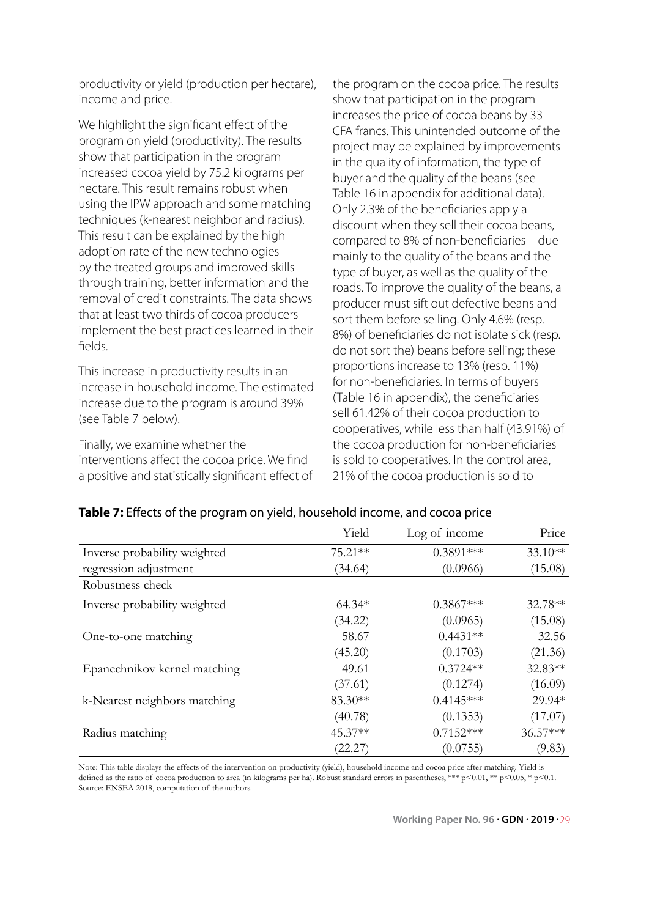productivity or yield (production per hectare), income and price.

We highlight the significant effect of the program on yield (productivity). The results show that participation in the program increased cocoa yield by 75.2 kilograms per hectare. This result remains robust when using the IPW approach and some matching techniques (k-nearest neighbor and radius). This result can be explained by the high adoption rate of the new technologies by the treated groups and improved skills through training, better information and the removal of credit constraints. The data shows that at least two thirds of cocoa producers implement the best practices learned in their fields.

This increase in productivity results in an increase in household income. The estimated increase due to the program is around 39% (see Table 7 below).

Finally, we examine whether the interventions affect the cocoa price. We find a positive and statistically significant effect of the program on the cocoa price. The results show that participation in the program increases the price of cocoa beans by 33 CFA francs. This unintended outcome of the project may be explained by improvements in the quality of information, the type of buyer and the quality of the beans (see Table 16 in appendix for additional data). Only 2.3% of the beneficiaries apply a discount when they sell their cocoa beans, compared to 8% of non-beneficiaries – due mainly to the quality of the beans and the type of buyer, as well as the quality of the roads. To improve the quality of the beans, a producer must sift out defective beans and sort them before selling. Only 4.6% (resp. 8%) of beneficiaries do not isolate sick (resp. do not sort the) beans before selling; these proportions increase to 13% (resp. 11%) for non-beneficiaries. In terms of buyers (Table 16 in appendix), the beneficiaries sell 61.42% of their cocoa production to cooperatives, while less than half (43.91%) of the cocoa production for non-beneficiaries is sold to cooperatives. In the control area, 21% of the cocoa production is sold to

**Table 7:** Effects of the program on yield, household income, and cocoa price

| | Yield | Log of income | Price |
|---|---|---|---|
| Inverse probability weighted regression adjustment | 75.21** | 0.3891*** | 33.10** |
| | (34.64) | (0.0966) | (15.08) |
| Robustness check | | | |
| Inverse probability weighted | 64.34* | 0.3867*** | 32.78** |
| | (34.22) | (0.0965) | (15.08) |
| One-to-one matching | 58.67 | 0.4431** | 32.56 |
| | (45.20) | (0.1703) | (21.36) |
| Epanechnikov kernel matching | 49.61 | 0.3724** | 32.83** |
| | (37.61) | (0.1274) | (16.09) |
| k-Nearest neighbors matching | 83.30** | 0.4145*** | 29.94* |
| | (40.78) | (0.1353) | (17.07) |
| Radius matching | 45.37** | 0.7152*** | 36.57*** |
| | (22.27) | (0.0755) | (9.83) |

Note: This table displays the effects of the intervention on productivity (yield), household income and cocoa price after matching. Yield is defined as the ratio of cocoa production to area (in kilograms per ha). Robust standard errors in parentheses, *** $p<0.01$, ** $p<0.05$, * $p<0.1$.
Source: ENSEA 2018, computation of the authors.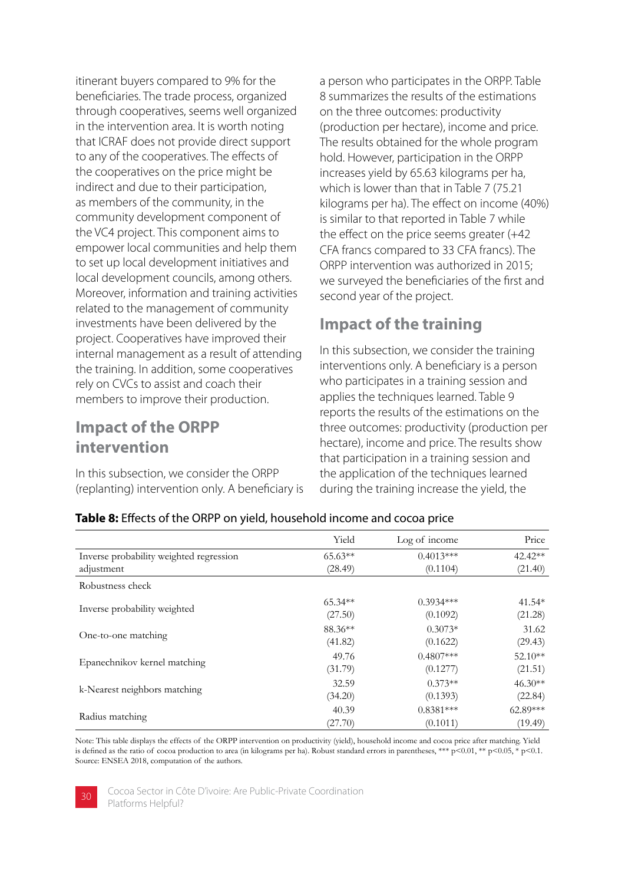itinerant buyers compared to 9% for the beneficiaries. The trade process, organized through cooperatives, seems well organized in the intervention area. It is worth noting that ICRAF does not provide direct support to any of the cooperatives. The effects of the cooperatives on the price might be indirect and due to their participation, as members of the community, in the community development component of the VC4 project. This component aims to empower local communities and help them to set up local development initiatives and local development councils, among others. Moreover, information and training activities related to the management of community investments have been delivered by the project. Cooperatives have improved their internal management as a result of attending the training. In addition, some cooperatives rely on CVCs to assist and coach their members to improve their production.

## Impact of the ORPP intervention

In this subsection, we consider the ORPP (replanting) intervention only. A beneficiary is a person who participates in the ORPP. Table 8 summarizes the results of the estimations on the three outcomes: productivity (production per hectare), income and price. The results obtained for the whole program hold. However, participation in the ORPP increases yield by 65.63 kilograms per ha, which is lower than that in Table 7 (75.21 kilograms per ha). The effect on income (40%) is similar to that reported in Table 7 while the effect on the price seems greater (+42 CFA francs compared to 33 CFA francs). The ORPP intervention was authorized in 2015; we surveyed the beneficiaries of the first and second year of the project.

## Impact of the training

In this subsection, we consider the training interventions only. A beneficiary is a person who participates in a training session and applies the techniques learned. Table 9 reports the results of the estimations on the three outcomes: productivity (production per hectare), income and price. The results show that participation in a training session and the application of the techniques learned during the training increase the yield, the

**Table 8:** Effects of the ORPP on yield, household income and cocoa price

| | Yield | Log of income | Price |
|---|---|---|---|
| Inverse probability weighted regression adjustment | 65.63** | 0.4013*** | 42.42** |
| | (28.49) | (0.1104) | (21.40) |
| Robustness check | | | |
| Inverse probability weighted | 65.34** | 0.3934*** | 41.54* |
| | (27.50) | (0.1092) | (21.28) |
| One-to-one matching | 88.36** | 0.3073* | 31.62 |
| | (41.82) | (0.1622) | (29.43) |
| Epanechnikov kernel matching | 49.76 | 0.4807*** | 52.10** |
| | (31.79) | (0.1277) | (21.51) |
| k-Nearest neighbors matching | 32.59 | 0.373** | 46.30** |
| | (34.20) | (0.1393) | (22.84) |
| Radius matching | 40.39 | 0.8381*** | 62.89*** |
| | (27.70) | (0.1011) | (19.49) |

Note: This table displays the effects of the ORPP intervention on productivity (yield), household income and cocoa price after matching. Yield is defined as the ratio of cocoa production to area (in kilograms per ha). Robust standard errors in parentheses, *** $p<0.01$, ** $p<0.05$, * $p<0.1$.
Source: ENSEA 2018, computation of the authors.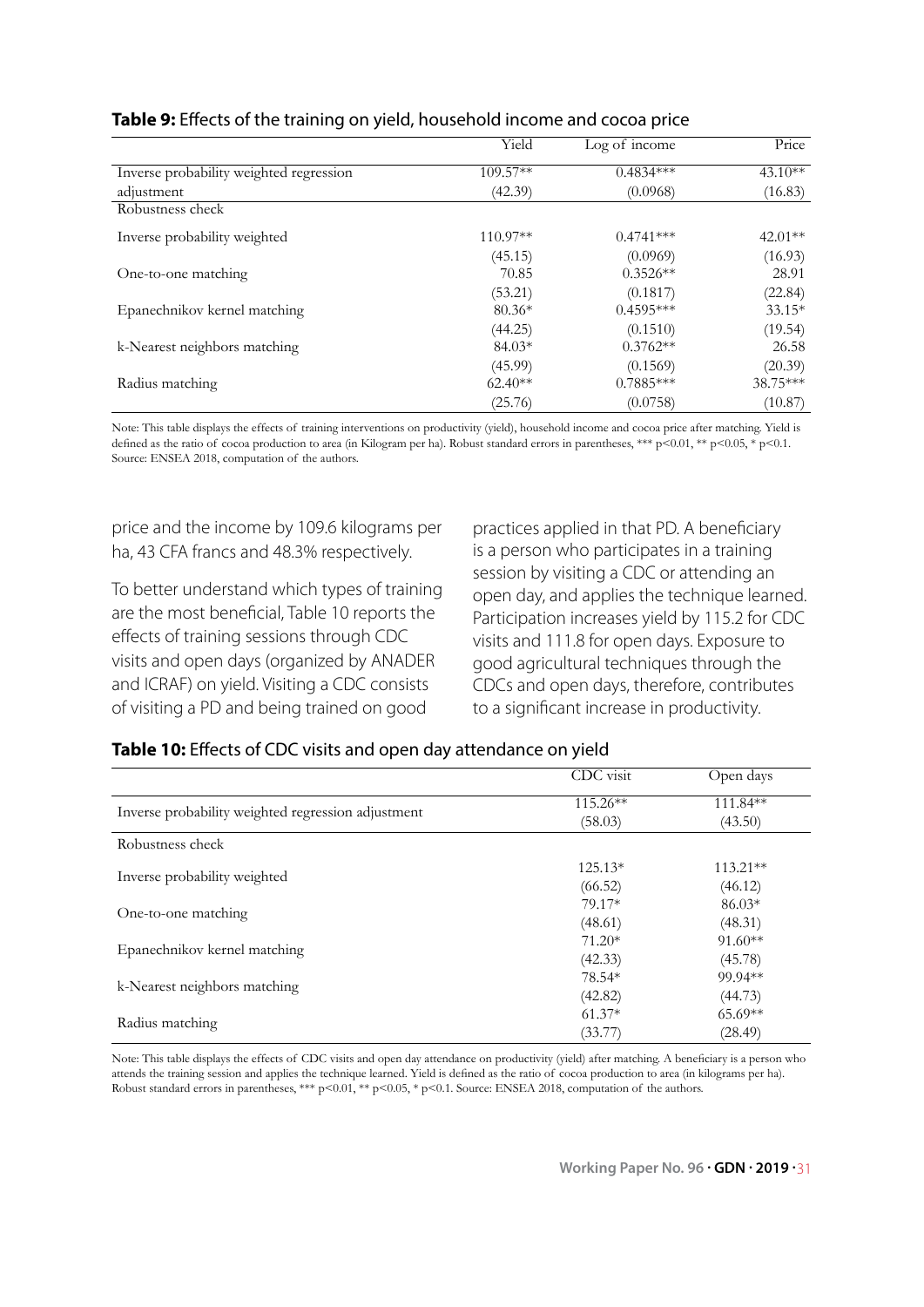**Table 9:** Effects of the training on yield, household income and cocoa price

| | Yield | Log of income | Price |
|---|---|---|---|
| Inverse probability weighted regression adjustment | 109.57** | 0.4834*** | 43.10** |
| | (42.39) | (0.0968) | (16.83) |
| Robustness check | | | |
| Inverse probability weighted | 110.97** | 0.4741*** | 42.01** |
| | (45.15) | (0.0969) | (16.93) |
| One-to-one matching | 70.85 | 0.3526** | 28.91 |
| | (53.21) | (0.1817) | (22.84) |
| Epanechnikov kernel matching | 80.36* | 0.4595*** | 33.15* |
| | (44.25) | (0.1510) | (19.54) |
| k-Nearest neighbors matching | 84.03* | 0.3762** | 26.58 |
| | (45.99) | (0.1569) | (20.39) |
| Radius matching | 62.40** | 0.7885*** | 38.75*** |
| | (25.76) | (0.0758) | (10.87) |

Note: This table displays the effects of training interventions on productivity (yield), household income and cocoa price after matching. Yield is defined as the ratio of cocoa production to area (in Kilogram per ha). Robust standard errors in parentheses, *** p<0.01, ** p<0.05, * p<0.1. Source: ENSEA 2018, computation of the authors.

price and the income by 109.6 kilograms per ha, 43 CFA francs and 48.3% respectively.

To better understand which types of training are the most beneficial, Table 10 reports the effects of training sessions through CDC visits and open days (organized by ANADER and ICRAF) on yield. Visiting a CDC consists of visiting a PD and being trained on good practices applied in that PD. A beneficiary is a person who participates in a training session by visiting a CDC or attending an open day, and applies the technique learned. Participation increases yield by 115.2 for CDC visits and 111.8 for open days. Exposure to good agricultural techniques through the CDCs and open days, therefore, contributes to a significant increase in productivity.

**Table 10:** Effects of CDC visits and open day attendance on yield

| | CDC visit | Open days |
|---|---|---|
| Inverse probability weighted regression adjustment | 115.26** | 111.84** |
| | (58.03) | (43.50) |
| Robustness check | | |
| Inverse probability weighted | 125.13* | 113.21** |
| | (66.52) | (46.12) |
| One-to-one matching | 79.17* | 86.03* |
| | (48.61) | (48.31) |
| Epanechnikov kernel matching | 71.20* | 91.60** |
| | (42.33) | (45.78) |
| k-Nearest neighbors matching | 78.54* | 99.94** |
| | (42.82) | (44.73) |
| Radius matching | 61.37* | 65.69** |
| | (33.77) | (28.49) |

Note: This table displays the effects of CDC visits and open day attendance on productivity (yield) after matching. A beneficiary is a person who attends the training session and applies the technique learned. Yield is defined as the ratio of cocoa production to area (in kilograms per ha). Robust standard errors in parentheses, *** p<0.01, ** p<0.05, * p<0.1. Source: ENSEA 2018, computation of the authors.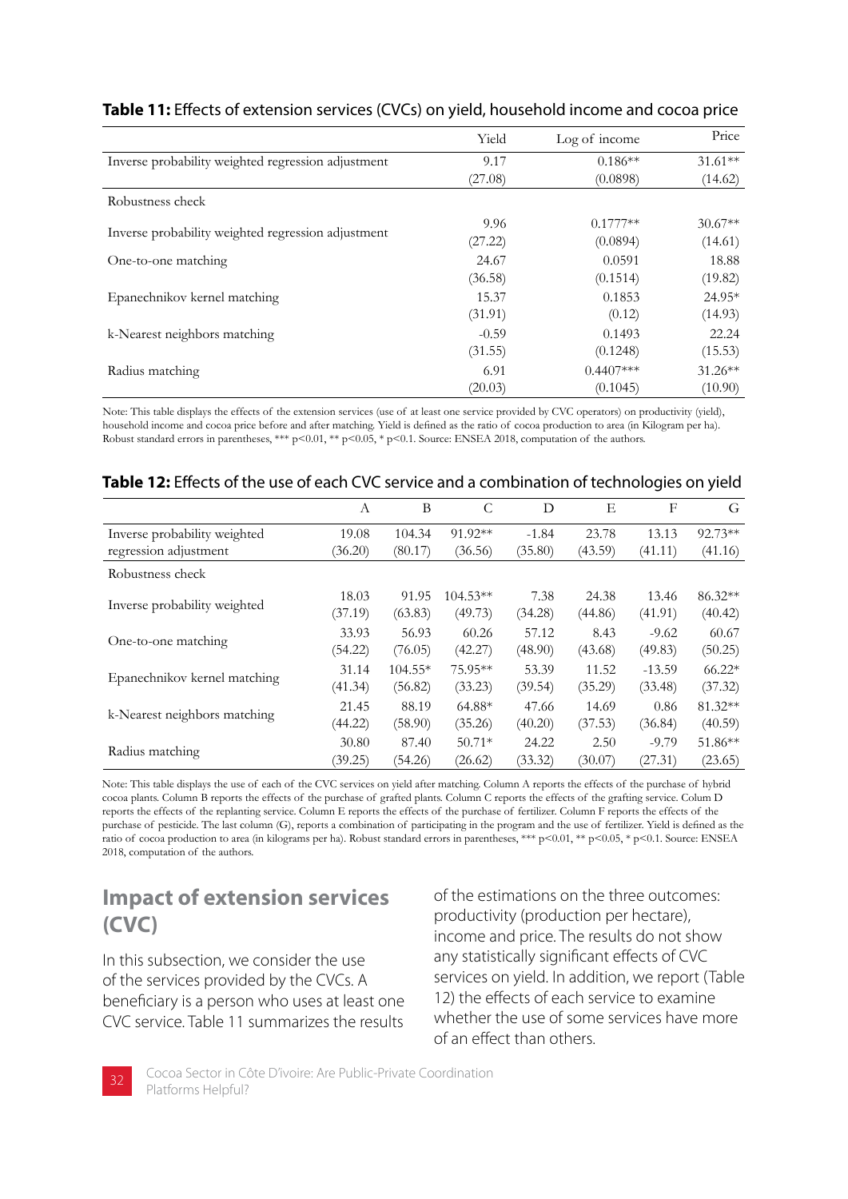**Table 11:** Effects of extension services (CVCs) on yield, household income and cocoa price

| | Yield | Log of income | Price |
|---|---|---|---|
| Inverse probability weighted regression adjustment | 9.17 | 0.186** | 31.61** |
| | (27.08) | (0.0898) | (14.62) |
| Robustness check | | | |
| Inverse probability weighted regression adjustment | 9.96 | 0.1777** | 30.67** |
| | (27.22) | (0.0894) | (14.61) |
| One-to-one matching | 24.67 | 0.0591 | 18.88 |
| | (36.58) | (0.1514) | (19.82) |
| Epanechnikov kernel matching | 15.37 | 0.1853 | 24.95* |
| | (31.91) | (0.12) | (14.93) |
| k-Nearest neighbors matching | -0.59 | 0.1493 | 22.24 |
| | (31.55) | (0.1248) | (15.53) |
| Radius matching | 6.91 | 0.4407*** | 31.26** |
| | (20.03) | (0.1045) | (10.90) |

Note: This table displays the effects of the extension services (use of at least one service provided by CVC operators) on productivity (yield), household income and cocoa price before and after matching. Yield is defined as the ratio of cocoa production to area (in Kilogram per ha). Robust standard errors in parentheses, *** p<0.01, ** p<0.05, * p<0.1. Source: ENSEA 2018, computation of the authors.

**Table 12:** Effects of the use of each CVC service and a combination of technologies on yield

| | A | B | C | D | E | F | G |
|---|---|---|---|---|---|---|---|
| Inverse probability weighted regression adjustment | 19.08 | 104.34 | 91.92** | -1.84 | 23.78 | 13.13 | 92.73** |
| | (36.20) | (80.17) | (36.56) | (35.80) | (43.59) | (41.11) | (41.16) |
| Robustness check | | | | | | | |
| Inverse probability weighted | 18.03 | 91.95 | 104.53** | 7.38 | 24.38 | 13.46 | 86.32** |
| | (37.19) | (63.83) | (49.73) | (34.28) | (44.86) | (41.91) | (40.42) |
| One-to-one matching | 33.93 | 56.93 | 60.26 | 57.12 | 8.43 | -9.62 | 60.67 |
| | (54.22) | (76.05) | (42.27) | (48.90) | (43.68) | (49.83) | (50.25) |
| Epanechnikov kernel matching | 31.14 | 104.55* | 75.95** | 53.39 | 11.52 | -13.59 | 66.22* |
| | (41.34) | (56.82) | (33.23) | (39.54) | (35.29) | (33.48) | (37.32) |
| k-Nearest neighbors matching | 21.45 | 88.19 | 64.88* | 47.66 | 14.69 | 0.86 | 81.32** |
| | (44.22) | (58.90) | (35.26) | (40.20) | (37.53) | (36.84) | (40.59) |
| Radius matching | 30.80 | 87.40 | 50.71* | 24.22 | 2.50 | -9.79 | 51.86** |
| | (39.25) | (54.26) | (26.62) | (33.32) | (30.07) | (27.31) | (23.65) |

Note: This table displays the use of each of the CVC services on yield after matching. Column A reports the effects of the purchase of hybrid cocoa plants. Column B reports the effects of the purchase of grafted plants. Column C reports the effects of the grafting service. Colum D reports the effects of the replanting service. Column E reports the effects of the purchase of fertilizer. Column F reports the effects of the purchase of pesticide. The last column (G), reports a combination of participating in the program and the use of fertilizer. Yield is defined as the ratio of cocoa production to area (in kilograms per ha). Robust standard errors in parentheses, *** p<0.01, ** p<0.05, * p<0.1. Source: ENSEA 2018, computation of the authors.

## Impact of extension services (CVC)

In this subsection, we consider the use of the services provided by the CVCs. A beneficiary is a person who uses at least one CVC service. Table 11 summarizes the results of the estimations on the three outcomes: productivity (production per hectare), income and price. The results do not show any statistically significant effects of CVC services on yield. In addition, we report (Table 12) the effects of each service to examine whether the use of some services have more of an effect than others.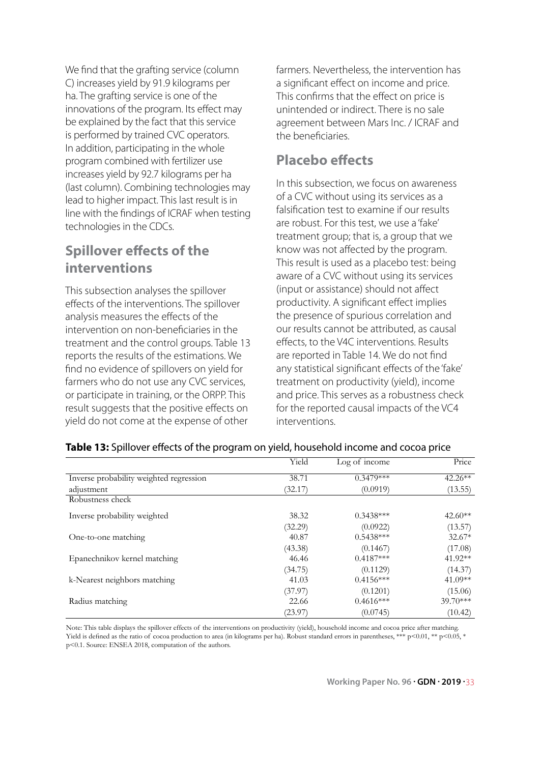We find that the grafting service (column C) increases yield by 91.9 kilograms per ha. The grafting service is one of the innovations of the program. Its effect may be explained by the fact that this service is performed by trained CVC operators. In addition, participating in the whole program combined with fertilizer use increases yield by 92.7 kilograms per ha (last column). Combining technologies may lead to higher impact. This last result is in line with the findings of ICRAF when testing technologies in the CDCs.

## Spillover effects of the interventions

This subsection analyses the spillover effects of the interventions. The spillover analysis measures the effects of the intervention on non-beneficiaries in the treatment and the control groups. Table 13 reports the results of the estimations. We find no evidence of spillovers on yield for farmers who do not use any CVC services, or participate in training, or the ORPP. This result suggests that the positive effects on yield do not come at the expense of other farmers. Nevertheless, the intervention has a significant effect on income and price. This confirms that the effect on price is unintended or indirect. There is no sale agreement between Mars Inc. / ICRAF and the beneficiaries.

## Placebo effects

In this subsection, we focus on awareness of a CVC without using its services as a falsification test to examine if our results are robust. For this test, we use a 'fake' treatment group; that is, a group that we know was not affected by the program. This result is used as a placebo test: being aware of a CVC without using its services (input or assistance) should not affect productivity. A significant effect implies the presence of spurious correlation and our results cannot be attributed, as causal effects, to the V4C interventions. Results are reported in Table 14. We do not find any statistical significant effects of the 'fake' treatment on productivity (yield), income and price. This serves as a robustness check for the reported causal impacts of the VC4 interventions.

**Table 13:** Spillover effects of the program on yield, household income and cocoa price

| | Yield | Log of income | Price |
|---|---|---|---|
| Inverse probability weighted regression adjustment | 38.71 | 0.3479*** | 42.26** |
| | (32.17) | (0.0919) | (13.55) |
| Robustness check | | | |
| Inverse probability weighted | 38.32 | 0.3438*** | 42.60** |
| | (32.29) | (0.0922) | (13.57) |
| One-to-one matching | 40.87 | 0.5438*** | 32.67* |
| | (43.38) | (0.1467) | (17.08) |
| Epanechnikov kernel matching | 46.46 | 0.4187*** | 41.92** |
| | (34.75) | (0.1129) | (14.37) |
| k-Nearest neighbors matching | 41.03 | 0.4156*** | 41.09** |
| | (37.97) | (0.1201) | (15.06) |
| Radius matching | 22.66 | 0.4616*** | 39.70*** |
| | (23.97) | (0.0745) | (10.42) |

Note: This table displays the spillover effects of the interventions on productivity (yield), household income and cocoa price after matching. Yield is defined as the ratio of cocoa production to area (in kilograms per ha). Robust standard errors in parentheses, *** $p<0.01$, ** $p<0.05$, * $p<0.1$. Source: ENSEA 2018, computation of the authors.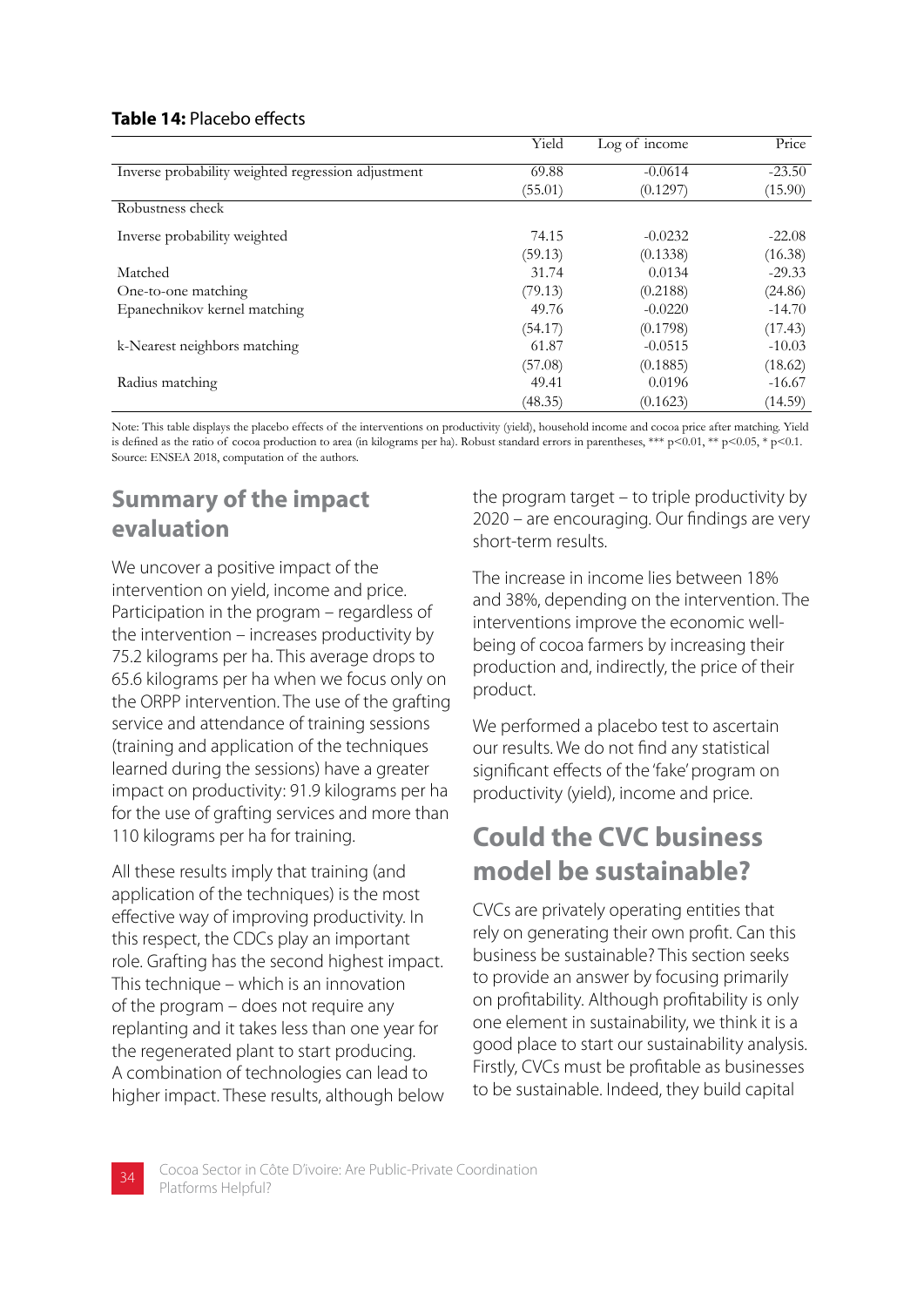**Table 14:** Placebo effects

| | Yield | Log of income | Price |
|---|---|---|---|
| Inverse probability weighted regression adjustment | 69.88 | -0.0614 | -23.50 |
| | (55.01) | (0.1297) | (15.90) |
| Robustness check | | | |
| Inverse probability weighted | 74.15 | -0.0232 | -22.08 |
| | (59.13) | (0.1338) | (16.38) |
| Matched | 31.74 | 0.0134 | -29.33 |
| One-to-one matching | (79.13) | (0.2188) | (24.86) |
| Epanechnikov kernel matching | 49.76 | -0.0220 | -14.70 |
| | (54.17) | (0.1798) | (17.43) |
| k-Nearest neighbors matching | 61.87 | -0.0515 | -10.03 |
| | (57.08) | (0.1885) | (18.62) |
| Radius matching | 49.41 | 0.0196 | -16.67 |
| | (48.35) | (0.1623) | (14.59) |

Note: This table displays the placebo effects of the interventions on productivity (yield), household income and cocoa price after matching. Yield is defined as the ratio of cocoa production to area (in kilograms per ha). Robust standard errors in parentheses, *** $p<0.01$, ** $p<0.05$, * $p<0.1$.
Source: ENSEA 2018, computation of the authors.

## Summary of the impact evaluation

We uncover a positive impact of the intervention on yield, income and price. Participation in the program – regardless of the intervention – increases productivity by 75.2 kilograms per ha. This average drops to 65.6 kilograms per ha when we focus only on the ORPP intervention. The use of the grafting service and attendance of training sessions (training and application of the techniques learned during the sessions) have a greater impact on productivity: 91.9 kilograms per ha for the use of grafting services and more than 110 kilograms per ha for training.

All these results imply that training (and application of the techniques) is the most effective way of improving productivity. In this respect, the CDCs play an important role. Grafting has the second highest impact. This technique – which is an innovation of the program – does not require any replanting and it takes less than one year for the regenerated plant to start producing. A combination of technologies can lead to higher impact. These results, although below the program target – to triple productivity by 2020 – are encouraging. Our findings are very short-term results.

The increase in income lies between 18% and 38%, depending on the intervention. The interventions improve the economic well-being of cocoa farmers by increasing their production and, indirectly, the price of their product.

We performed a placebo test to ascertain our results. We do not find any statistical significant effects of the 'fake' program on productivity (yield), income and price.

## Could the CVC business model be sustainable?

CVCs are privately operating entities that rely on generating their own profit. Can this business be sustainable? This section seeks to provide an answer by focusing primarily on profitability. Although profitability is only one element in sustainability, we think it is a good place to start our sustainability analysis. Firstly, CVCs must be profitable as businesses to be sustainable. Indeed, they build capital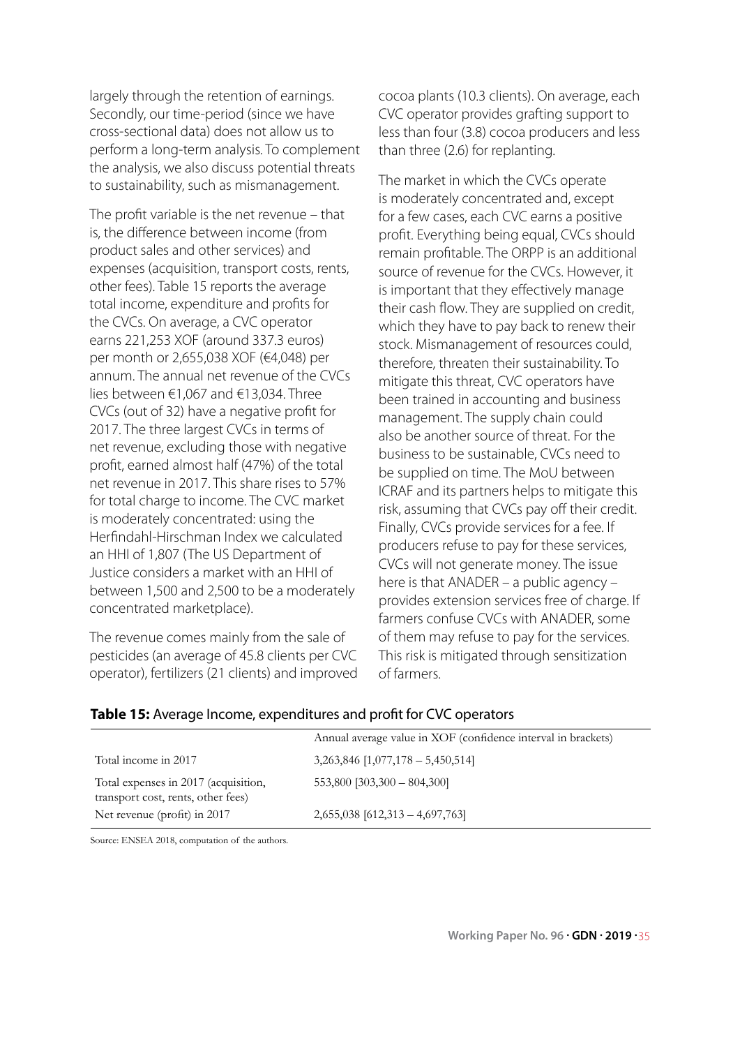largely through the retention of earnings. Secondly, our time-period (since we have cross-sectional data) does not allow us to perform a long-term analysis. To complement the analysis, we also discuss potential threats to sustainability, such as mismanagement.

The profit variable is the net revenue – that is, the difference between income (from product sales and other services) and expenses (acquisition, transport costs, rents, other fees). Table 15 reports the average total income, expenditure and profits for the CVCs. On average, a CVC operator earns 221,253 XOF (around 337.3 euros) per month or 2,655,038 XOF (€4,048) per annum. The annual net revenue of the CVCs lies between €1,067 and €13,034. Three CVCs (out of 32) have a negative profit for 2017. The three largest CVCs in terms of net revenue, excluding those with negative profit, earned almost half (47%) of the total net revenue in 2017. This share rises to 57% for total charge to income. The CVC market is moderately concentrated: using the Herfindahl-Hirschman Index we calculated an HHI of 1,807 (The US Department of Justice considers a market with an HHI of between 1,500 and 2,500 to be a moderately concentrated marketplace).

The revenue comes mainly from the sale of pesticides (an average of 45.8 clients per CVC operator), fertilizers (21 clients) and improved cocoa plants (10.3 clients). On average, each CVC operator provides grafting support to less than four (3.8) cocoa producers and less than three (2.6) for replanting.

The market in which the CVCs operate is moderately concentrated and, except for a few cases, each CVC earns a positive profit. Everything being equal, CVCs should remain profitable. The ORPP is an additional source of revenue for the CVCs. However, it is important that they effectively manage their cash flow. They are supplied on credit, which they have to pay back to renew their stock. Mismanagement of resources could, therefore, threaten their sustainability. To mitigate this threat, CVC operators have been trained in accounting and business management. The supply chain could also be another source of threat. For the business to be sustainable, CVCs need to be supplied on time. The MoU between ICRAF and its partners helps to mitigate this risk, assuming that CVCs pay off their credit. Finally, CVCs provide services for a fee. If producers refuse to pay for these services, CVCs will not generate money. The issue here is that ANADER – a public agency – provides extension services free of charge. If farmers confuse CVCs with ANADER, some of them may refuse to pay for the services. This risk is mitigated through sensitization of farmers.

**Table 15:** Average Income, expenditures and profit for CVC operators

| | Annual average value in XOF (confidence interval in brackets) |
|---|---|
| Total income in 2017 | 3,263,846 [1,077,178 – 5,450,514] |
| Total expenses in 2017 (acquisition, transport cost, rents, other fees) | 553,800 [303,300 – 804,300] |
| Net revenue (profit) in 2017 | 2,655,038 [612,313 – 4,697,763] |

Source: ENSEA 2018, computation of the authors.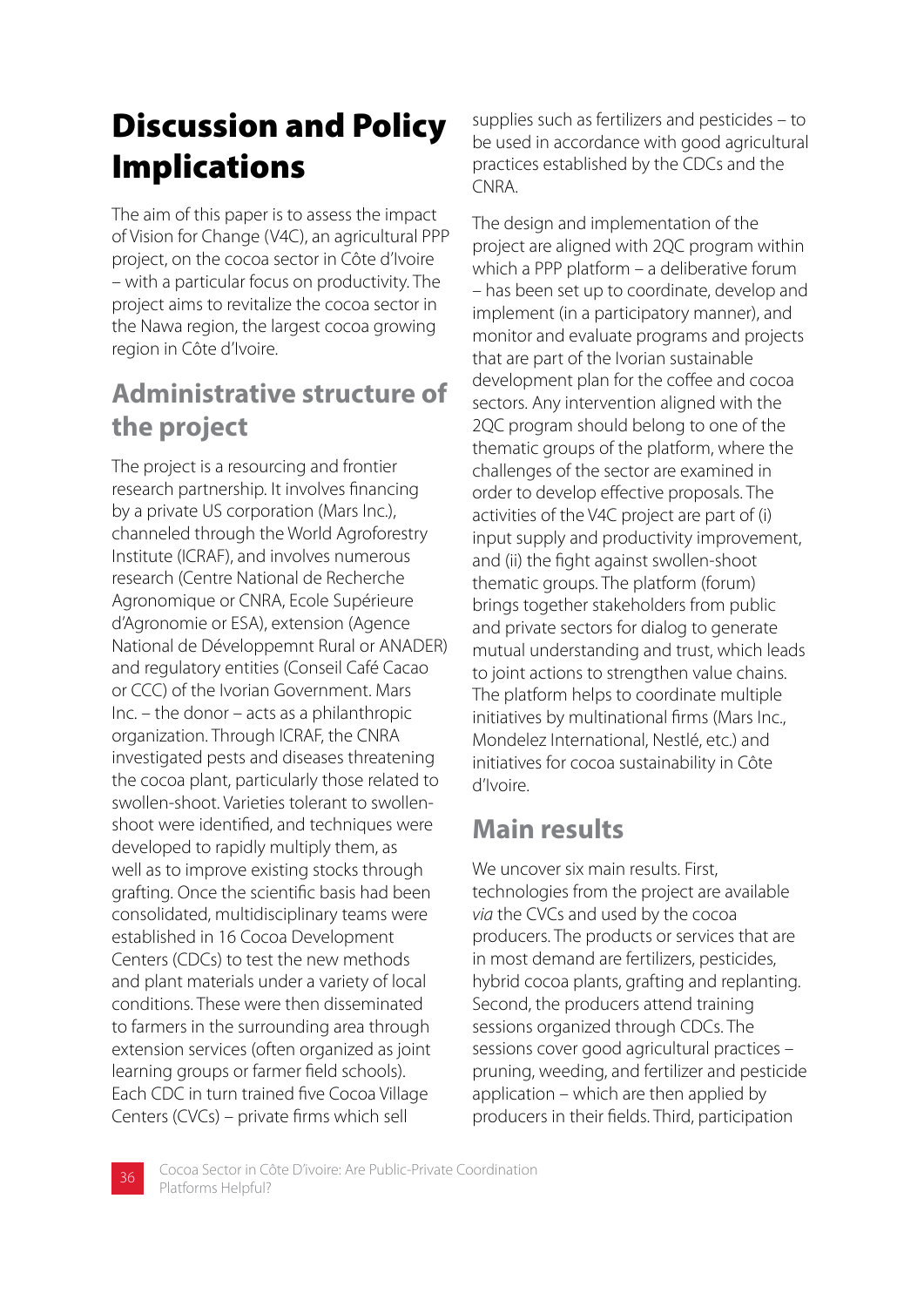# Discussion and Policy Implications

The aim of this paper is to assess the impact of Vision for Change (V4C), an agricultural PPP project, on the cocoa sector in Côte d'Ivoire – with a particular focus on productivity. The project aims to revitalize the cocoa sector in the Nawa region, the largest cocoa growing region in Côte d'Ivoire.

## Administrative structure of the project

The project is a resourcing and frontier research partnership. It involves financing by a private US corporation (Mars Inc.), channeled through the World Agroforestry Institute (ICRAF), and involves numerous research (Centre National de Recherche Agronomique or CNRA, Ecole Supérieure d'Agronomie or ESA), extension (Agence National de Développemnt Rural or ANADER) and regulatory entities (Conseil Café Cacao or CCC) of the Ivorian Government. Mars Inc. – the donor – acts as a philanthropic organization. Through ICRAF, the CNRA investigated pests and diseases threatening the cocoa plant, particularly those related to swollen-shoot. Varieties tolerant to swollen-shoot were identified, and techniques were developed to rapidly multiply them, as well as to improve existing stocks through grafting. Once the scientific basis had been consolidated, multidisciplinary teams were established in 16 Cocoa Development Centers (CDCs) to test the new methods and plant materials under a variety of local conditions. These were then disseminated to farmers in the surrounding area through extension services (often organized as joint learning groups or farmer field schools). Each CDC in turn trained five Cocoa Village Centers (CVCs) – private firms which sell supplies such as fertilizers and pesticides – to be used in accordance with good agricultural practices established by the CDCs and the CNRA.

The design and implementation of the project are aligned with 2QC program within which a PPP platform – a deliberative forum – has been set up to coordinate, develop and implement (in a participatory manner), and monitor and evaluate programs and projects that are part of the Ivorian sustainable development plan for the coffee and cocoa sectors. Any intervention aligned with the 2QC program should belong to one of the thematic groups of the platform, where the challenges of the sector are examined in order to develop effective proposals. The activities of the V4C project are part of (i) input supply and productivity improvement, and (ii) the fight against swollen-shoot thematic groups. The platform (forum) brings together stakeholders from public and private sectors for dialog to generate mutual understanding and trust, which leads to joint actions to strengthen value chains. The platform helps to coordinate multiple initiatives by multinational firms (Mars Inc., Mondelez International, Nestlé, etc.) and initiatives for cocoa sustainability in Côte d'Ivoire.

## Main results

We uncover six main results. First, technologies from the project are available *via* the CVCs and used by the cocoa producers. The products or services that are in most demand are fertilizers, pesticides, hybrid cocoa plants, grafting and replanting. Second, the producers attend training sessions organized through CDCs. The sessions cover good agricultural practices – pruning, weeding, and fertilizer and pesticide application – which are then applied by producers in their fields. Third, participation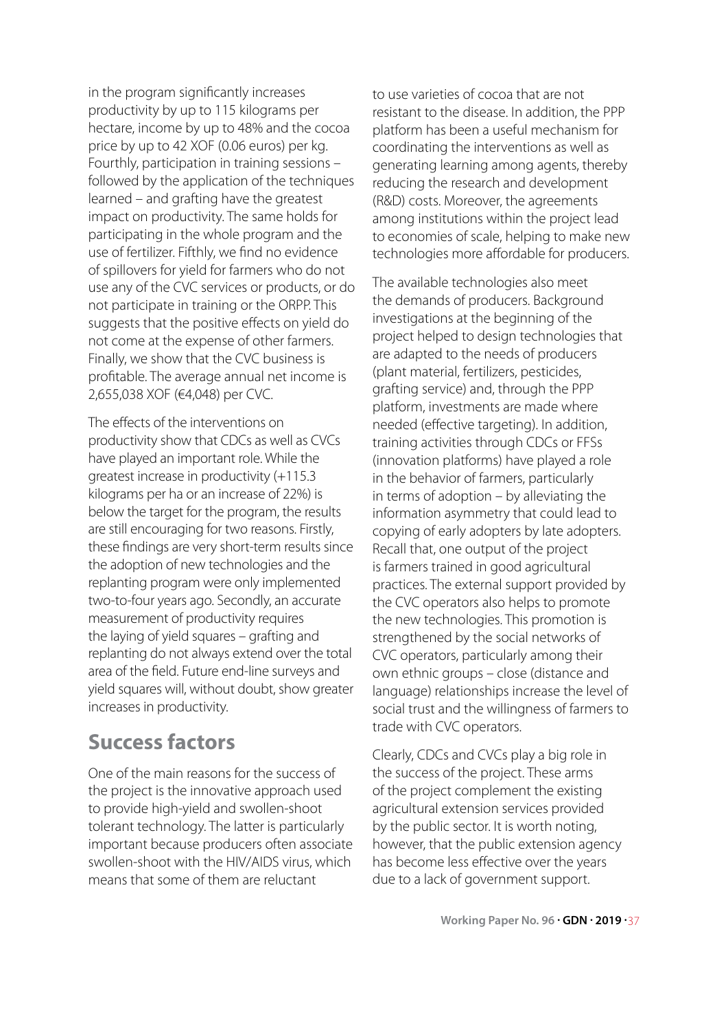in the program significantly increases productivity by up to 115 kilograms per hectare, income by up to 48% and the cocoa price by up to 42 XOF (0.06 euros) per kg. Fourthly, participation in training sessions – followed by the application of the techniques learned – and grafting have the greatest impact on productivity. The same holds for participating in the whole program and the use of fertilizer. Fifthly, we find no evidence of spillovers for yield for farmers who do not use any of the CVC services or products, or do not participate in training or the ORPP. This suggests that the positive effects on yield do not come at the expense of other farmers. Finally, we show that the CVC business is profitable. The average annual net income is 2,655,038 XOF (€4,048) per CVC.

The effects of the interventions on productivity show that CDCs as well as CVCs have played an important role. While the greatest increase in productivity (+115.3 kilograms per ha or an increase of 22%) is below the target for the program, the results are still encouraging for two reasons. Firstly, these findings are very short-term results since the adoption of new technologies and the replanting program were only implemented two-to-four years ago. Secondly, an accurate measurement of productivity requires the laying of yield squares – grafting and replanting do not always extend over the total area of the field. Future end-line surveys and yield squares will, without doubt, show greater increases in productivity.

## Success factors

One of the main reasons for the success of the project is the innovative approach used to provide high-yield and swollen-shoot tolerant technology. The latter is particularly important because producers often associate swollen-shoot with the HIV/AIDS virus, which means that some of them are reluctant to use varieties of cocoa that are not resistant to the disease. In addition, the PPP platform has been a useful mechanism for coordinating the interventions as well as generating learning among agents, thereby reducing the research and development (R&D) costs. Moreover, the agreements among institutions within the project lead to economies of scale, helping to make new technologies more affordable for producers.

The available technologies also meet the demands of producers. Background investigations at the beginning of the project helped to design technologies that are adapted to the needs of producers (plant material, fertilizers, pesticides, grafting service) and, through the PPP platform, investments are made where needed (effective targeting). In addition, training activities through CDCs or FFSs (innovation platforms) have played a role in the behavior of farmers, particularly in terms of adoption – by alleviating the information asymmetry that could lead to copying of early adopters by late adopters. Recall that, one output of the project is farmers trained in good agricultural practices. The external support provided by the CVC operators also helps to promote the new technologies. This promotion is strengthened by the social networks of CVC operators, particularly among their own ethnic groups – close (distance and language) relationships increase the level of social trust and the willingness of farmers to trade with CVC operators.

Clearly, CDCs and CVCs play a big role in the success of the project. These arms of the project complement the existing agricultural extension services provided by the public sector. It is worth noting, however, that the public extension agency has become less effective over the years due to a lack of government support.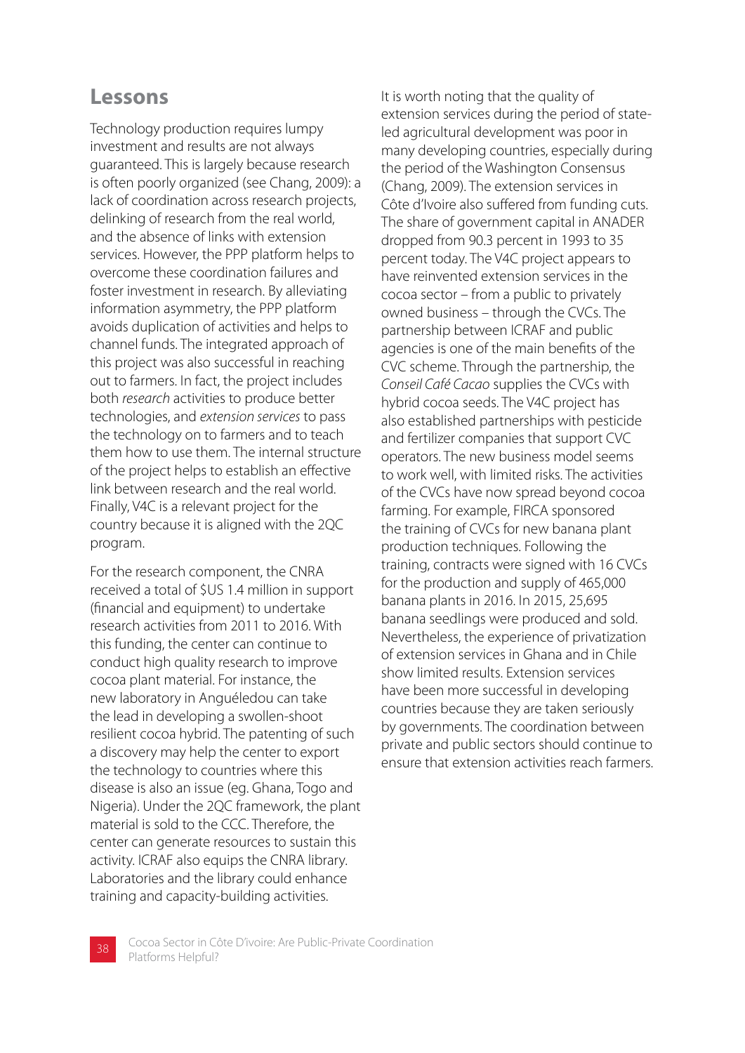## Lessons

Technology production requires lumpy investment and results are not always guaranteed. This is largely because research is often poorly organized (see Chang, 2009): a lack of coordination across research projects, delinking of research from the real world, and the absence of links with extension services. However, the PPP platform helps to overcome these coordination failures and foster investment in research. By alleviating information asymmetry, the PPP platform avoids duplication of activities and helps to channel funds. The integrated approach of this project was also successful in reaching out to farmers. In fact, the project includes both *research* activities to produce better technologies, and *extension services* to pass the technology on to farmers and to teach them how to use them. The internal structure of the project helps to establish an effective link between research and the real world. Finally, V4C is a relevant project for the country because it is aligned with the 2QC program.

For the research component, the CNRA received a total of $US 1.4 million in support (financial and equipment) to undertake research activities from 2011 to 2016. With this funding, the center can continue to conduct high quality research to improve cocoa plant material. For instance, the new laboratory in Anguéledou can take the lead in developing a swollen-shoot resilient cocoa hybrid. The patenting of such a discovery may help the center to export the technology to countries where this disease is also an issue (eg. Ghana, Togo and Nigeria). Under the 2QC framework, the plant material is sold to the CCC. Therefore, the center can generate resources to sustain this activity. ICRAF also equips the CNRA library. Laboratories and the library could enhance training and capacity-building activities.

It is worth noting that the quality of extension services during the period of state-led agricultural development was poor in many developing countries, especially during the period of the Washington Consensus (Chang, 2009). The extension services in Côte d'Ivoire also suffered from funding cuts. The share of government capital in ANADER dropped from 90.3 percent in 1993 to 35 percent today. The V4C project appears to have reinvented extension services in the cocoa sector – from a public to privately owned business – through the CVCs. The partnership between ICRAF and public agencies is one of the main benefits of the CVC scheme. Through the partnership, the *Conseil Café Cacao* supplies the CVCs with hybrid cocoa seeds. The V4C project has also established partnerships with pesticide and fertilizer companies that support CVC operators. The new business model seems to work well, with limited risks. The activities of the CVCs have now spread beyond cocoa farming. For example, FIRCA sponsored the training of CVCs for new banana plant production techniques. Following the training, contracts were signed with 16 CVCs for the production and supply of 465,000 banana plants in 2016. In 2015, 25,695 banana seedlings were produced and sold. Nevertheless, the experience of privatization of extension services in Ghana and in Chile show limited results. Extension services have been more successful in developing countries because they are taken seriously by governments. The coordination between private and public sectors should continue to ensure that extension activities reach farmers.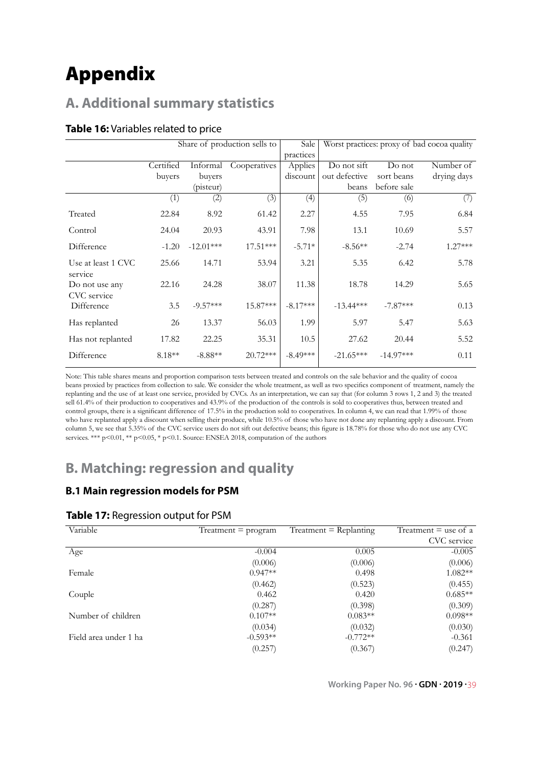# Appendix

## A. Additional summary statistics

### **Table 16:** Variables related to price

| | Share of production sells to | | | Sale practices | Worst practices: proxy of bad cocoa quality | | |
|---|---|---|---|---|---|---|---|
| | Certified buyers | Informal buyers (pisteur) | Cooperatives | Applies discount | Do not sift out defective beans | Do not sort beans before sale | Number of drying days |
| | (1) | (2) | (3) | (4) | (5) | (6) | (7) |
| Treated | 22.84 | 8.92 | 61.42 | 2.27 | 4.55 | 7.95 | 6.84 |
| Control | 24.04 | 20.93 | 43.91 | 7.98 | 13.1 | 10.69 | 5.57 |
| Difference | -1.20 | -12.01*** | 17.51*** | -5.71* | -8.56** | -2.74 | 1.27*** |
| Use at least 1 CVC service | 25.66 | 14.71 | 53.94 | 3.21 | 5.35 | 6.42 | 5.78 |
| Do not use any CVC service | 22.16 | 24.28 | 38.07 | 11.38 | 18.78 | 14.29 | 5.65 |
| Difference | 3.5 | -9.57*** | 15.87*** | -8.17*** | -13.44*** | -7.87*** | 0.13 |
| Has replanted | 26 | 13.37 | 56.03 | 1.99 | 5.97 | 5.47 | 5.63 |
| Has not replanted | 17.82 | 22.25 | 35.31 | 10.5 | 27.62 | 20.44 | 5.52 |
| Difference | 8.18** | -8.88** | 20.72*** | -8.49*** | -21.65*** | -14.97*** | 0.11 |

Note: This table shares means and proportion comparison tests between treated and controls on the sale behavior and the quality of cocoa beans proxied by practices from collection to sale. We consider the whole treatment, as well as two specifics component of treatment, namely the replanting and the use of at least one service, provided by CVCs. As an interpretation, we can say that (for column 3 rows 1, 2 and 3) the treated sell 61.4% of their production to cooperatives and 43.9% of the production of the controls is sold to cooperatives thus, between treated and control groups, there is a significant difference of 17.5% in the production sold to cooperatives. In column 4, we can read that 1.99% of those who have replanted apply a discount when selling their produce, while 10.5% of those who have not done any replanting apply a discount. From column 5, we see that 5.35% of the CVC service users do not sift out defective beans; this figure is 18.78% for those who do not use any CVC services. *** p<0.01, ** p<0.05, * p<0.1. Source: ENSEA 2018, computation of the authors

## B. Matching: regression and quality

### B.1 Main regression models for PSM

### **Table 17:** Regression output for PSM

| Variable | Treatment = program | Treatment = Replanting | Treatment = use of a CVC service |
|---|---|---|---|
| Age | -0.004 | 0.005 | -0.005 |
| | (0.006) | (0.006) | (0.006) |
| Female | 0.947** | 0.498 | 1.082** |
| | (0.462) | (0.523) | (0.455) |
| Couple | 0.462 | 0.420 | 0.685** |
| | (0.287) | (0.398) | (0.309) |
| Number of children | 0.107** | 0.083** | 0.098** |
| | (0.034) | (0.032) | (0.030) |
| Field area under 1 ha | -0.593** | -0.772** | -0.361 |
| | (0.257) | (0.367) | (0.247) |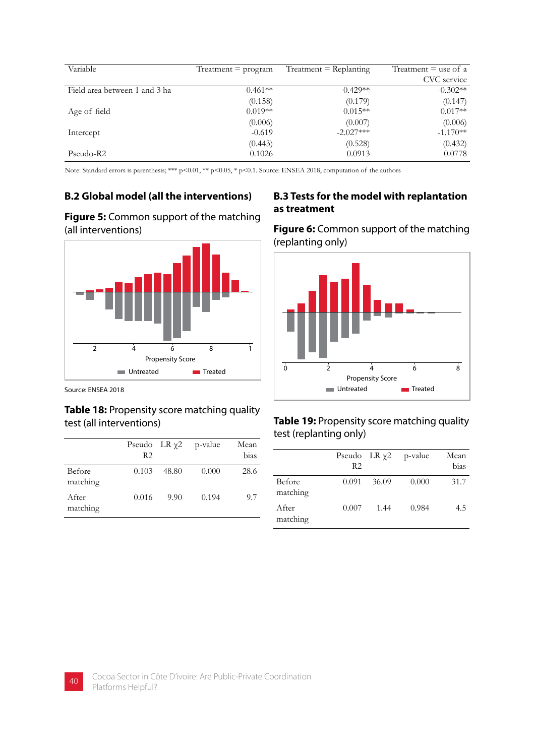| Variable | Treatment = program | Treatment = Replanting | Treatment = use of a CVC service |
|---|---|---|---|
| Field area between 1 and 3 ha | -0.461** | -0.429** | -0.302** |
| | (0.158) | (0.179) | (0.147) |
| Age of field | 0.019** | 0.015** | 0.017** |
| | (0.006) | (0.007) | (0.006) |
| Intercept | -0.619 | -2.027*** | -1.170** |
| | (0.443) | (0.528) | (0.432) |
| Pseudo-R2 | 0.1026 | 0.0913 | 0.0778 |

Note: Standard errors is parenthesis; *** p<0.01, ** p<0.05, * p<0.1. Source: ENSEA 2018, computation of the authors

## B.2 Global model (all the interventions)

**Figure 5:** Common support of the matching (all interventions)

Source: ENSEA 2018

**Table 18:** Propensity score matching quality test (all interventions)

| | Pseudo R2 | LR $\chi 2$ | p-value | Mean bias |
|---|---|---|---|---|
| Before matching | 0.103 | 48.80 | 0.000 | 28.6 |
| After matching | 0.016 | 9.90 | 0.194 | 9.7 |

## B.3 Tests for the model with replantation as treatment

**Figure 6:** Common support of the matching (replanting only)

**Table 19:** Propensity score matching quality test (replanting only)

| | Pseudo R2 | LR $\chi 2$ | p-value | Mean bias |
|---|---|---|---|---|
| Before matching | 0.091 | 36.09 | 0.000 | 31.7 |
| After matching | 0.007 | 1.44 | 0.984 | 4.5 |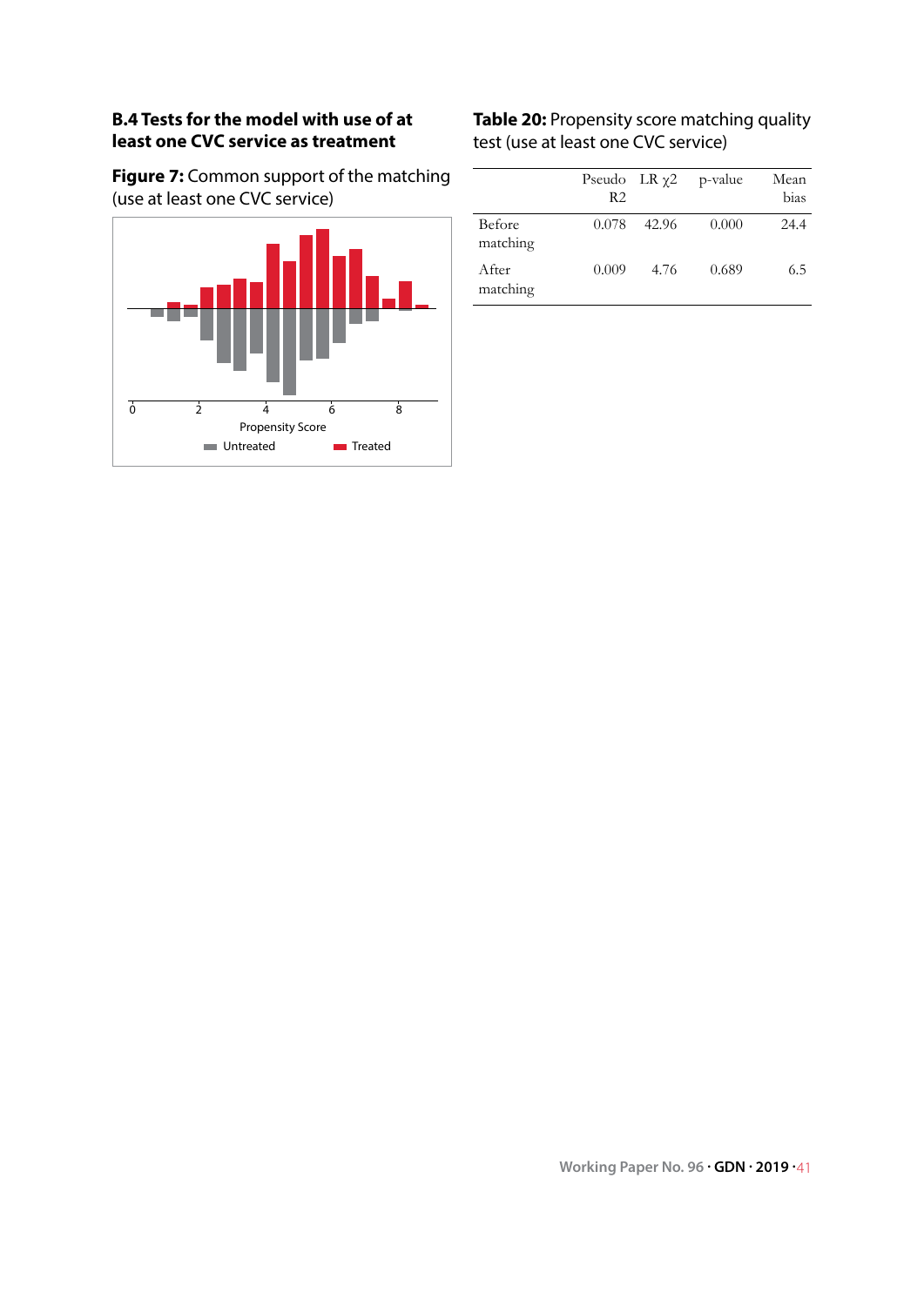### B.4 Tests for the model with use of at least one CVC service as treatment

**Figure 7:** Common support of the matching (use at least one CVC service)

**Table 20:** Propensity score matching quality test (use at least one CVC service)

| | Pseudo R2 | LR $\chi2$ | p-value | Mean bias |
|---|---|---|---|---|
| Before matching | 0.078 | 42.96 | 0.000 | 24.4 |
| After matching | 0.009 | 4.76 | 0.689 | 6.5 |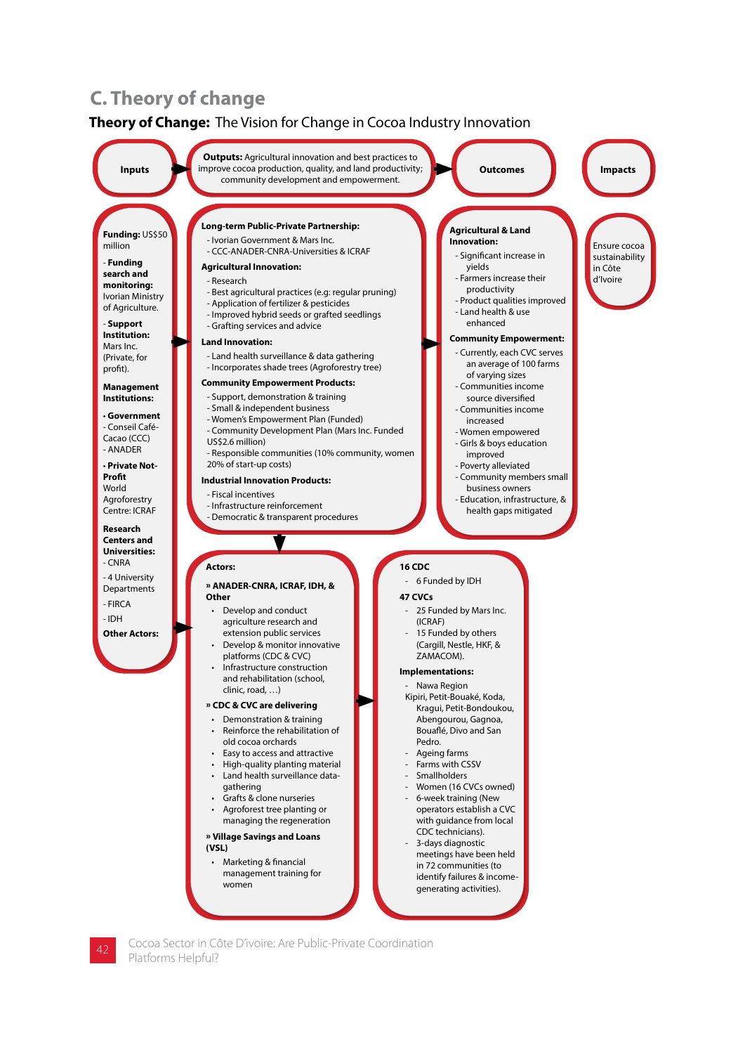## C. Theory of change

**Theory of Change:** The Vision for Change in Cocoa Industry Innovation

**Inputs** → **Outputs:** Agricultural innovation and best practices to improve cocoa production, quality, and land productivity; community development and empowerment. → **Outcomes** → **Impacts**

### Inputs

**Funding:** US$50 million

- **Funding search and monitoring:** Ivorian Ministry of Agriculture.
- **Support Institution:** Mars Inc. (Private, for profit).

**Management Institutions:**

- **Government**
  - Conseil Café-Cacao (CCC)
  - ANADER
- **Private Not-Profit**
  - World Agroforestry Centre: ICRAF

**Research Centers and Universities:**

- CNRA
- 4 University Departments
- FIRCA
- IDH

**Other Actors:**

### Outputs

**Long-term Public-Private Partnership:**

- Ivorian Government & Mars Inc.
- CCC-ANADER-CNRA-Universities & ICRAF

**Agricultural Innovation:**

- Research
- Best agricultural practices (e.g: regular pruning)
- Application of fertilizer & pesticides
- Improved hybrid seeds or grafted seedlings
- Grafting services and advice

**Land Innovation:**

- Land health surveillance & data gathering
- Incorporates shade trees (Agroforestry tree)

**Community Empowerment Products:**

- Support, demonstration & training
- Small & independent business
- Women's Empowerment Plan (Funded)
- Community Development Plan (Mars Inc. Funded US$2.6 million)
- Responsible communities (10% community, women 20% of start-up costs)

**Industrial Innovation Products:**

- Fiscal incentives
- Infrastructure reinforcement
- Democratic & transparent procedures

### Outcomes

**Agricultural & Land Innovation:**

- Significant increase in yields
- Farmers increase their productivity
- Product qualities improved
- Land health & use enhanced

**Community Empowerment:**

- Currently, each CVC serves an average of 100 farms of varying sizes
- Communities income source diversified
- Communities income increased
- Women empowered
- Girls & boys education improved
- Poverty alleviated
- Community members small business owners
- Education, infrastructure, & health gaps mitigated

### Impacts

Ensure cocoa sustainability in Côte d'Ivoire

### Actors:

**» ANADER-CNRA, ICRAF, IDH, & Other**

- Develop and conduct agriculture research and extension public services
- Develop & monitor innovative platforms (CDC & CVC)
- Infrastructure construction and rehabilitation (school, clinic, road, …)

**» CDC & CVC are delivering**

- Demonstration & training
- Reinforce the rehabilitation of old cocoa orchards
- Easy to access and attractive
- High-quality planting material
- Land health surveillance data-gathering
- Grafts & clone nurseries
- Agroforest tree planting or managing the regeneration

**» Village Savings and Loans (VSL)**

- Marketing & financial management training for women

### 16 CDC

- 6 Funded by IDH

### 47 CVCs

- 25 Funded by Mars Inc. (ICRAF)
- 15 Funded by others (Cargill, Nestle, HKF, & ZAMACOM).

### Implementations:

- Nawa Region
  Kipiri, Petit-Bouaké, Koda, Kragui, Petit-Bondoukou, Abengourou, Gagnoa, Bouaflé, Divo and San Pedro.
- Ageing farms
- Farms with CSSV
- Smallholders
- Women (16 CVCs owned)
- 6-week training (New operators establish a CVC with guidance from local CDC technicians).
- 3-days diagnostic meetings have been held in 72 communities (to identify failures & income-generating activities).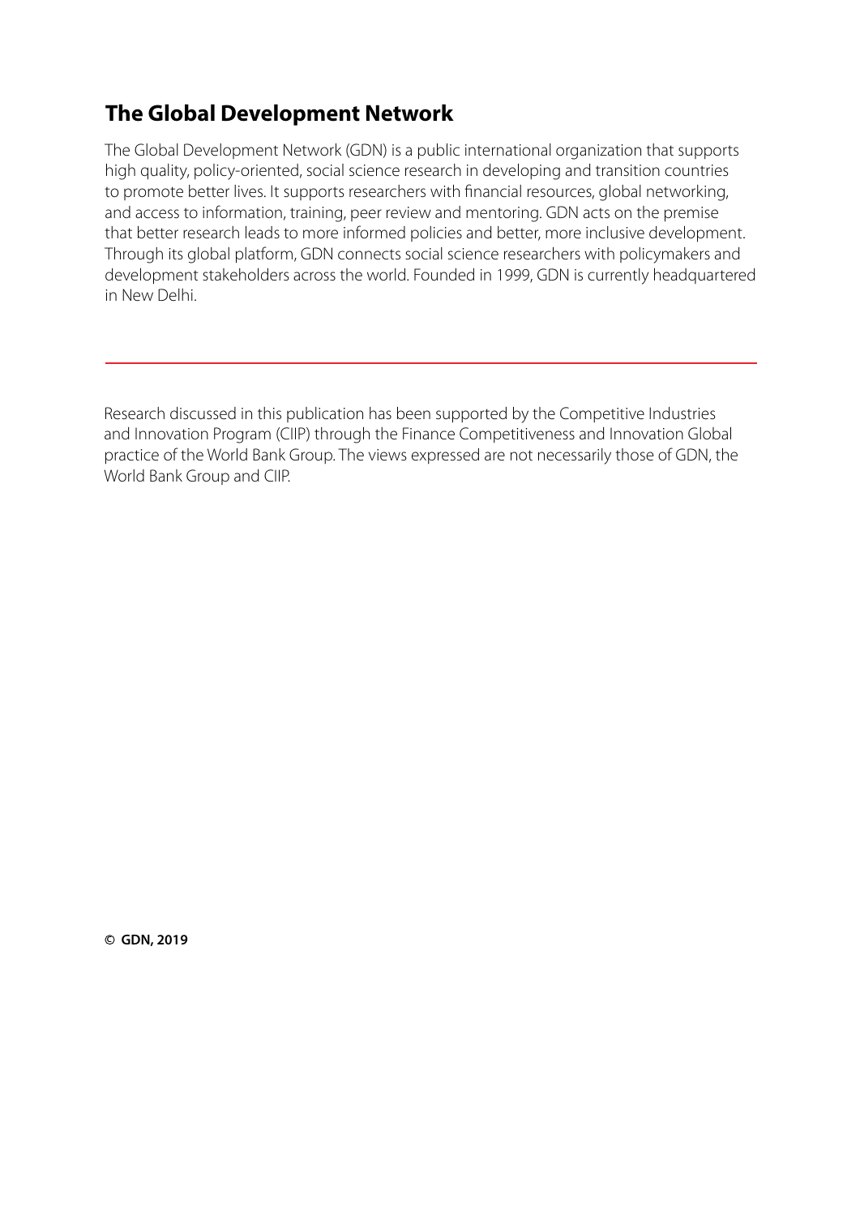## The Global Development Network

The Global Development Network (GDN) is a public international organization that supports high quality, policy-oriented, social science research in developing and transition countries to promote better lives. It supports researchers with financial resources, global networking, and access to information, training, peer review and mentoring. GDN acts on the premise that better research leads to more informed policies and better, more inclusive development. Through its global platform, GDN connects social science researchers with policymakers and development stakeholders across the world. Founded in 1999, GDN is currently headquartered in New Delhi.

---

Research discussed in this publication has been supported by the Competitive Industries and Innovation Program (CIIP) through the Finance Competitiveness and Innovation Global practice of the World Bank Group. The views expressed are not necessarily those of GDN, the World Bank Group and CIIP.

**© GDN, 2019**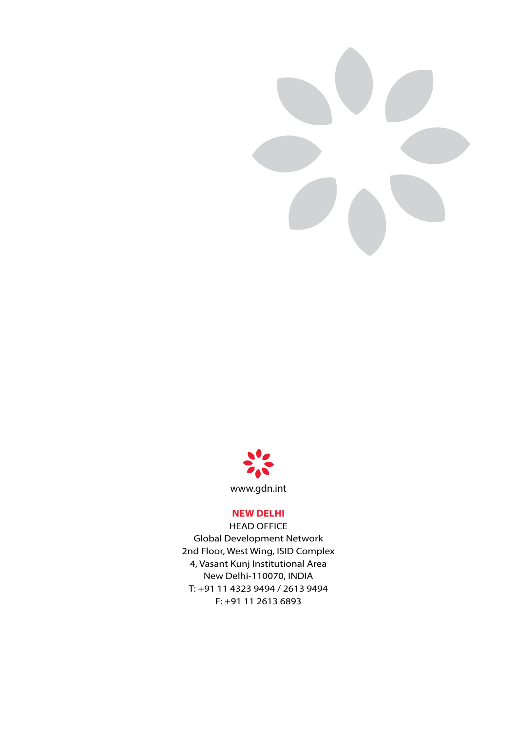www.gdn.int

**NEW DELHI**

HEAD OFFICE
Global Development Network
2nd Floor, West Wing, ISID Complex
4, Vasant Kunj Institutional Area
New Delhi-110070, INDIA
T: +91 11 4323 9494 / 2613 9494
F: +91 11 2613 6893